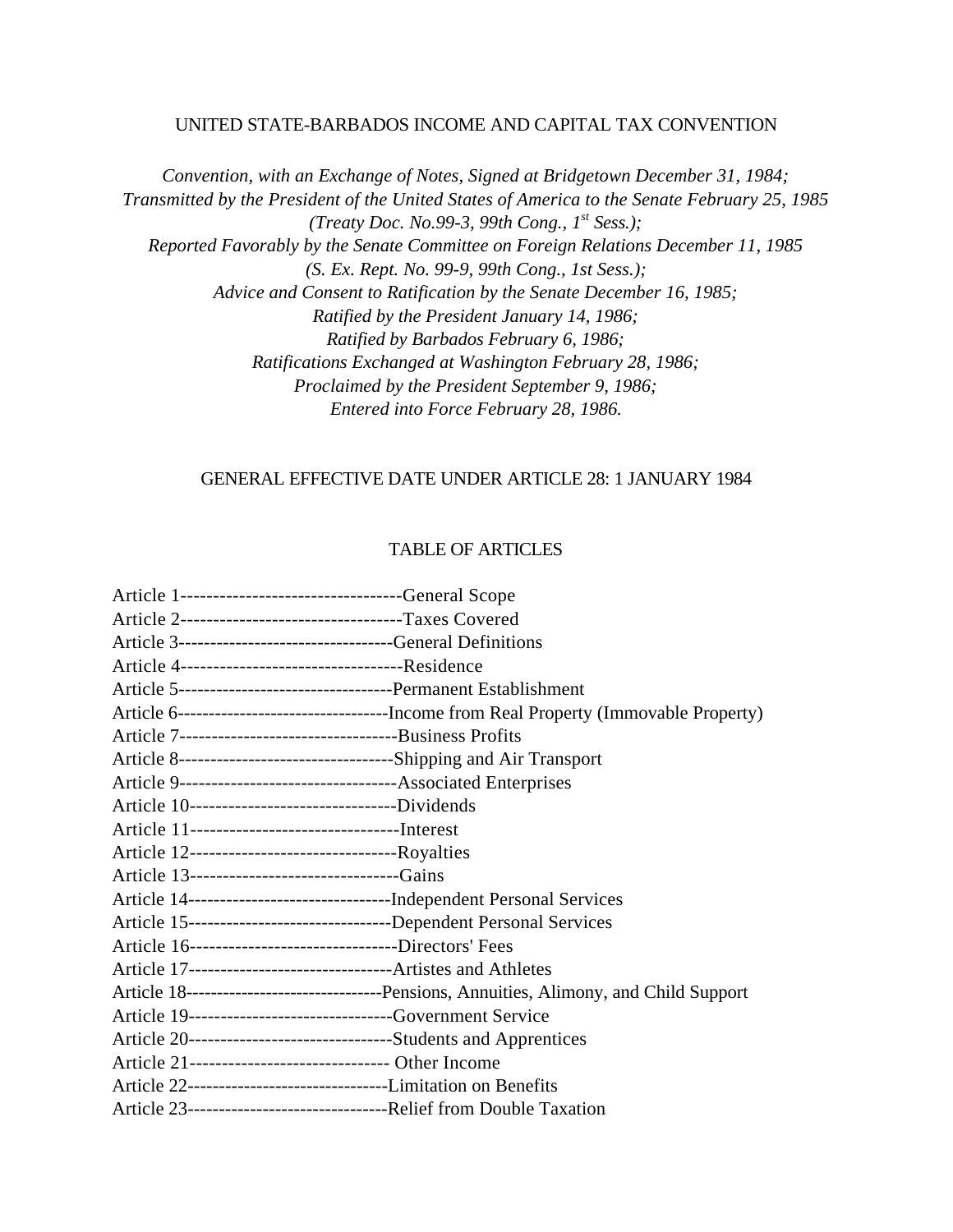# UNITED STATE-BARBADOS INCOME AND CAPITAL TAX CONVENTION

*Convention, with an Exchange of Notes, Signed at Bridgetown December 31, 1984;*
*Transmitted by the President of the United States of America to the Senate February 25, 1985*
*(Treaty Doc. No.99-3, 99th Cong., 1st Sess.);*
*Reported Favorably by the Senate Committee on Foreign Relations December 11, 1985*
*(S. Ex. Rept. No. 99-9, 99th Cong., 1st Sess.);*
*Advice and Consent to Ratification by the Senate December 16, 1985;*
*Ratified by the President January 14, 1986;*
*Ratified by Barbados February 6, 1986;*
*Ratifications Exchanged at Washington February 28, 1986;*
*Proclaimed by the President September 9, 1986;*
*Entered into Force February 28, 1986.*

## GENERAL EFFECTIVE DATE UNDER ARTICLE 28: 1 JANUARY 1984

## TABLE OF ARTICLES

Article 1----------------------------------General Scope
Article 2----------------------------------Taxes Covered
Article 3---------------------------------General Definitions
Article 4----------------------------------Residence
Article 5---------------------------------Permanent Establishment
Article 6---------------------------------Income from Real Property (Immovable Property)
Article 7---------------------------------Business Profits
Article 8---------------------------------Shipping and Air Transport
Article 9---------------------------------Associated Enterprises
Article 10--------------------------------Dividends
Article 11--------------------------------Interest
Article 12--------------------------------Royalties
Article 13--------------------------------Gains
Article 14-------------------------------Independent Personal Services
Article 15-------------------------------Dependent Personal Services
Article 16--------------------------------Directors' Fees
Article 17-------------------------------Artistes and Athletes
Article 18------------------------------Pensions, Annuities, Alimony, and Child Support
Article 19-------------------------------Government Service
Article 20-------------------------------Students and Apprentices
Article 21------------------------------- Other Income
Article 22-------------------------------Limitation on Benefits
Article 23-------------------------------Relief from Double Taxation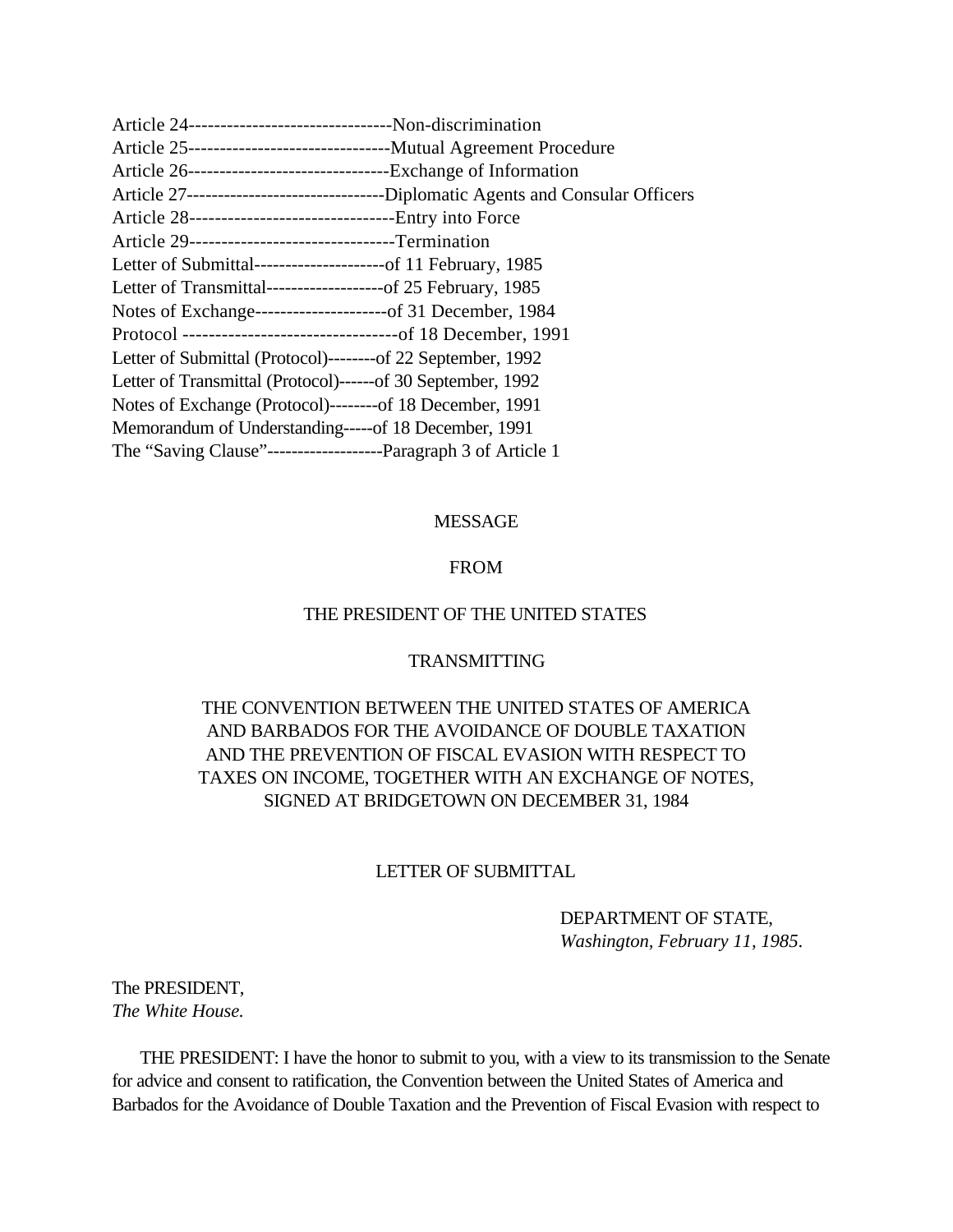Article 24--------------------------------Non-discrimination
Article 25--------------------------------Mutual Agreement Procedure
Article 26--------------------------------Exchange of Information
Article 27--------------------------------Diplomatic Agents and Consular Officers
Article 28--------------------------------Entry into Force
Article 29--------------------------------Termination
Letter of Submittal---------------------of 11 February, 1985
Letter of Transmittal-------------------of 25 February, 1985
Notes of Exchange---------------------of 31 December, 1984
Protocol ---------------------------------of 18 December, 1991
Letter of Submittal (Protocol)--------of 22 September, 1992
Letter of Transmittal (Protocol)------of 30 September, 1992
Notes of Exchange (Protocol)--------of 18 December, 1991
Memorandum of Understanding-----of 18 December, 1991
The “Saving Clause”-------------------Paragraph 3 of Article 1

MESSAGE

FROM

THE PRESIDENT OF THE UNITED STATES

TRANSMITTING

THE CONVENTION BETWEEN THE UNITED STATES OF AMERICA AND BARBADOS FOR THE AVOIDANCE OF DOUBLE TAXATION AND THE PREVENTION OF FISCAL EVASION WITH RESPECT TO TAXES ON INCOME, TOGETHER WITH AN EXCHANGE OF NOTES, SIGNED AT BRIDGETOWN ON DECEMBER 31, 1984

LETTER OF SUBMITTAL

DEPARTMENT OF STATE,
*Washington, February 11, 1985*.

The PRESIDENT,
*The White House.*

THE PRESIDENT: I have the honor to submit to you, with a view to its transmission to the Senate for advice and consent to ratification, the Convention between the United States of America and Barbados for the Avoidance of Double Taxation and the Prevention of Fiscal Evasion with respect to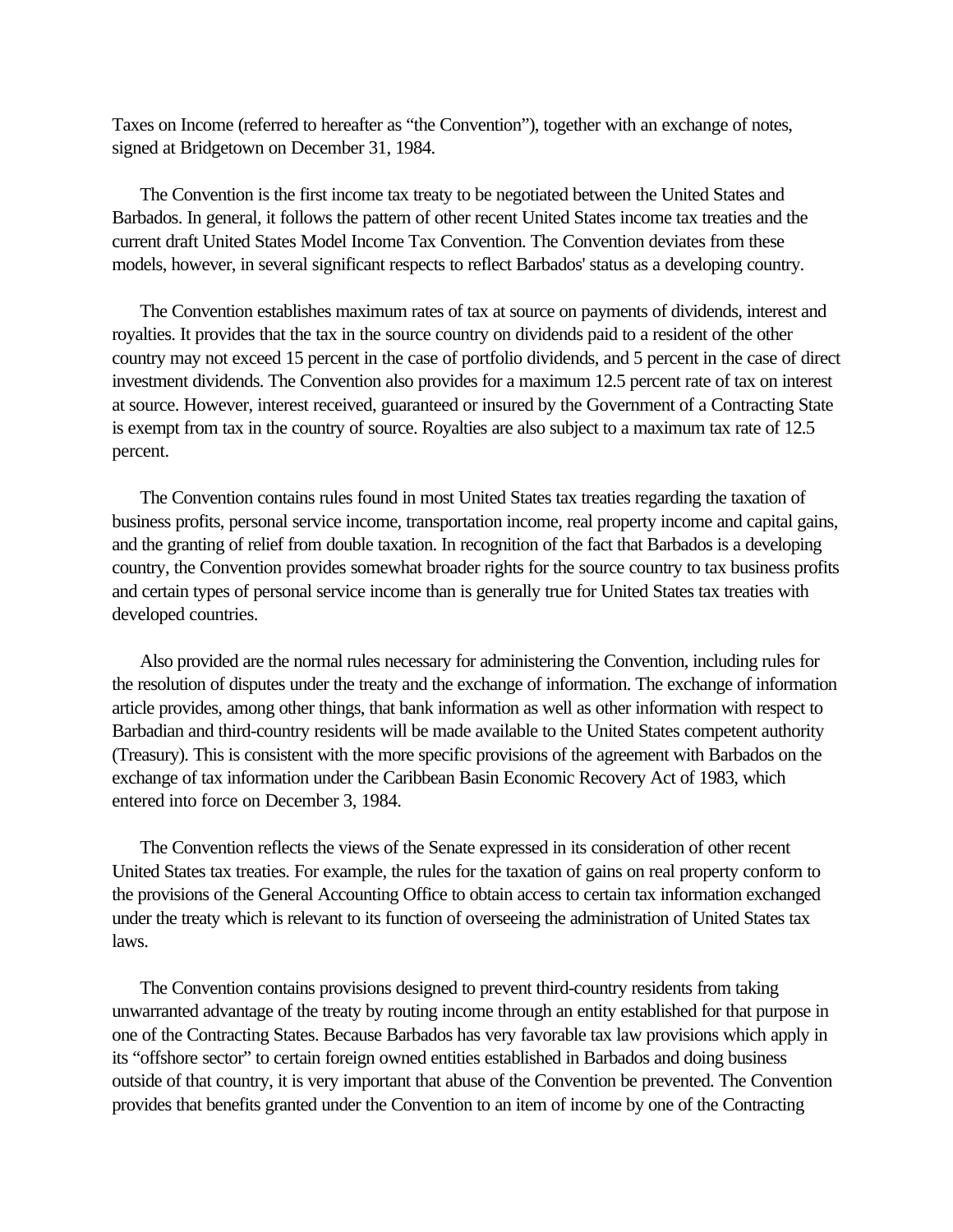Taxes on Income (referred to hereafter as "the Convention"), together with an exchange of notes, signed at Bridgetown on December 31, 1984.

The Convention is the first income tax treaty to be negotiated between the United States and Barbados. In general, it follows the pattern of other recent United States income tax treaties and the current draft United States Model Income Tax Convention. The Convention deviates from these models, however, in several significant respects to reflect Barbados' status as a developing country.

The Convention establishes maximum rates of tax at source on payments of dividends, interest and royalties. It provides that the tax in the source country on dividends paid to a resident of the other country may not exceed 15 percent in the case of portfolio dividends, and 5 percent in the case of direct investment dividends. The Convention also provides for a maximum 12.5 percent rate of tax on interest at source. However, interest received, guaranteed or insured by the Government of a Contracting State is exempt from tax in the country of source. Royalties are also subject to a maximum tax rate of 12.5 percent.

The Convention contains rules found in most United States tax treaties regarding the taxation of business profits, personal service income, transportation income, real property income and capital gains, and the granting of relief from double taxation. In recognition of the fact that Barbados is a developing country, the Convention provides somewhat broader rights for the source country to tax business profits and certain types of personal service income than is generally true for United States tax treaties with developed countries.

Also provided are the normal rules necessary for administering the Convention, including rules for the resolution of disputes under the treaty and the exchange of information. The exchange of information article provides, among other things, that bank information as well as other information with respect to Barbadian and third-country residents will be made available to the United States competent authority (Treasury). This is consistent with the more specific provisions of the agreement with Barbados on the exchange of tax information under the Caribbean Basin Economic Recovery Act of 1983, which entered into force on December 3, 1984.

The Convention reflects the views of the Senate expressed in its consideration of other recent United States tax treaties. For example, the rules for the taxation of gains on real property conform to the provisions of the General Accounting Office to obtain access to certain tax information exchanged under the treaty which is relevant to its function of overseeing the administration of United States tax laws.

The Convention contains provisions designed to prevent third-country residents from taking unwarranted advantage of the treaty by routing income through an entity established for that purpose in one of the Contracting States. Because Barbados has very favorable tax law provisions which apply in its "offshore sector" to certain foreign owned entities established in Barbados and doing business outside of that country, it is very important that abuse of the Convention be prevented. The Convention provides that benefits granted under the Convention to an item of income by one of the Contracting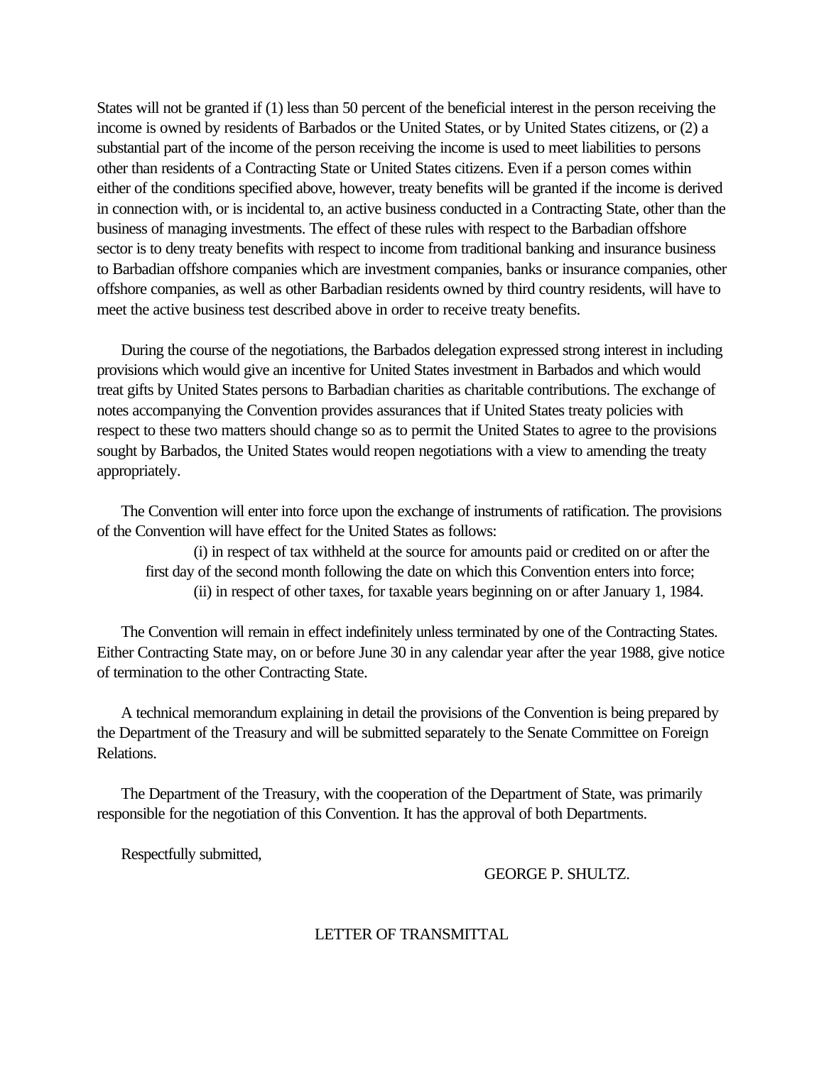States will not be granted if (1) less than 50 percent of the beneficial interest in the person receiving the income is owned by residents of Barbados or the United States, or by United States citizens, or (2) a substantial part of the income of the person receiving the income is used to meet liabilities to persons other than residents of a Contracting State or United States citizens. Even if a person comes within either of the conditions specified above, however, treaty benefits will be granted if the income is derived in connection with, or is incidental to, an active business conducted in a Contracting State, other than the business of managing investments. The effect of these rules with respect to the Barbadian offshore sector is to deny treaty benefits with respect to income from traditional banking and insurance business to Barbadian offshore companies which are investment companies, banks or insurance companies, other offshore companies, as well as other Barbadian residents owned by third country residents, will have to meet the active business test described above in order to receive treaty benefits.

During the course of the negotiations, the Barbados delegation expressed strong interest in including provisions which would give an incentive for United States investment in Barbados and which would treat gifts by United States persons to Barbadian charities as charitable contributions. The exchange of notes accompanying the Convention provides assurances that if United States treaty policies with respect to these two matters should change so as to permit the United States to agree to the provisions sought by Barbados, the United States would reopen negotiations with a view to amending the treaty appropriately.

The Convention will enter into force upon the exchange of instruments of ratification. The provisions of the Convention will have effect for the United States as follows:

(i) in respect of tax withheld at the source for amounts paid or credited on or after the first day of the second month following the date on which this Convention enters into force;

(ii) in respect of other taxes, for taxable years beginning on or after January 1, 1984.

The Convention will remain in effect indefinitely unless terminated by one of the Contracting States. Either Contracting State may, on or before June 30 in any calendar year after the year 1988, give notice of termination to the other Contracting State.

A technical memorandum explaining in detail the provisions of the Convention is being prepared by the Department of the Treasury and will be submitted separately to the Senate Committee on Foreign Relations.

The Department of the Treasury, with the cooperation of the Department of State, was primarily responsible for the negotiation of this Convention. It has the approval of both Departments.

Respectfully submitted,

GEORGE P. SHULTZ.

LETTER OF TRANSMITTAL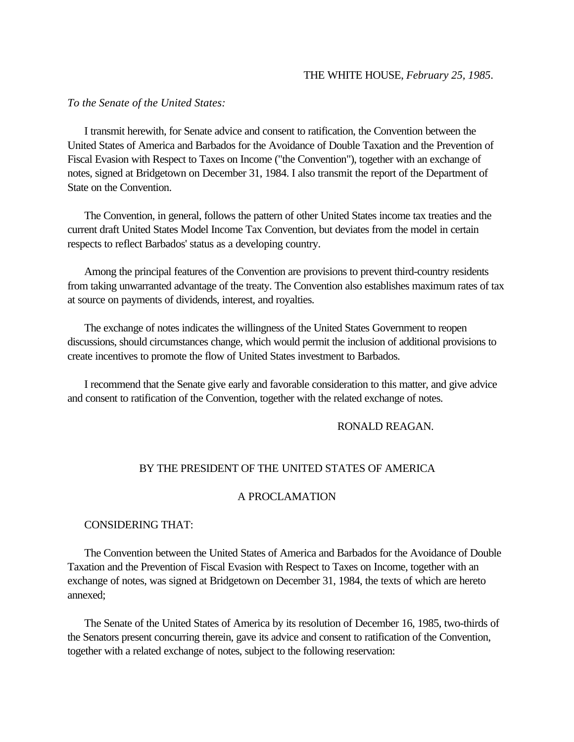THE WHITE HOUSE, *February 25, 1985*.

*To the Senate of the United States:*

I transmit herewith, for Senate advice and consent to ratification, the Convention between the United States of America and Barbados for the Avoidance of Double Taxation and the Prevention of Fiscal Evasion with Respect to Taxes on Income ("the Convention"), together with an exchange of notes, signed at Bridgetown on December 31, 1984. I also transmit the report of the Department of State on the Convention.

The Convention, in general, follows the pattern of other United States income tax treaties and the current draft United States Model Income Tax Convention, but deviates from the model in certain respects to reflect Barbados' status as a developing country.

Among the principal features of the Convention are provisions to prevent third-country residents from taking unwarranted advantage of the treaty. The Convention also establishes maximum rates of tax at source on payments of dividends, interest, and royalties.

The exchange of notes indicates the willingness of the United States Government to reopen discussions, should circumstances change, which would permit the inclusion of additional provisions to create incentives to promote the flow of United States investment to Barbados.

I recommend that the Senate give early and favorable consideration to this matter, and give advice and consent to ratification of the Convention, together with the related exchange of notes.

RONALD REAGAN.

BY THE PRESIDENT OF THE UNITED STATES OF AMERICA

A PROCLAMATION

CONSIDERING THAT:

The Convention between the United States of America and Barbados for the Avoidance of Double Taxation and the Prevention of Fiscal Evasion with Respect to Taxes on Income, together with an exchange of notes, was signed at Bridgetown on December 31, 1984, the texts of which are hereto annexed;

The Senate of the United States of America by its resolution of December 16, 1985, two-thirds of the Senators present concurring therein, gave its advice and consent to ratification of the Convention, together with a related exchange of notes, subject to the following reservation: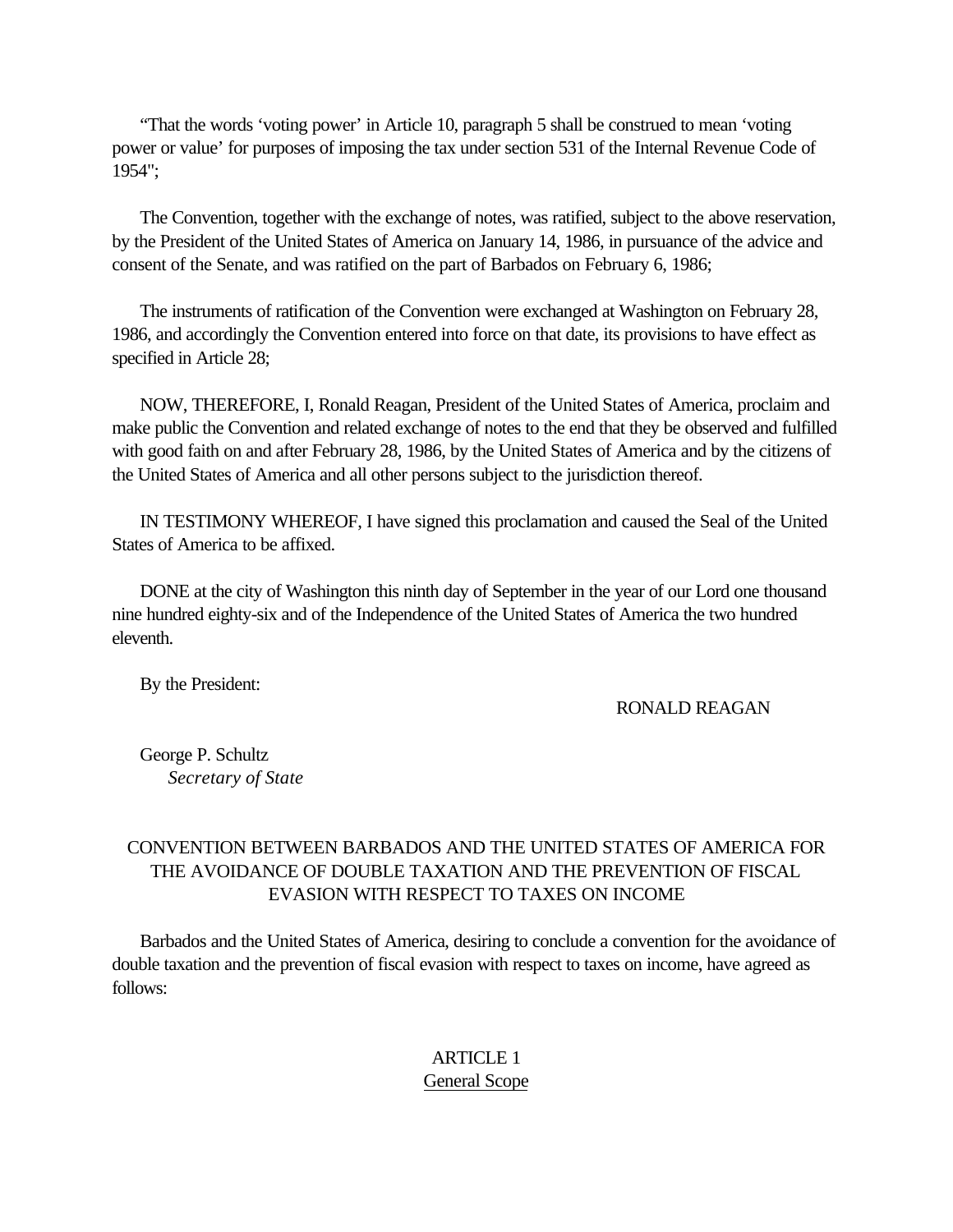"That the words 'voting power' in Article 10, paragraph 5 shall be construed to mean 'voting power or value' for purposes of imposing the tax under section 531 of the Internal Revenue Code of 1954";

The Convention, together with the exchange of notes, was ratified, subject to the above reservation, by the President of the United States of America on January 14, 1986, in pursuance of the advice and consent of the Senate, and was ratified on the part of Barbados on February 6, 1986;

The instruments of ratification of the Convention were exchanged at Washington on February 28, 1986, and accordingly the Convention entered into force on that date, its provisions to have effect as specified in Article 28;

NOW, THEREFORE, I, Ronald Reagan, President of the United States of America, proclaim and make public the Convention and related exchange of notes to the end that they be observed and fulfilled with good faith on and after February 28, 1986, by the United States of America and by the citizens of the United States of America and all other persons subject to the jurisdiction thereof.

IN TESTIMONY WHEREOF, I have signed this proclamation and caused the Seal of the United States of America to be affixed.

DONE at the city of Washington this ninth day of September in the year of our Lord one thousand nine hundred eighty-six and of the Independence of the United States of America the two hundred eleventh.

By the President:

RONALD REAGAN

George P. Schultz
*Secretary of State*

## CONVENTION BETWEEN BARBADOS AND THE UNITED STATES OF AMERICA FOR THE AVOIDANCE OF DOUBLE TAXATION AND THE PREVENTION OF FISCAL EVASION WITH RESPECT TO TAXES ON INCOME

Barbados and the United States of America, desiring to conclude a convention for the avoidance of double taxation and the prevention of fiscal evasion with respect to taxes on income, have agreed as follows:

### ARTICLE 1
### General Scope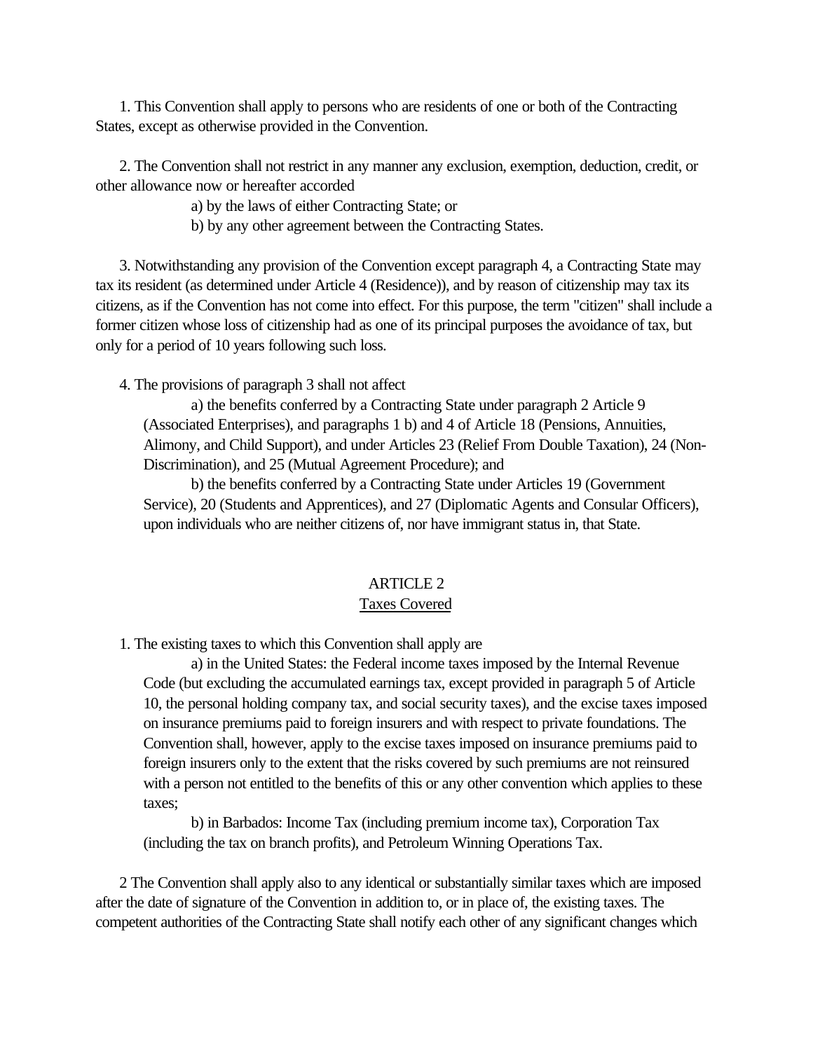1. This Convention shall apply to persons who are residents of one or both of the Contracting States, except as otherwise provided in the Convention.

2. The Convention shall not restrict in any manner any exclusion, exemption, deduction, credit, or other allowance now or hereafter accorded

a) by the laws of either Contracting State; or

b) by any other agreement between the Contracting States.

3. Notwithstanding any provision of the Convention except paragraph 4, a Contracting State may tax its resident (as determined under Article 4 (Residence)), and by reason of citizenship may tax its citizens, as if the Convention has not come into effect. For this purpose, the term "citizen" shall include a former citizen whose loss of citizenship had as one of its principal purposes the avoidance of tax, but only for a period of 10 years following such loss.

4. The provisions of paragraph 3 shall not affect

a) the benefits conferred by a Contracting State under paragraph 2 Article 9 (Associated Enterprises), and paragraphs 1 b) and 4 of Article 18 (Pensions, Annuities, Alimony, and Child Support), and under Articles 23 (Relief From Double Taxation), 24 (Non-Discrimination), and 25 (Mutual Agreement Procedure); and

b) the benefits conferred by a Contracting State under Articles 19 (Government Service), 20 (Students and Apprentices), and 27 (Diplomatic Agents and Consular Officers), upon individuals who are neither citizens of, nor have immigrant status in, that State.

## ARTICLE 2
## Taxes Covered

1. The existing taxes to which this Convention shall apply are

a) in the United States: the Federal income taxes imposed by the Internal Revenue Code (but excluding the accumulated earnings tax, except provided in paragraph 5 of Article 10, the personal holding company tax, and social security taxes), and the excise taxes imposed on insurance premiums paid to foreign insurers and with respect to private foundations. The Convention shall, however, apply to the excise taxes imposed on insurance premiums paid to foreign insurers only to the extent that the risks covered by such premiums are not reinsured with a person not entitled to the benefits of this or any other convention which applies to these taxes;

b) in Barbados: Income Tax (including premium income tax), Corporation Tax (including the tax on branch profits), and Petroleum Winning Operations Tax.

2 The Convention shall apply also to any identical or substantially similar taxes which are imposed after the date of signature of the Convention in addition to, or in place of, the existing taxes. The competent authorities of the Contracting State shall notify each other of any significant changes which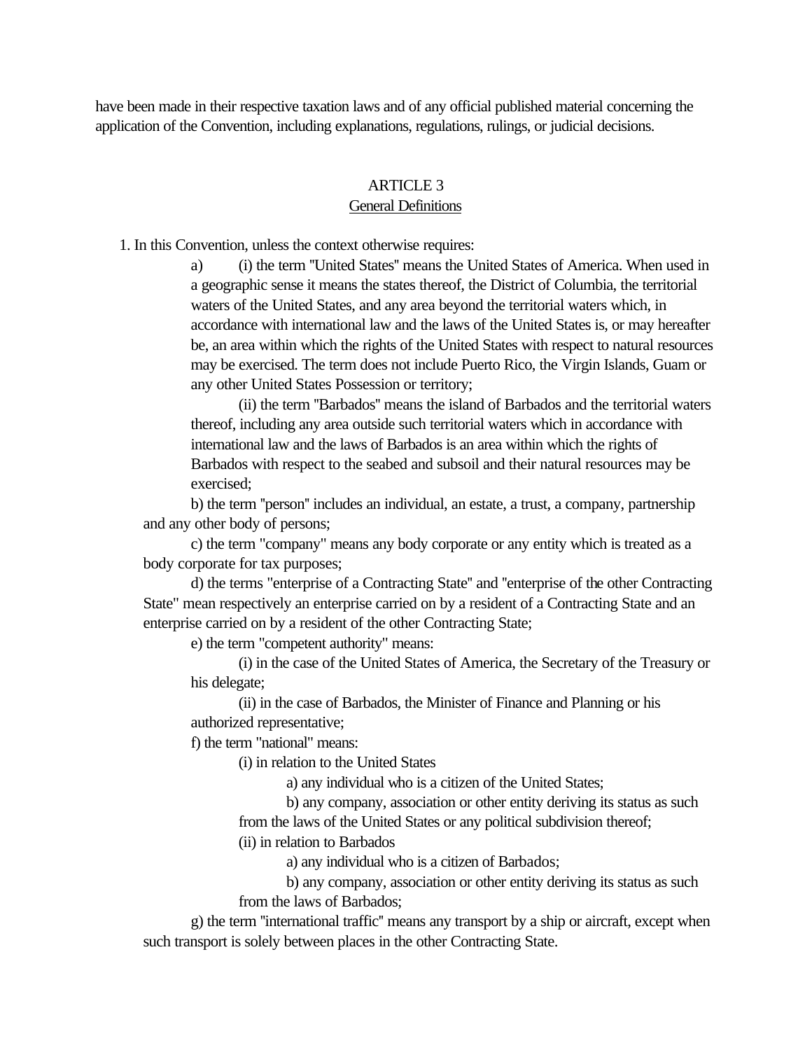have been made in their respective taxation laws and of any official published material concerning the application of the Convention, including explanations, regulations, rulings, or judicial decisions.

## ARTICLE 3
### General Definitions

1. In this Convention, unless the context otherwise requires:

a) (i) the term "United States" means the United States of America. When used in a geographic sense it means the states thereof, the District of Columbia, the territorial waters of the United States, and any area beyond the territorial waters which, in accordance with international law and the laws of the United States is, or may hereafter be, an area within which the rights of the United States with respect to natural resources may be exercised. The term does not include Puerto Rico, the Virgin Islands, Guam or any other United States Possession or territory;

(ii) the term "Barbados" means the island of Barbados and the territorial waters thereof, including any area outside such territorial waters which in accordance with international law and the laws of Barbados is an area within which the rights of Barbados with respect to the seabed and subsoil and their natural resources may be exercised;

b) the term "person" includes an individual, an estate, a trust, a company, partnership and any other body of persons;

c) the term "company" means any body corporate or any entity which is treated as a body corporate for tax purposes;

d) the terms "enterprise of a Contracting State" and "enterprise of the other Contracting State" mean respectively an enterprise carried on by a resident of a Contracting State and an enterprise carried on by a resident of the other Contracting State;

e) the term "competent authority" means:

(i) in the case of the United States of America, the Secretary of the Treasury or his delegate;

(ii) in the case of Barbados, the Minister of Finance and Planning or his authorized representative;

f) the term "national" means:

(i) in relation to the United States

a) any individual who is a citizen of the United States;

b) any company, association or other entity deriving its status as such from the laws of the United States or any political subdivision thereof;

(ii) in relation to Barbados

a) any individual who is a citizen of Barbados;

b) any company, association or other entity deriving its status as such from the laws of Barbados;

g) the term "international traffic" means any transport by a ship or aircraft, except when such transport is solely between places in the other Contracting State.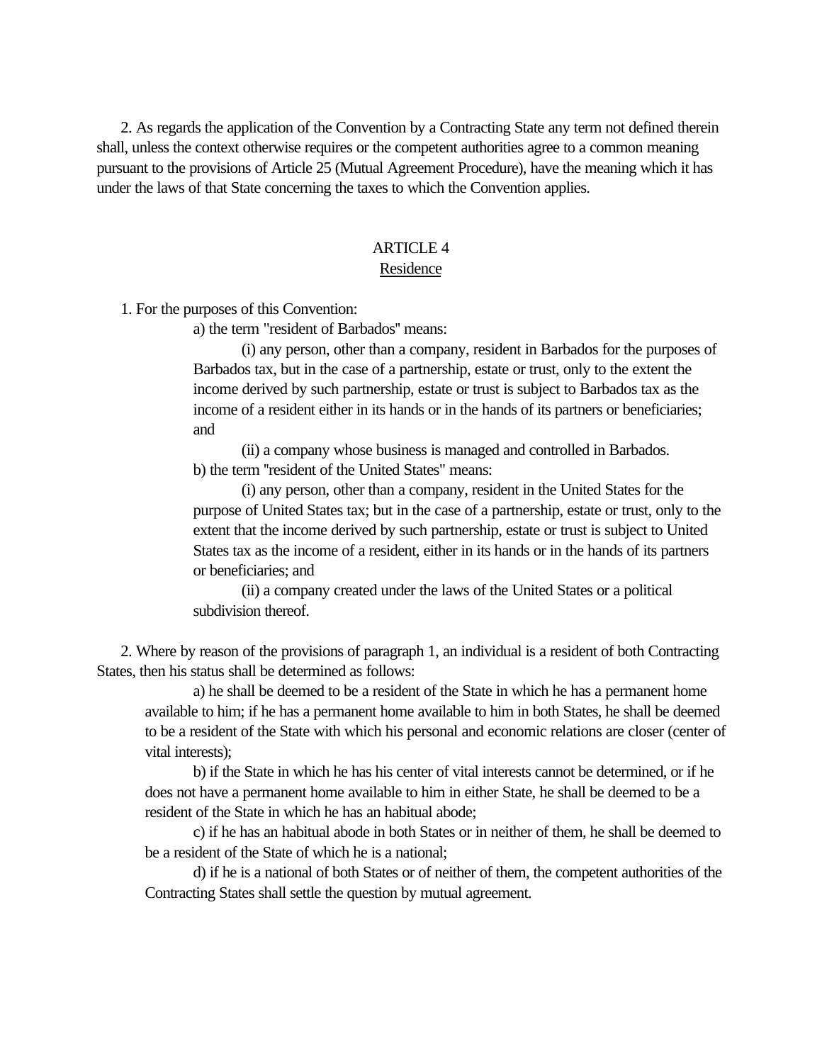2. As regards the application of the Convention by a Contracting State any term not defined therein shall, unless the context otherwise requires or the competent authorities agree to a common meaning pursuant to the provisions of Article 25 (Mutual Agreement Procedure), have the meaning which it has under the laws of that State concerning the taxes to which the Convention applies.

## ARTICLE 4
## Residence

1. For the purposes of this Convention:

a) the term "resident of Barbados" means:

(i) any person, other than a company, resident in Barbados for the purposes of Barbados tax, but in the case of a partnership, estate or trust, only to the extent the income derived by such partnership, estate or trust is subject to Barbados tax as the income of a resident either in its hands or in the hands of its partners or beneficiaries; and

(ii) a company whose business is managed and controlled in Barbados.

b) the term "resident of the United States" means:

(i) any person, other than a company, resident in the United States for the purpose of United States tax; but in the case of a partnership, estate or trust, only to the extent that the income derived by such partnership, estate or trust is subject to United States tax as the income of a resident, either in its hands or in the hands of its partners or beneficiaries; and

(ii) a company created under the laws of the United States or a political subdivision thereof.

2. Where by reason of the provisions of paragraph 1, an individual is a resident of both Contracting States, then his status shall be determined as follows:

a) he shall be deemed to be a resident of the State in which he has a permanent home available to him; if he has a permanent home available to him in both States, he shall be deemed to be a resident of the State with which his personal and economic relations are closer (center of vital interests);

b) if the State in which he has his center of vital interests cannot be determined, or if he does not have a permanent home available to him in either State, he shall be deemed to be a resident of the State in which he has an habitual abode;

c) if he has an habitual abode in both States or in neither of them, he shall be deemed to be a resident of the State of which he is a national;

d) if he is a national of both States or of neither of them, the competent authorities of the Contracting States shall settle the question by mutual agreement.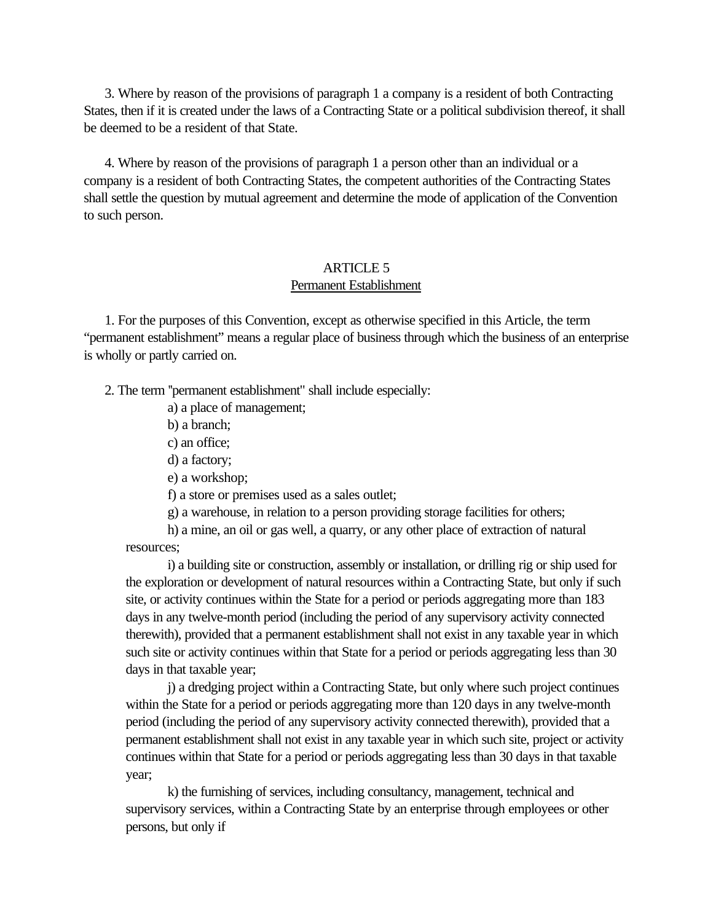3. Where by reason of the provisions of paragraph 1 a company is a resident of both Contracting States, then if it is created under the laws of a Contracting State or a political subdivision thereof, it shall be deemed to be a resident of that State.

4. Where by reason of the provisions of paragraph 1 a person other than an individual or a company is a resident of both Contracting States, the competent authorities of the Contracting States shall settle the question by mutual agreement and determine the mode of application of the Convention to such person.

## ARTICLE 5
## Permanent Establishment

1. For the purposes of this Convention, except as otherwise specified in this Article, the term "permanent establishment" means a regular place of business through which the business of an enterprise is wholly or partly carried on.

2. The term "permanent establishment" shall include especially:

a) a place of management;

b) a branch;

c) an office;

d) a factory;

e) a workshop;

f) a store or premises used as a sales outlet;

g) a warehouse, in relation to a person providing storage facilities for others;

h) a mine, an oil or gas well, a quarry, or any other place of extraction of natural resources;

i) a building site or construction, assembly or installation, or drilling rig or ship used for the exploration or development of natural resources within a Contracting State, but only if such site, or activity continues within the State for a period or periods aggregating more than 183 days in any twelve-month period (including the period of any supervisory activity connected therewith), provided that a permanent establishment shall not exist in any taxable year in which such site or activity continues within that State for a period or periods aggregating less than 30 days in that taxable year;

j) a dredging project within a Contracting State, but only where such project continues within the State for a period or periods aggregating more than 120 days in any twelve-month period (including the period of any supervisory activity connected therewith), provided that a permanent establishment shall not exist in any taxable year in which such site, project or activity continues within that State for a period or periods aggregating less than 30 days in that taxable year;

k) the furnishing of services, including consultancy, management, technical and supervisory services, within a Contracting State by an enterprise through employees or other persons, but only if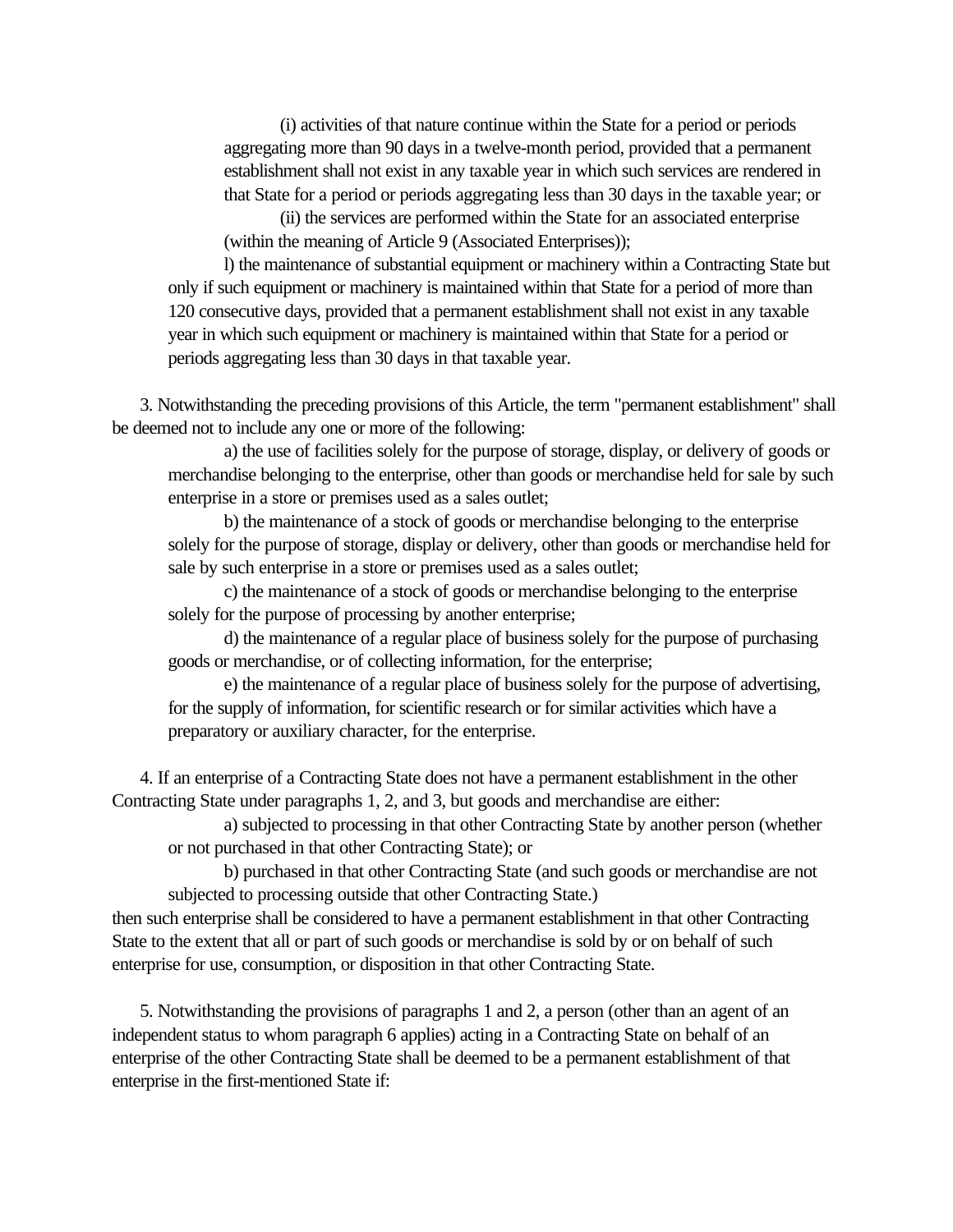(i) activities of that nature continue within the State for a period or periods aggregating more than 90 days in a twelve-month period, provided that a permanent establishment shall not exist in any taxable year in which such services are rendered in that State for a period or periods aggregating less than 30 days in the taxable year; or

(ii) the services are performed within the State for an associated enterprise (within the meaning of Article 9 (Associated Enterprises));

l) the maintenance of substantial equipment or machinery within a Contracting State but only if such equipment or machinery is maintained within that State for a period of more than 120 consecutive days, provided that a permanent establishment shall not exist in any taxable year in which such equipment or machinery is maintained within that State for a period or periods aggregating less than 30 days in that taxable year.

3. Notwithstanding the preceding provisions of this Article, the term "permanent establishment" shall be deemed not to include any one or more of the following:

a) the use of facilities solely for the purpose of storage, display, or delivery of goods or merchandise belonging to the enterprise, other than goods or merchandise held for sale by such enterprise in a store or premises used as a sales outlet;

b) the maintenance of a stock of goods or merchandise belonging to the enterprise solely for the purpose of storage, display or delivery, other than goods or merchandise held for sale by such enterprise in a store or premises used as a sales outlet;

c) the maintenance of a stock of goods or merchandise belonging to the enterprise solely for the purpose of processing by another enterprise;

d) the maintenance of a regular place of business solely for the purpose of purchasing goods or merchandise, or of collecting information, for the enterprise;

e) the maintenance of a regular place of business solely for the purpose of advertising, for the supply of information, for scientific research or for similar activities which have a preparatory or auxiliary character, for the enterprise.

4. If an enterprise of a Contracting State does not have a permanent establishment in the other Contracting State under paragraphs 1, 2, and 3, but goods and merchandise are either:

a) subjected to processing in that other Contracting State by another person (whether or not purchased in that other Contracting State); or

b) purchased in that other Contracting State (and such goods or merchandise are not subjected to processing outside that other Contracting State.)

then such enterprise shall be considered to have a permanent establishment in that other Contracting State to the extent that all or part of such goods or merchandise is sold by or on behalf of such enterprise for use, consumption, or disposition in that other Contracting State.

5. Notwithstanding the provisions of paragraphs 1 and 2, a person (other than an agent of an independent status to whom paragraph 6 applies) acting in a Contracting State on behalf of an enterprise of the other Contracting State shall be deemed to be a permanent establishment of that enterprise in the first-mentioned State if: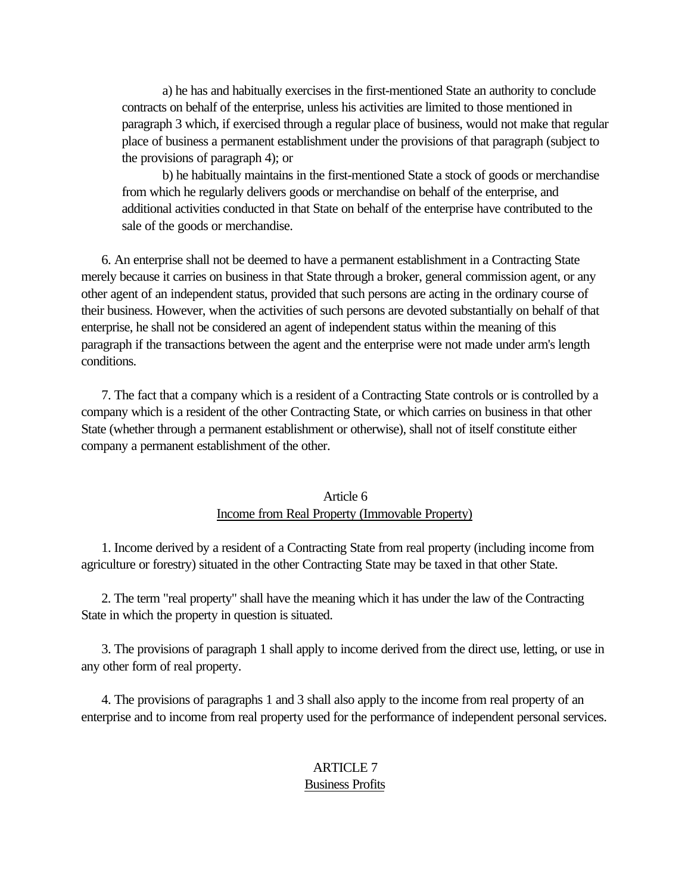a) he has and habitually exercises in the first-mentioned State an authority to conclude contracts on behalf of the enterprise, unless his activities are limited to those mentioned in paragraph 3 which, if exercised through a regular place of business, would not make that regular place of business a permanent establishment under the provisions of that paragraph (subject to the provisions of paragraph 4); or

b) he habitually maintains in the first-mentioned State a stock of goods or merchandise from which he regularly delivers goods or merchandise on behalf of the enterprise, and additional activities conducted in that State on behalf of the enterprise have contributed to the sale of the goods or merchandise.

6. An enterprise shall not be deemed to have a permanent establishment in a Contracting State merely because it carries on business in that State through a broker, general commission agent, or any other agent of an independent status, provided that such persons are acting in the ordinary course of their business. However, when the activities of such persons are devoted substantially on behalf of that enterprise, he shall not be considered an agent of independent status within the meaning of this paragraph if the transactions between the agent and the enterprise were not made under arm's length conditions.

7. The fact that a company which is a resident of a Contracting State controls or is controlled by a company which is a resident of the other Contracting State, or which carries on business in that other State (whether through a permanent establishment or otherwise), shall not of itself constitute either company a permanent establishment of the other.

## Article 6
## Income from Real Property (Immovable Property)

1. Income derived by a resident of a Contracting State from real property (including income from agriculture or forestry) situated in the other Contracting State may be taxed in that other State.

2. The term "real property" shall have the meaning which it has under the law of the Contracting State in which the property in question is situated.

3. The provisions of paragraph 1 shall apply to income derived from the direct use, letting, or use in any other form of real property.

4. The provisions of paragraphs 1 and 3 shall also apply to the income from real property of an enterprise and to income from real property used for the performance of independent personal services.

## ARTICLE 7
## Business Profits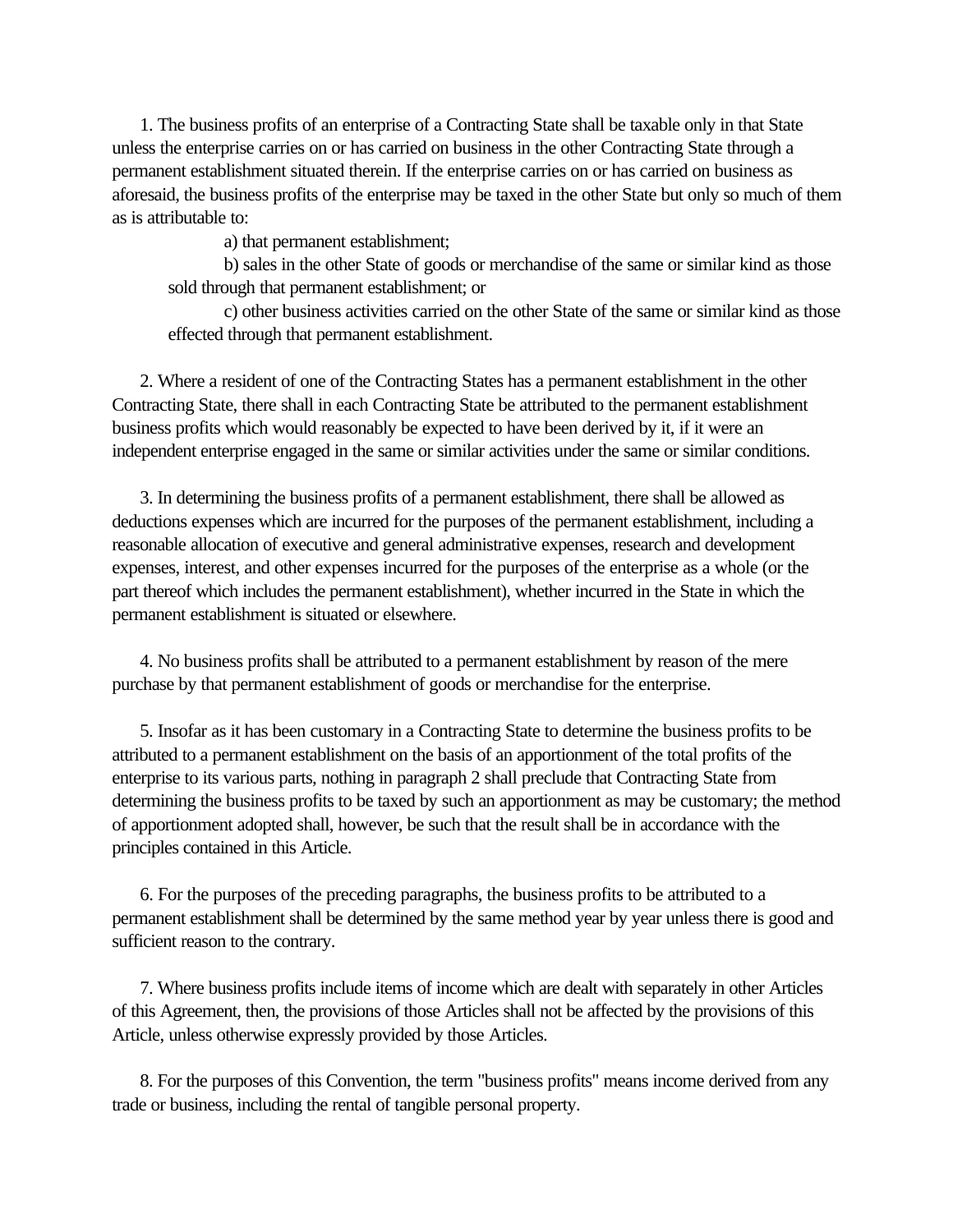1. The business profits of an enterprise of a Contracting State shall be taxable only in that State unless the enterprise carries on or has carried on business in the other Contracting State through a permanent establishment situated therein. If the enterprise carries on or has carried on business as aforesaid, the business profits of the enterprise may be taxed in the other State but only so much of them as is attributable to:

a) that permanent establishment;

b) sales in the other State of goods or merchandise of the same or similar kind as those sold through that permanent establishment; or

c) other business activities carried on the other State of the same or similar kind as those effected through that permanent establishment.

2. Where a resident of one of the Contracting States has a permanent establishment in the other Contracting State, there shall in each Contracting State be attributed to the permanent establishment business profits which would reasonably be expected to have been derived by it, if it were an independent enterprise engaged in the same or similar activities under the same or similar conditions.

3. In determining the business profits of a permanent establishment, there shall be allowed as deductions expenses which are incurred for the purposes of the permanent establishment, including a reasonable allocation of executive and general administrative expenses, research and development expenses, interest, and other expenses incurred for the purposes of the enterprise as a whole (or the part thereof which includes the permanent establishment), whether incurred in the State in which the permanent establishment is situated or elsewhere.

4. No business profits shall be attributed to a permanent establishment by reason of the mere purchase by that permanent establishment of goods or merchandise for the enterprise.

5. Insofar as it has been customary in a Contracting State to determine the business profits to be attributed to a permanent establishment on the basis of an apportionment of the total profits of the enterprise to its various parts, nothing in paragraph 2 shall preclude that Contracting State from determining the business profits to be taxed by such an apportionment as may be customary; the method of apportionment adopted shall, however, be such that the result shall be in accordance with the principles contained in this Article.

6. For the purposes of the preceding paragraphs, the business profits to be attributed to a permanent establishment shall be determined by the same method year by year unless there is good and sufficient reason to the contrary.

7. Where business profits include items of income which are dealt with separately in other Articles of this Agreement, then, the provisions of those Articles shall not be affected by the provisions of this Article, unless otherwise expressly provided by those Articles.

8. For the purposes of this Convention, the term "business profits" means income derived from any trade or business, including the rental of tangible personal property.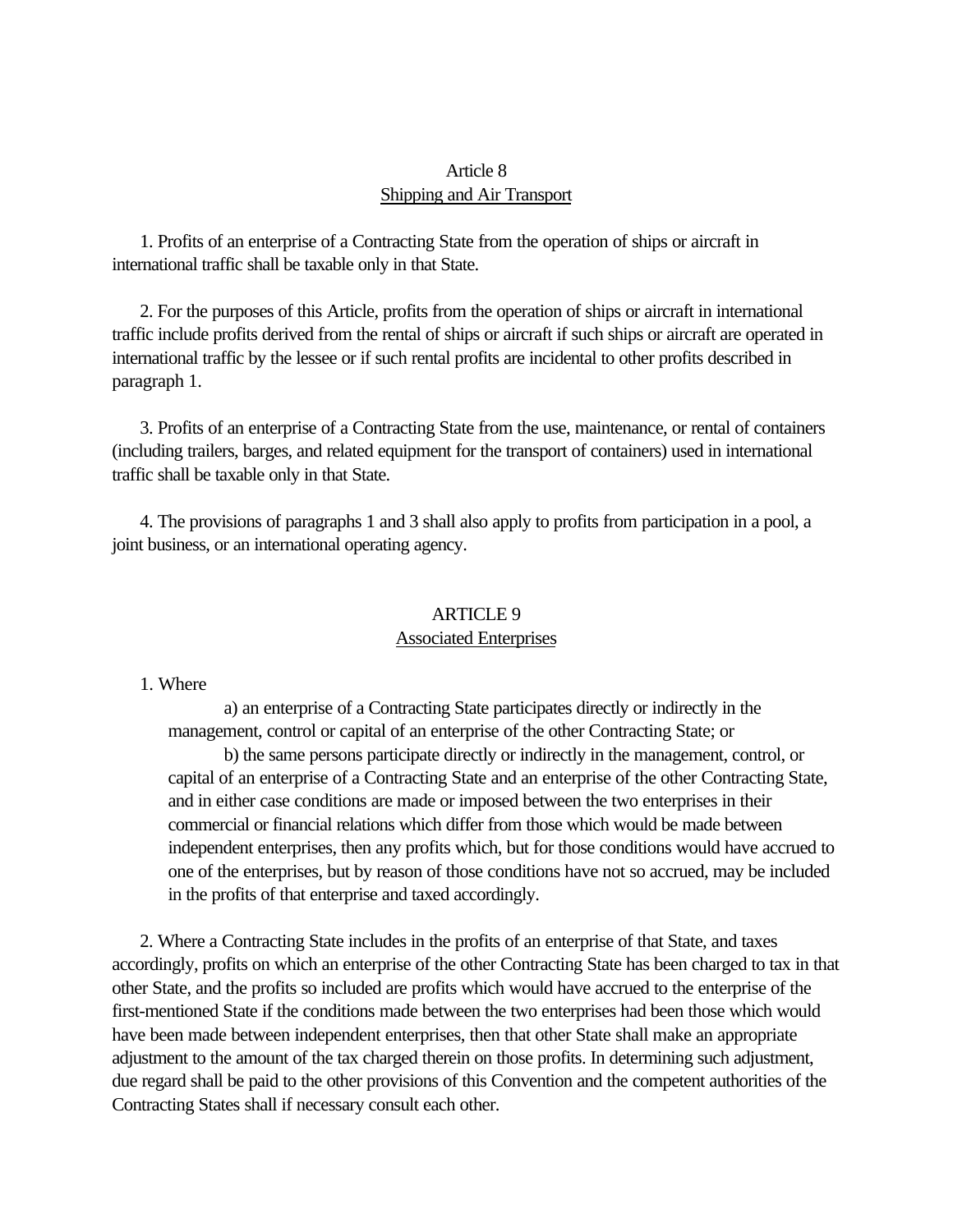## Article 8
## Shipping and Air Transport

1. Profits of an enterprise of a Contracting State from the operation of ships or aircraft in international traffic shall be taxable only in that State.

2. For the purposes of this Article, profits from the operation of ships or aircraft in international traffic include profits derived from the rental of ships or aircraft if such ships or aircraft are operated in international traffic by the lessee or if such rental profits are incidental to other profits described in paragraph 1.

3. Profits of an enterprise of a Contracting State from the use, maintenance, or rental of containers (including trailers, barges, and related equipment for the transport of containers) used in international traffic shall be taxable only in that State.

4. The provisions of paragraphs 1 and 3 shall also apply to profits from participation in a pool, a joint business, or an international operating agency.

## ARTICLE 9
## Associated Enterprises

1. Where

a) an enterprise of a Contracting State participates directly or indirectly in the management, control or capital of an enterprise of the other Contracting State; or

b) the same persons participate directly or indirectly in the management, control, or capital of an enterprise of a Contracting State and an enterprise of the other Contracting State,

and in either case conditions are made or imposed between the two enterprises in their commercial or financial relations which differ from those which would be made between independent enterprises, then any profits which, but for those conditions would have accrued to one of the enterprises, but by reason of those conditions have not so accrued, may be included in the profits of that enterprise and taxed accordingly.

2. Where a Contracting State includes in the profits of an enterprise of that State, and taxes accordingly, profits on which an enterprise of the other Contracting State has been charged to tax in that other State, and the profits so included are profits which would have accrued to the enterprise of the first-mentioned State if the conditions made between the two enterprises had been those which would have been made between independent enterprises, then that other State shall make an appropriate adjustment to the amount of the tax charged therein on those profits. In determining such adjustment, due regard shall be paid to the other provisions of this Convention and the competent authorities of the Contracting States shall if necessary consult each other.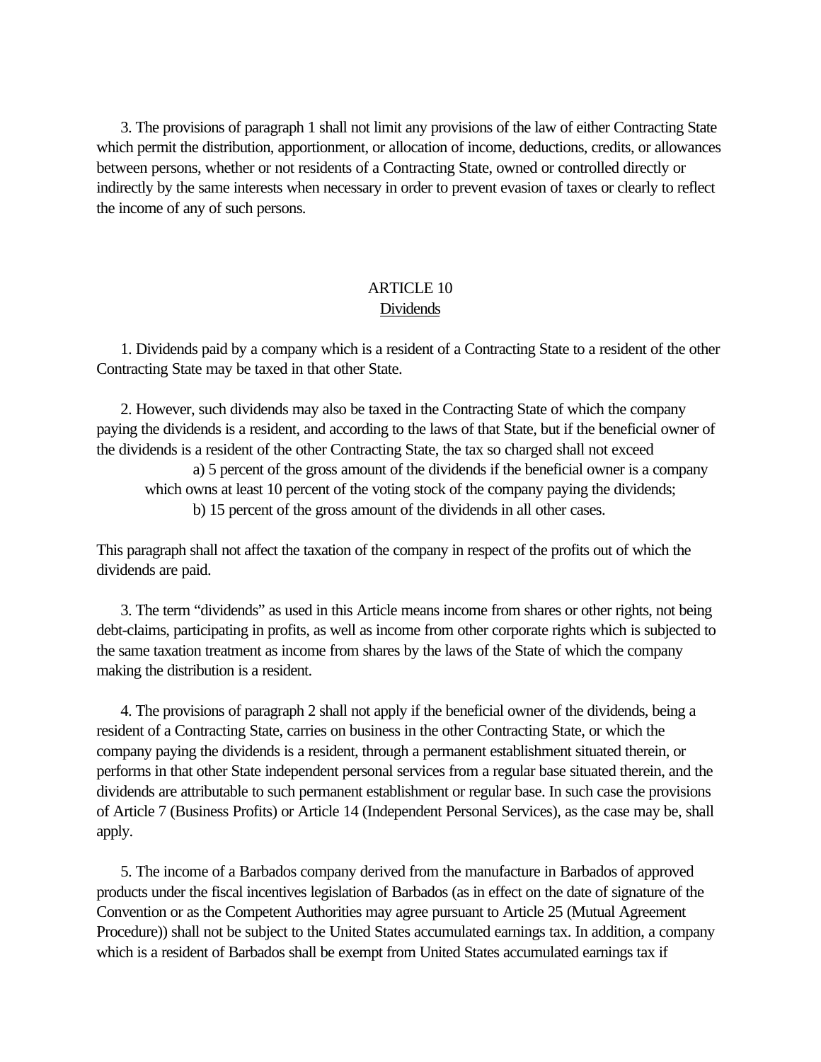3. The provisions of paragraph 1 shall not limit any provisions of the law of either Contracting State which permit the distribution, apportionment, or allocation of income, deductions, credits, or allowances between persons, whether or not residents of a Contracting State, owned or controlled directly or indirectly by the same interests when necessary in order to prevent evasion of taxes or clearly to reflect the income of any of such persons.

## ARTICLE 10
### Dividends

1. Dividends paid by a company which is a resident of a Contracting State to a resident of the other Contracting State may be taxed in that other State.

2. However, such dividends may also be taxed in the Contracting State of which the company paying the dividends is a resident, and according to the laws of that State, but if the beneficial owner of the dividends is a resident of the other Contracting State, the tax so charged shall not exceed

a) 5 percent of the gross amount of the dividends if the beneficial owner is a company which owns at least 10 percent of the voting stock of the company paying the dividends;

b) 15 percent of the gross amount of the dividends in all other cases.

This paragraph shall not affect the taxation of the company in respect of the profits out of which the dividends are paid.

3. The term "dividends" as used in this Article means income from shares or other rights, not being debt-claims, participating in profits, as well as income from other corporate rights which is subjected to the same taxation treatment as income from shares by the laws of the State of which the company making the distribution is a resident.

4. The provisions of paragraph 2 shall not apply if the beneficial owner of the dividends, being a resident of a Contracting State, carries on business in the other Contracting State, or which the company paying the dividends is a resident, through a permanent establishment situated therein, or performs in that other State independent personal services from a regular base situated therein, and the dividends are attributable to such permanent establishment or regular base. In such case the provisions of Article 7 (Business Profits) or Article 14 (Independent Personal Services), as the case may be, shall apply.

5. The income of a Barbados company derived from the manufacture in Barbados of approved products under the fiscal incentives legislation of Barbados (as in effect on the date of signature of the Convention or as the Competent Authorities may agree pursuant to Article 25 (Mutual Agreement Procedure)) shall not be subject to the United States accumulated earnings tax. In addition, a company which is a resident of Barbados shall be exempt from United States accumulated earnings tax if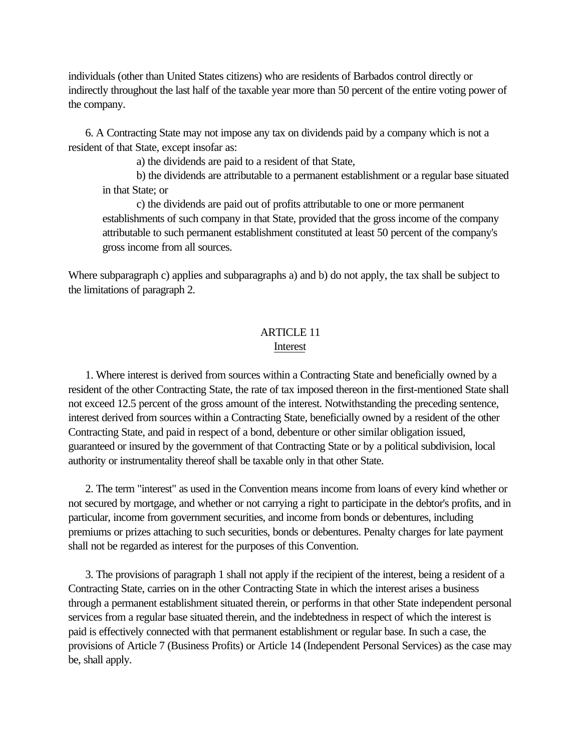individuals (other than United States citizens) who are residents of Barbados control directly or indirectly throughout the last half of the taxable year more than 50 percent of the entire voting power of the company.

6. A Contracting State may not impose any tax on dividends paid by a company which is not a resident of that State, except insofar as:

a) the dividends are paid to a resident of that State,

b) the dividends are attributable to a permanent establishment or a regular base situated in that State; or

c) the dividends are paid out of profits attributable to one or more permanent establishments of such company in that State, provided that the gross income of the company attributable to such permanent establishment constituted at least 50 percent of the company's gross income from all sources.

Where subparagraph c) applies and subparagraphs a) and b) do not apply, the tax shall be subject to the limitations of paragraph 2.

## ARTICLE 11
### Interest

1. Where interest is derived from sources within a Contracting State and beneficially owned by a resident of the other Contracting State, the rate of tax imposed thereon in the first-mentioned State shall not exceed 12.5 percent of the gross amount of the interest. Notwithstanding the preceding sentence, interest derived from sources within a Contracting State, beneficially owned by a resident of the other Contracting State, and paid in respect of a bond, debenture or other similar obligation issued, guaranteed or insured by the government of that Contracting State or by a political subdivision, local authority or instrumentality thereof shall be taxable only in that other State.

2. The term "interest" as used in the Convention means income from loans of every kind whether or not secured by mortgage, and whether or not carrying a right to participate in the debtor's profits, and in particular, income from government securities, and income from bonds or debentures, including premiums or prizes attaching to such securities, bonds or debentures. Penalty charges for late payment shall not be regarded as interest for the purposes of this Convention.

3. The provisions of paragraph 1 shall not apply if the recipient of the interest, being a resident of a Contracting State, carries on in the other Contracting State in which the interest arises a business through a permanent establishment situated therein, or performs in that other State independent personal services from a regular base situated therein, and the indebtedness in respect of which the interest is paid is effectively connected with that permanent establishment or regular base. In such a case, the provisions of Article 7 (Business Profits) or Article 14 (Independent Personal Services) as the case may be, shall apply.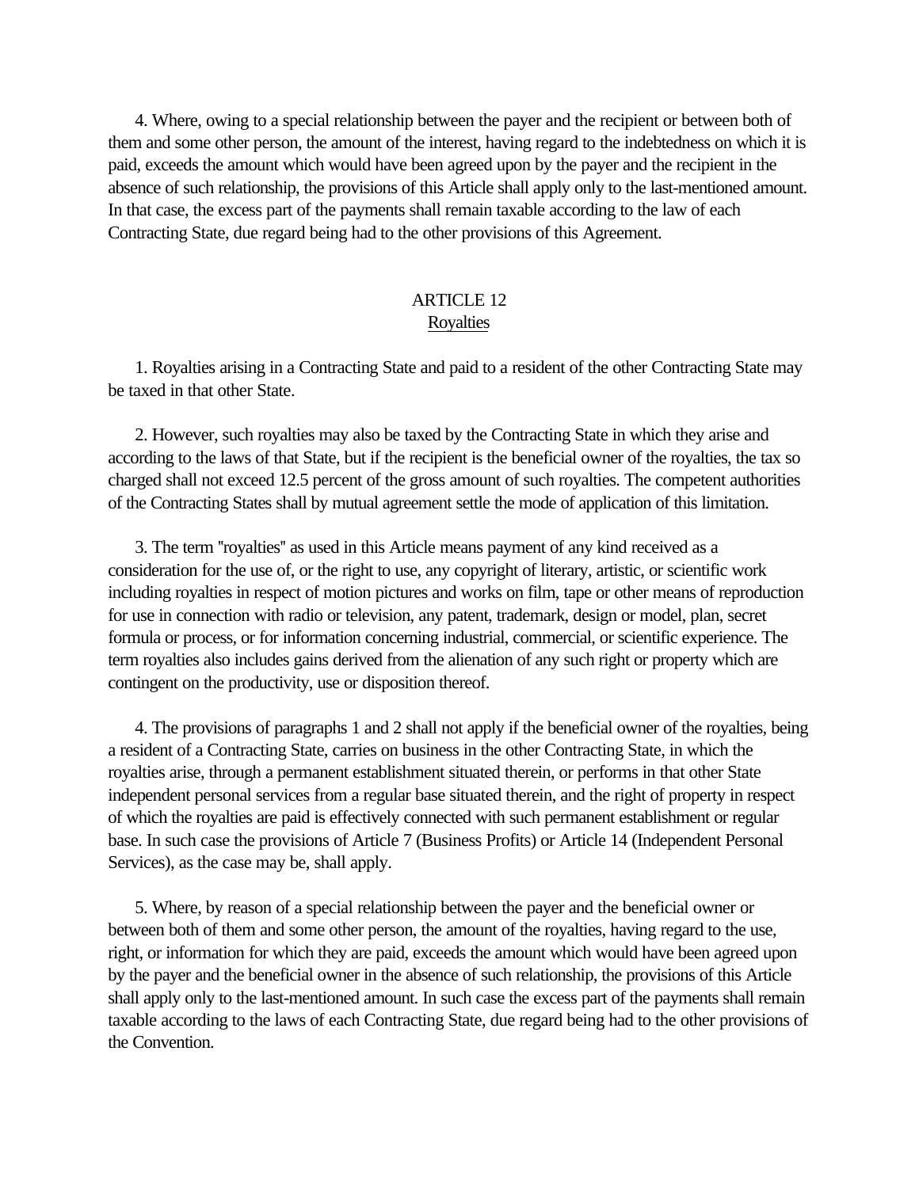4. Where, owing to a special relationship between the payer and the recipient or between both of them and some other person, the amount of the interest, having regard to the indebtedness on which it is paid, exceeds the amount which would have been agreed upon by the payer and the recipient in the absence of such relationship, the provisions of this Article shall apply only to the last-mentioned amount. In that case, the excess part of the payments shall remain taxable according to the law of each Contracting State, due regard being had to the other provisions of this Agreement.

## ARTICLE 12
## Royalties

1. Royalties arising in a Contracting State and paid to a resident of the other Contracting State may be taxed in that other State.

2. However, such royalties may also be taxed by the Contracting State in which they arise and according to the laws of that State, but if the recipient is the beneficial owner of the royalties, the tax so charged shall not exceed 12.5 percent of the gross amount of such royalties. The competent authorities of the Contracting States shall by mutual agreement settle the mode of application of this limitation.

3. The term "royalties" as used in this Article means payment of any kind received as a consideration for the use of, or the right to use, any copyright of literary, artistic, or scientific work including royalties in respect of motion pictures and works on film, tape or other means of reproduction for use in connection with radio or television, any patent, trademark, design or model, plan, secret formula or process, or for information concerning industrial, commercial, or scientific experience. The term royalties also includes gains derived from the alienation of any such right or property which are contingent on the productivity, use or disposition thereof.

4. The provisions of paragraphs 1 and 2 shall not apply if the beneficial owner of the royalties, being a resident of a Contracting State, carries on business in the other Contracting State, in which the royalties arise, through a permanent establishment situated therein, or performs in that other State independent personal services from a regular base situated therein, and the right of property in respect of which the royalties are paid is effectively connected with such permanent establishment or regular base. In such case the provisions of Article 7 (Business Profits) or Article 14 (Independent Personal Services), as the case may be, shall apply.

5. Where, by reason of a special relationship between the payer and the beneficial owner or between both of them and some other person, the amount of the royalties, having regard to the use, right, or information for which they are paid, exceeds the amount which would have been agreed upon by the payer and the beneficial owner in the absence of such relationship, the provisions of this Article shall apply only to the last-mentioned amount. In such case the excess part of the payments shall remain taxable according to the laws of each Contracting State, due regard being had to the other provisions of the Convention.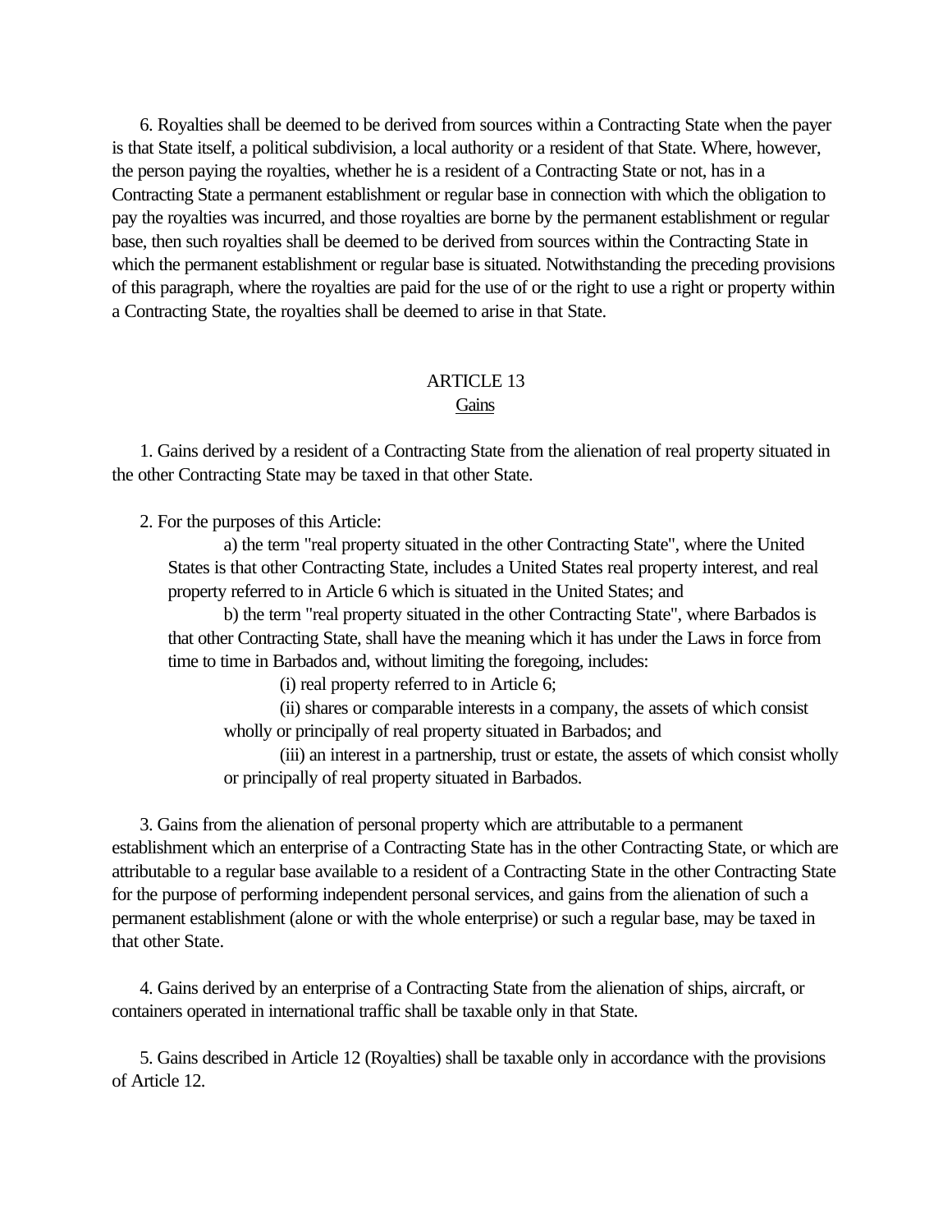6. Royalties shall be deemed to be derived from sources within a Contracting State when the payer is that State itself, a political subdivision, a local authority or a resident of that State. Where, however, the person paying the royalties, whether he is a resident of a Contracting State or not, has in a Contracting State a permanent establishment or regular base in connection with which the obligation to pay the royalties was incurred, and those royalties are borne by the permanent establishment or regular base, then such royalties shall be deemed to be derived from sources within the Contracting State in which the permanent establishment or regular base is situated. Notwithstanding the preceding provisions of this paragraph, where the royalties are paid for the use of or the right to use a right or property within a Contracting State, the royalties shall be deemed to arise in that State.

## ARTICLE 13
### Gains

1. Gains derived by a resident of a Contracting State from the alienation of real property situated in the other Contracting State may be taxed in that other State.

2. For the purposes of this Article:

a) the term "real property situated in the other Contracting State", where the United States is that other Contracting State, includes a United States real property interest, and real property referred to in Article 6 which is situated in the United States; and

b) the term "real property situated in the other Contracting State", where Barbados is that other Contracting State, shall have the meaning which it has under the Laws in force from time to time in Barbados and, without limiting the foregoing, includes:

(i) real property referred to in Article 6;

(ii) shares or comparable interests in a company, the assets of which consist wholly or principally of real property situated in Barbados; and

(iii) an interest in a partnership, trust or estate, the assets of which consist wholly or principally of real property situated in Barbados.

3. Gains from the alienation of personal property which are attributable to a permanent establishment which an enterprise of a Contracting State has in the other Contracting State, or which are attributable to a regular base available to a resident of a Contracting State in the other Contracting State for the purpose of performing independent personal services, and gains from the alienation of such a permanent establishment (alone or with the whole enterprise) or such a regular base, may be taxed in that other State.

4. Gains derived by an enterprise of a Contracting State from the alienation of ships, aircraft, or containers operated in international traffic shall be taxable only in that State.

5. Gains described in Article 12 (Royalties) shall be taxable only in accordance with the provisions of Article 12.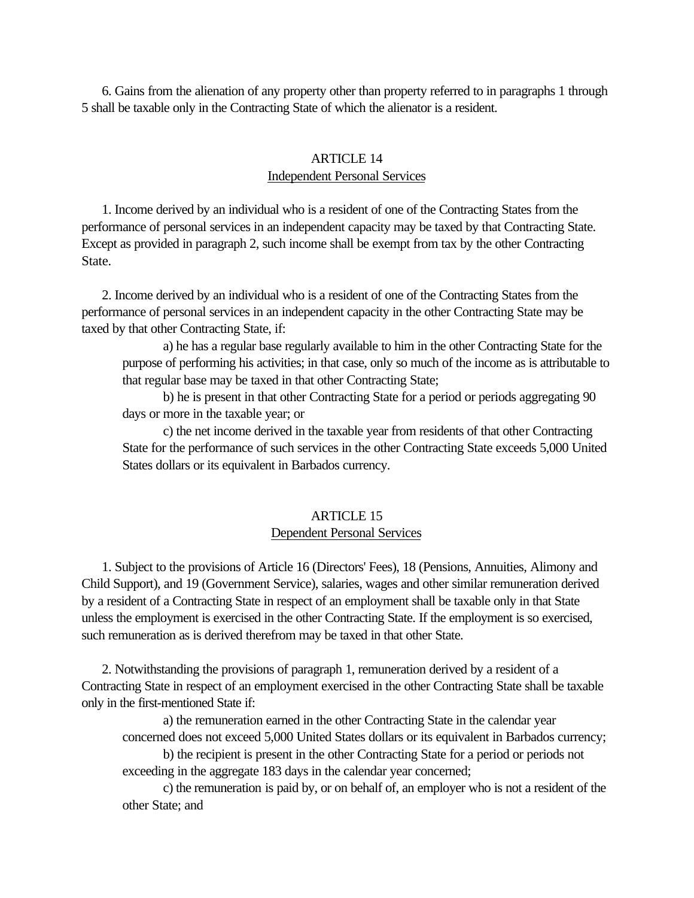6. Gains from the alienation of any property other than property referred to in paragraphs 1 through 5 shall be taxable only in the Contracting State of which the alienator is a resident.

## ARTICLE 14
## Independent Personal Services

1. Income derived by an individual who is a resident of one of the Contracting States from the performance of personal services in an independent capacity may be taxed by that Contracting State. Except as provided in paragraph 2, such income shall be exempt from tax by the other Contracting State.

2. Income derived by an individual who is a resident of one of the Contracting States from the performance of personal services in an independent capacity in the other Contracting State may be taxed by that other Contracting State, if:

a) he has a regular base regularly available to him in the other Contracting State for the purpose of performing his activities; in that case, only so much of the income as is attributable to that regular base may be taxed in that other Contracting State;

b) he is present in that other Contracting State for a period or periods aggregating 90 days or more in the taxable year; or

c) the net income derived in the taxable year from residents of that other Contracting State for the performance of such services in the other Contracting State exceeds 5,000 United States dollars or its equivalent in Barbados currency.

## ARTICLE 15
## Dependent Personal Services

1. Subject to the provisions of Article 16 (Directors' Fees), 18 (Pensions, Annuities, Alimony and Child Support), and 19 (Government Service), salaries, wages and other similar remuneration derived by a resident of a Contracting State in respect of an employment shall be taxable only in that State unless the employment is exercised in the other Contracting State. If the employment is so exercised, such remuneration as is derived therefrom may be taxed in that other State.

2. Notwithstanding the provisions of paragraph 1, remuneration derived by a resident of a Contracting State in respect of an employment exercised in the other Contracting State shall be taxable only in the first-mentioned State if:

a) the remuneration earned in the other Contracting State in the calendar year concerned does not exceed 5,000 United States dollars or its equivalent in Barbados currency;

b) the recipient is present in the other Contracting State for a period or periods not exceeding in the aggregate 183 days in the calendar year concerned;

c) the remuneration is paid by, or on behalf of, an employer who is not a resident of the other State; and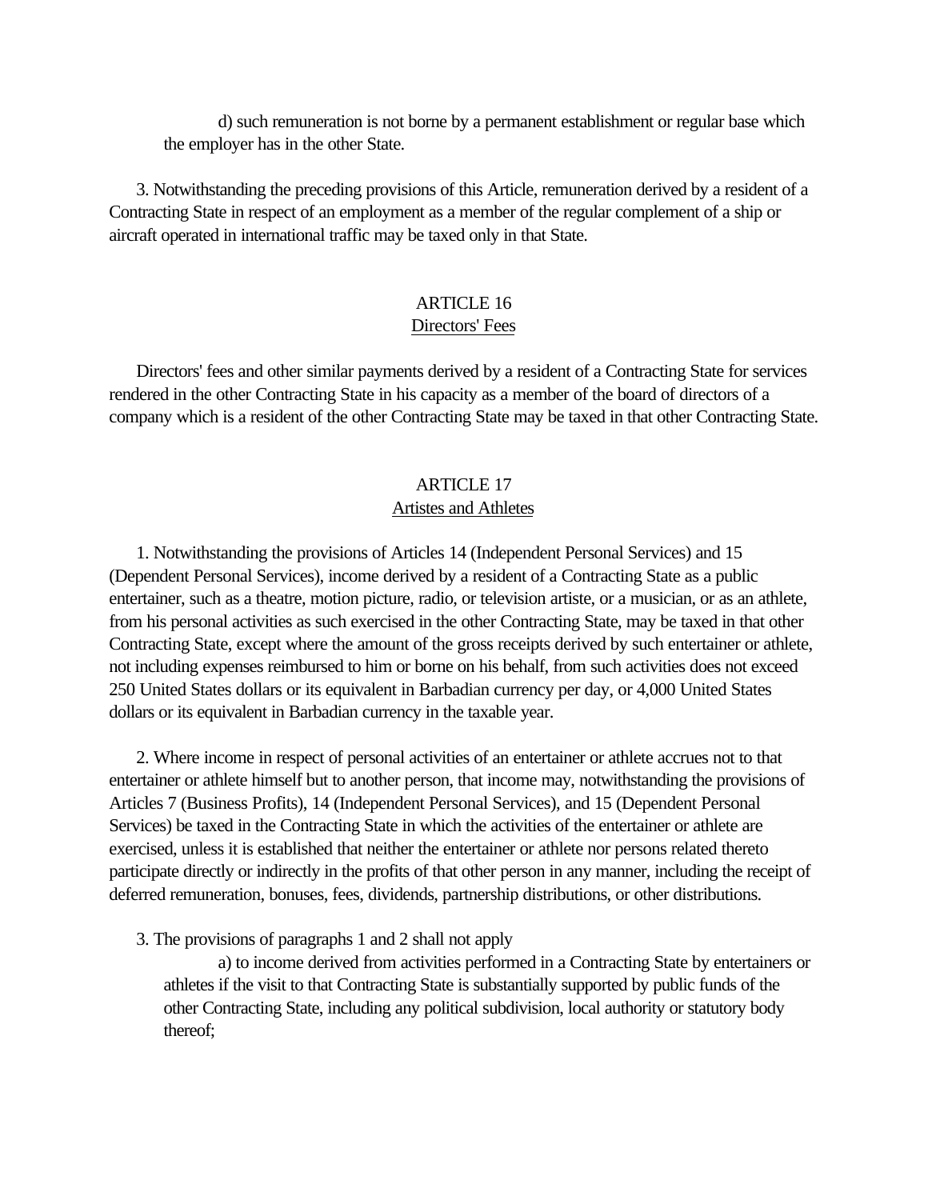d) such remuneration is not borne by a permanent establishment or regular base which the employer has in the other State.

3. Notwithstanding the preceding provisions of this Article, remuneration derived by a resident of a Contracting State in respect of an employment as a member of the regular complement of a ship or aircraft operated in international traffic may be taxed only in that State.

## ARTICLE 16
### Directors' Fees

Directors' fees and other similar payments derived by a resident of a Contracting State for services rendered in the other Contracting State in his capacity as a member of the board of directors of a company which is a resident of the other Contracting State may be taxed in that other Contracting State.

## ARTICLE 17
### Artistes and Athletes

1. Notwithstanding the provisions of Articles 14 (Independent Personal Services) and 15 (Dependent Personal Services), income derived by a resident of a Contracting State as a public entertainer, such as a theatre, motion picture, radio, or television artiste, or a musician, or as an athlete, from his personal activities as such exercised in the other Contracting State, may be taxed in that other Contracting State, except where the amount of the gross receipts derived by such entertainer or athlete, not including expenses reimbursed to him or borne on his behalf, from such activities does not exceed 250 United States dollars or its equivalent in Barbadian currency per day, or 4,000 United States dollars or its equivalent in Barbadian currency in the taxable year.

2. Where income in respect of personal activities of an entertainer or athlete accrues not to that entertainer or athlete himself but to another person, that income may, notwithstanding the provisions of Articles 7 (Business Profits), 14 (Independent Personal Services), and 15 (Dependent Personal Services) be taxed in the Contracting State in which the activities of the entertainer or athlete are exercised, unless it is established that neither the entertainer or athlete nor persons related thereto participate directly or indirectly in the profits of that other person in any manner, including the receipt of deferred remuneration, bonuses, fees, dividends, partnership distributions, or other distributions.

3. The provisions of paragraphs 1 and 2 shall not apply

a) to income derived from activities performed in a Contracting State by entertainers or athletes if the visit to that Contracting State is substantially supported by public funds of the other Contracting State, including any political subdivision, local authority or statutory body thereof;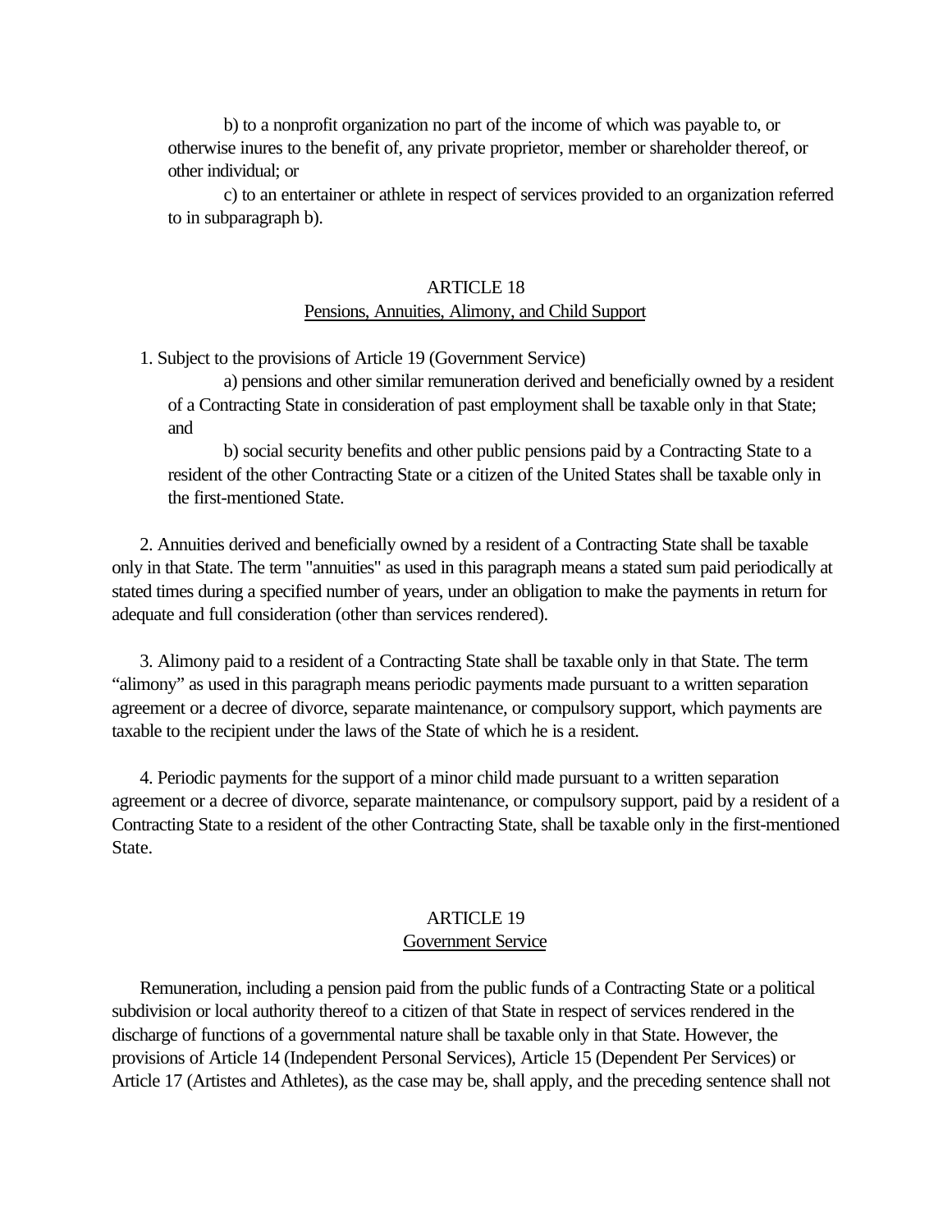b) to a nonprofit organization no part of the income of which was payable to, or otherwise inures to the benefit of, any private proprietor, member or shareholder thereof, or other individual; or

c) to an entertainer or athlete in respect of services provided to an organization referred to in subparagraph b).

## ARTICLE 18
### Pensions, Annuities, Alimony, and Child Support

1. Subject to the provisions of Article 19 (Government Service)

a) pensions and other similar remuneration derived and beneficially owned by a resident of a Contracting State in consideration of past employment shall be taxable only in that State; and

b) social security benefits and other public pensions paid by a Contracting State to a resident of the other Contracting State or a citizen of the United States shall be taxable only in the first-mentioned State.

2. Annuities derived and beneficially owned by a resident of a Contracting State shall be taxable only in that State. The term "annuities" as used in this paragraph means a stated sum paid periodically at stated times during a specified number of years, under an obligation to make the payments in return for adequate and full consideration (other than services rendered).

3. Alimony paid to a resident of a Contracting State shall be taxable only in that State. The term "alimony" as used in this paragraph means periodic payments made pursuant to a written separation agreement or a decree of divorce, separate maintenance, or compulsory support, which payments are taxable to the recipient under the laws of the State of which he is a resident.

4. Periodic payments for the support of a minor child made pursuant to a written separation agreement or a decree of divorce, separate maintenance, or compulsory support, paid by a resident of a Contracting State to a resident of the other Contracting State, shall be taxable only in the first-mentioned State.

## ARTICLE 19
### Government Service

Remuneration, including a pension paid from the public funds of a Contracting State or a political subdivision or local authority thereof to a citizen of that State in respect of services rendered in the discharge of functions of a governmental nature shall be taxable only in that State. However, the provisions of Article 14 (Independent Personal Services), Article 15 (Dependent Per Services) or Article 17 (Artistes and Athletes), as the case may be, shall apply, and the preceding sentence shall not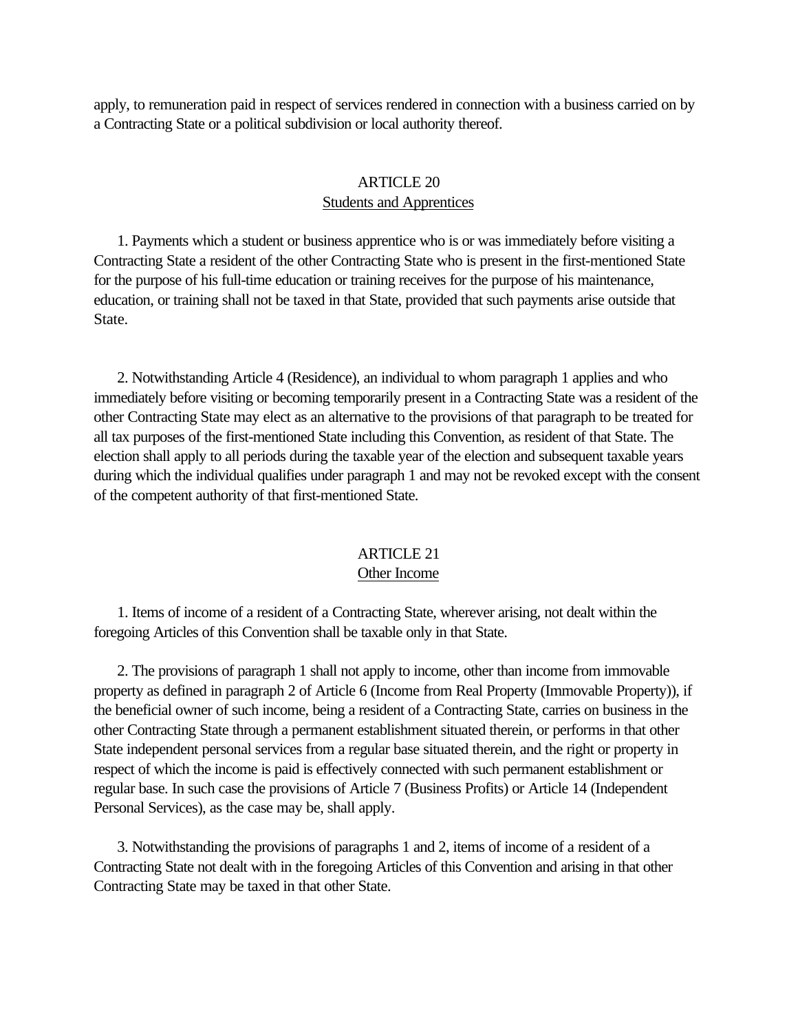apply, to remuneration paid in respect of services rendered in connection with a business carried on by a Contracting State or a political subdivision or local authority thereof.

## ARTICLE 20
### Students and Apprentices

1. Payments which a student or business apprentice who is or was immediately before visiting a Contracting State a resident of the other Contracting State who is present in the first-mentioned State for the purpose of his full-time education or training receives for the purpose of his maintenance, education, or training shall not be taxed in that State, provided that such payments arise outside that State.

2. Notwithstanding Article 4 (Residence), an individual to whom paragraph 1 applies and who immediately before visiting or becoming temporarily present in a Contracting State was a resident of the other Contracting State may elect as an alternative to the provisions of that paragraph to be treated for all tax purposes of the first-mentioned State including this Convention, as resident of that State. The election shall apply to all periods during the taxable year of the election and subsequent taxable years during which the individual qualifies under paragraph 1 and may not be revoked except with the consent of the competent authority of that first-mentioned State.

## ARTICLE 21
### Other Income

1. Items of income of a resident of a Contracting State, wherever arising, not dealt within the foregoing Articles of this Convention shall be taxable only in that State.

2. The provisions of paragraph 1 shall not apply to income, other than income from immovable property as defined in paragraph 2 of Article 6 (Income from Real Property (Immovable Property)), if the beneficial owner of such income, being a resident of a Contracting State, carries on business in the other Contracting State through a permanent establishment situated therein, or performs in that other State independent personal services from a regular base situated therein, and the right or property in respect of which the income is paid is effectively connected with such permanent establishment or regular base. In such case the provisions of Article 7 (Business Profits) or Article 14 (Independent Personal Services), as the case may be, shall apply.

3. Notwithstanding the provisions of paragraphs 1 and 2, items of income of a resident of a Contracting State not dealt with in the foregoing Articles of this Convention and arising in that other Contracting State may be taxed in that other State.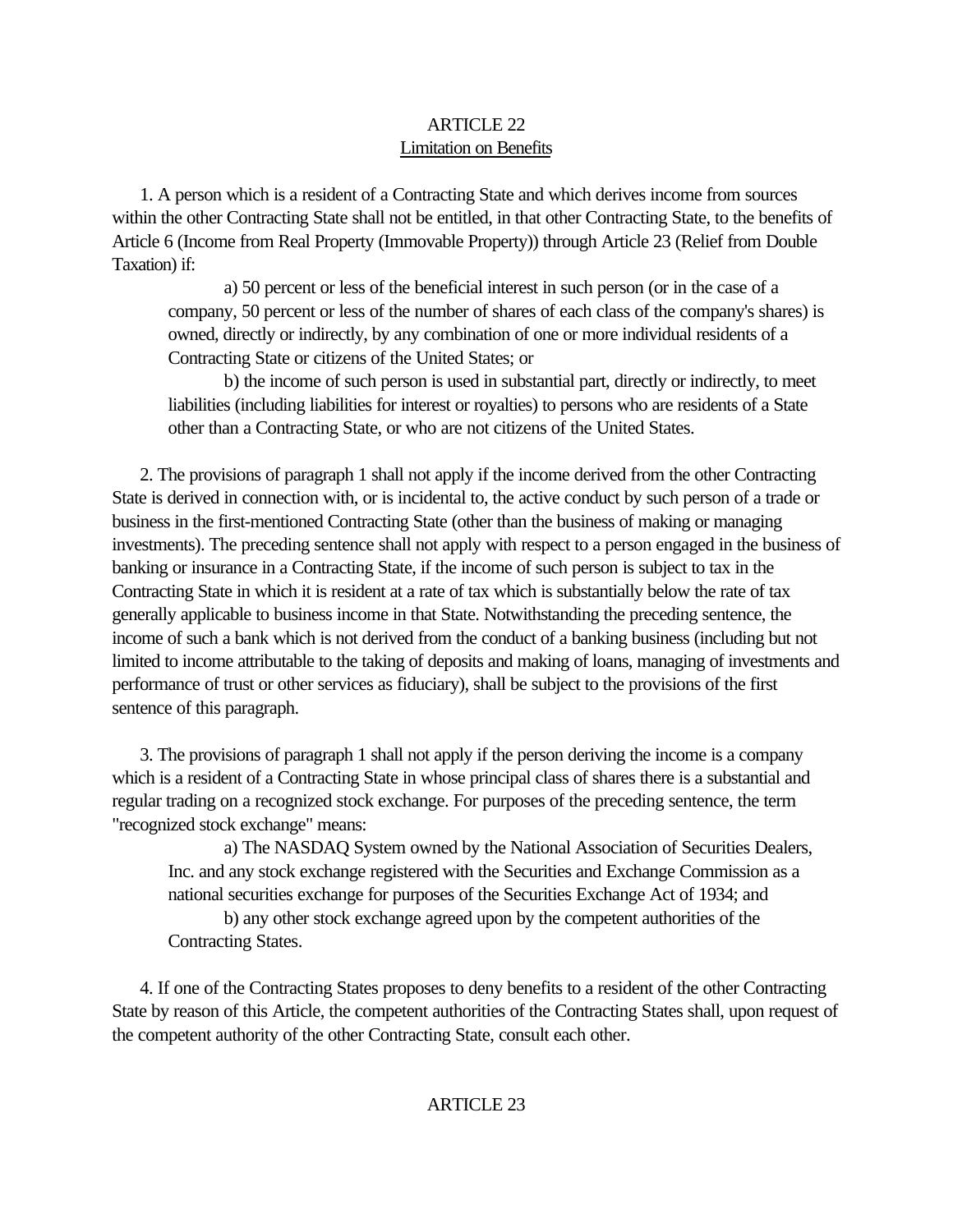## ARTICLE 22
### Limitation on Benefits

1. A person which is a resident of a Contracting State and which derives income from sources within the other Contracting State shall not be entitled, in that other Contracting State, to the benefits of Article 6 (Income from Real Property (Immovable Property)) through Article 23 (Relief from Double Taxation) if:

a) 50 percent or less of the beneficial interest in such person (or in the case of a company, 50 percent or less of the number of shares of each class of the company's shares) is owned, directly or indirectly, by any combination of one or more individual residents of a Contracting State or citizens of the United States; or

b) the income of such person is used in substantial part, directly or indirectly, to meet liabilities (including liabilities for interest or royalties) to persons who are residents of a State other than a Contracting State, or who are not citizens of the United States.

2. The provisions of paragraph 1 shall not apply if the income derived from the other Contracting State is derived in connection with, or is incidental to, the active conduct by such person of a trade or business in the first-mentioned Contracting State (other than the business of making or managing investments). The preceding sentence shall not apply with respect to a person engaged in the business of banking or insurance in a Contracting State, if the income of such person is subject to tax in the Contracting State in which it is resident at a rate of tax which is substantially below the rate of tax generally applicable to business income in that State. Notwithstanding the preceding sentence, the income of such a bank which is not derived from the conduct of a banking business (including but not limited to income attributable to the taking of deposits and making of loans, managing of investments and performance of trust or other services as fiduciary), shall be subject to the provisions of the first sentence of this paragraph.

3. The provisions of paragraph 1 shall not apply if the person deriving the income is a company which is a resident of a Contracting State in whose principal class of shares there is a substantial and regular trading on a recognized stock exchange. For purposes of the preceding sentence, the term "recognized stock exchange" means:

a) The NASDAQ System owned by the National Association of Securities Dealers, Inc. and any stock exchange registered with the Securities and Exchange Commission as a national securities exchange for purposes of the Securities Exchange Act of 1934; and

b) any other stock exchange agreed upon by the competent authorities of the Contracting States.

4. If one of the Contracting States proposes to deny benefits to a resident of the other Contracting State by reason of this Article, the competent authorities of the Contracting States shall, upon request of the competent authority of the other Contracting State, consult each other.

## ARTICLE 23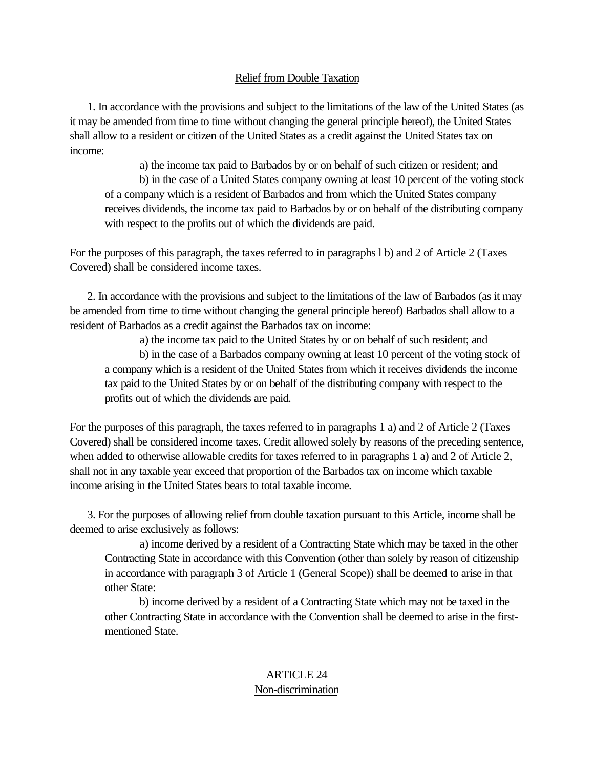## Relief from Double Taxation

1. In accordance with the provisions and subject to the limitations of the law of the United States (as it may be amended from time to time without changing the general principle hereof), the United States shall allow to a resident or citizen of the United States as a credit against the United States tax on income:

   a) the income tax paid to Barbados by or on behalf of such citizen or resident; and

   b) in the case of a United States company owning at least 10 percent of the voting stock of a company which is a resident of Barbados and from which the United States company receives dividends, the income tax paid to Barbados by or on behalf of the distributing company with respect to the profits out of which the dividends are paid.

For the purposes of this paragraph, the taxes referred to in paragraphs l b) and 2 of Article 2 (Taxes Covered) shall be considered income taxes.

2. In accordance with the provisions and subject to the limitations of the law of Barbados (as it may be amended from time to time without changing the general principle hereof) Barbados shall allow to a resident of Barbados as a credit against the Barbados tax on income:

   a) the income tax paid to the United States by or on behalf of such resident; and

   b) in the case of a Barbados company owning at least 10 percent of the voting stock of a company which is a resident of the United States from which it receives dividends the income tax paid to the United States by or on behalf of the distributing company with respect to the profits out of which the dividends are paid.

For the purposes of this paragraph, the taxes referred to in paragraphs 1 a) and 2 of Article 2 (Taxes Covered) shall be considered income taxes. Credit allowed solely by reasons of the preceding sentence, when added to otherwise allowable credits for taxes referred to in paragraphs 1 a) and 2 of Article 2, shall not in any taxable year exceed that proportion of the Barbados tax on income which taxable income arising in the United States bears to total taxable income.

3. For the purposes of allowing relief from double taxation pursuant to this Article, income shall be deemed to arise exclusively as follows:

   a) income derived by a resident of a Contracting State which may be taxed in the other Contracting State in accordance with this Convention (other than solely by reason of citizenship in accordance with paragraph 3 of Article 1 (General Scope)) shall be deemed to arise in that other State:

   b) income derived by a resident of a Contracting State which may not be taxed in the other Contracting State in accordance with the Convention shall be deemed to arise in the first-mentioned State.

## ARTICLE 24
## Non-discrimination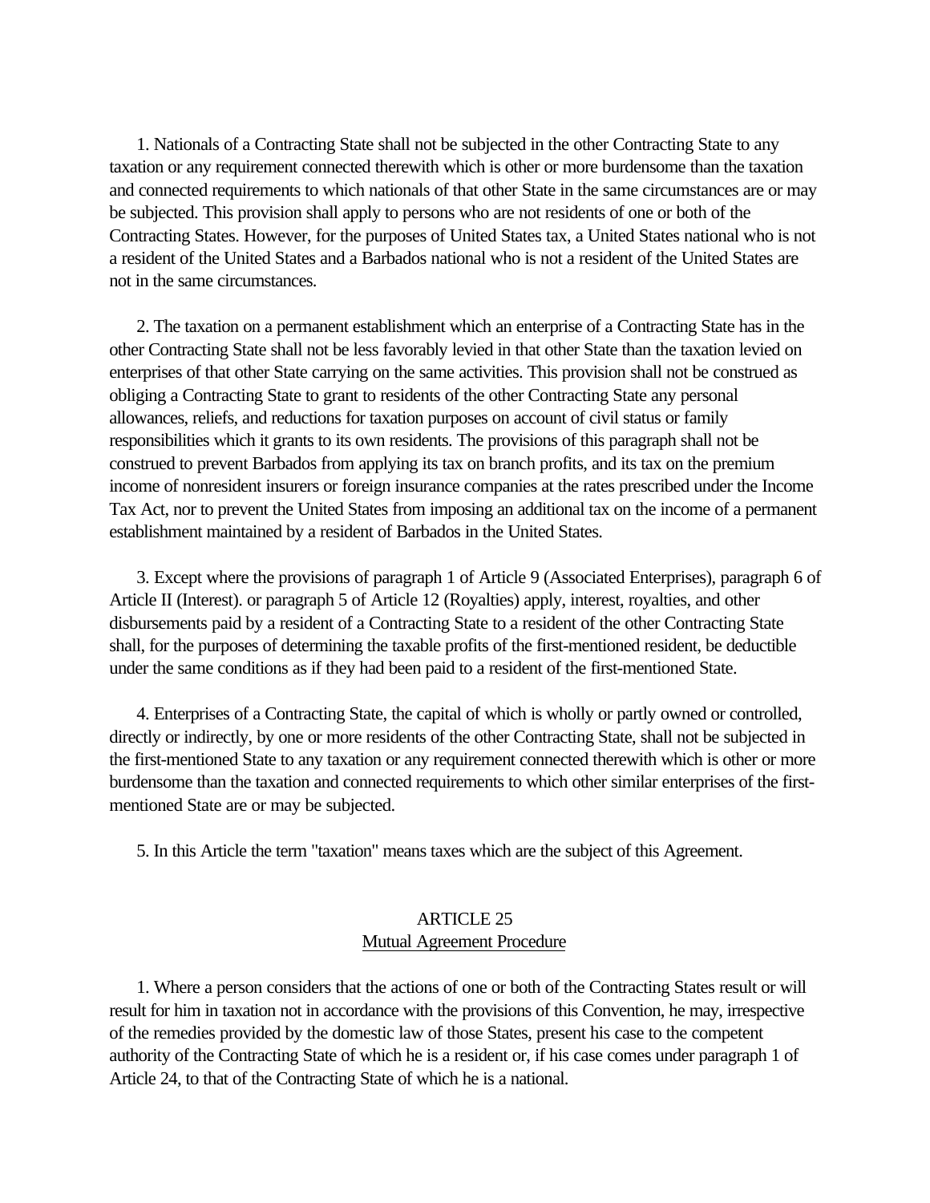1. Nationals of a Contracting State shall not be subjected in the other Contracting State to any taxation or any requirement connected therewith which is other or more burdensome than the taxation and connected requirements to which nationals of that other State in the same circumstances are or may be subjected. This provision shall apply to persons who are not residents of one or both of the Contracting States. However, for the purposes of United States tax, a United States national who is not a resident of the United States and a Barbados national who is not a resident of the United States are not in the same circumstances.

2. The taxation on a permanent establishment which an enterprise of a Contracting State has in the other Contracting State shall not be less favorably levied in that other State than the taxation levied on enterprises of that other State carrying on the same activities. This provision shall not be construed as obliging a Contracting State to grant to residents of the other Contracting State any personal allowances, reliefs, and reductions for taxation purposes on account of civil status or family responsibilities which it grants to its own residents. The provisions of this paragraph shall not be construed to prevent Barbados from applying its tax on branch profits, and its tax on the premium income of nonresident insurers or foreign insurance companies at the rates prescribed under the Income Tax Act, nor to prevent the United States from imposing an additional tax on the income of a permanent establishment maintained by a resident of Barbados in the United States.

3. Except where the provisions of paragraph 1 of Article 9 (Associated Enterprises), paragraph 6 of Article II (Interest). or paragraph 5 of Article 12 (Royalties) apply, interest, royalties, and other disbursements paid by a resident of a Contracting State to a resident of the other Contracting State shall, for the purposes of determining the taxable profits of the first-mentioned resident, be deductible under the same conditions as if they had been paid to a resident of the first-mentioned State.

4. Enterprises of a Contracting State, the capital of which is wholly or partly owned or controlled, directly or indirectly, by one or more residents of the other Contracting State, shall not be subjected in the first-mentioned State to any taxation or any requirement connected therewith which is other or more burdensome than the taxation and connected requirements to which other similar enterprises of the first-mentioned State are or may be subjected.

5. In this Article the term "taxation" means taxes which are the subject of this Agreement.

## ARTICLE 25
## Mutual Agreement Procedure

1. Where a person considers that the actions of one or both of the Contracting States result or will result for him in taxation not in accordance with the provisions of this Convention, he may, irrespective of the remedies provided by the domestic law of those States, present his case to the competent authority of the Contracting State of which he is a resident or, if his case comes under paragraph 1 of Article 24, to that of the Contracting State of which he is a national.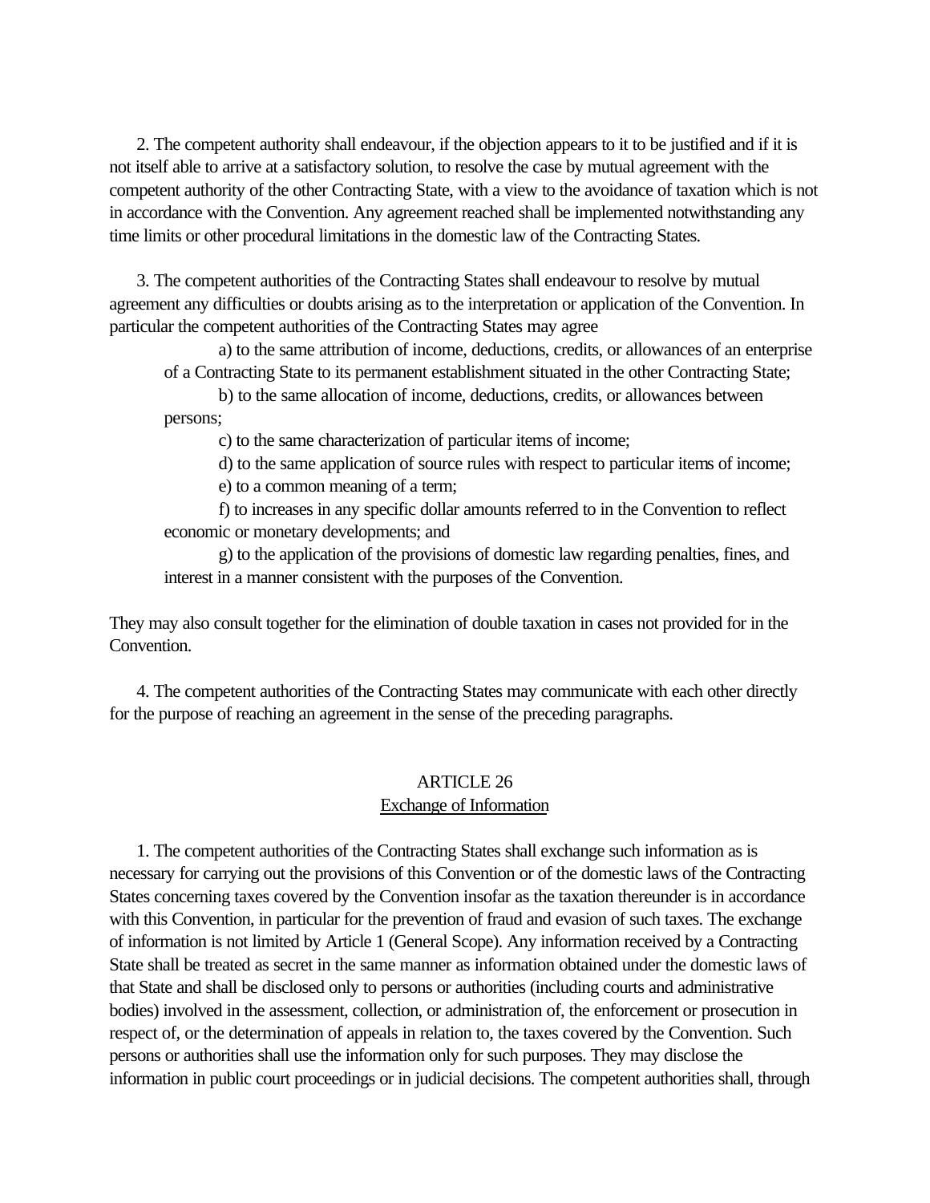2. The competent authority shall endeavour, if the objection appears to it to be justified and if it is not itself able to arrive at a satisfactory solution, to resolve the case by mutual agreement with the competent authority of the other Contracting State, with a view to the avoidance of taxation which is not in accordance with the Convention. Any agreement reached shall be implemented notwithstanding any time limits or other procedural limitations in the domestic law of the Contracting States.

3. The competent authorities of the Contracting States shall endeavour to resolve by mutual agreement any difficulties or doubts arising as to the interpretation or application of the Convention. In particular the competent authorities of the Contracting States may agree

a) to the same attribution of income, deductions, credits, or allowances of an enterprise of a Contracting State to its permanent establishment situated in the other Contracting State;

b) to the same allocation of income, deductions, credits, or allowances between persons;

c) to the same characterization of particular items of income;

d) to the same application of source rules with respect to particular items of income;

e) to a common meaning of a term;

f) to increases in any specific dollar amounts referred to in the Convention to reflect economic or monetary developments; and

g) to the application of the provisions of domestic law regarding penalties, fines, and interest in a manner consistent with the purposes of the Convention.

They may also consult together for the elimination of double taxation in cases not provided for in the Convention.

4. The competent authorities of the Contracting States may communicate with each other directly for the purpose of reaching an agreement in the sense of the preceding paragraphs.

## ARTICLE 26
### Exchange of Information

1. The competent authorities of the Contracting States shall exchange such information as is necessary for carrying out the provisions of this Convention or of the domestic laws of the Contracting States concerning taxes covered by the Convention insofar as the taxation thereunder is in accordance with this Convention, in particular for the prevention of fraud and evasion of such taxes. The exchange of information is not limited by Article 1 (General Scope). Any information received by a Contracting State shall be treated as secret in the same manner as information obtained under the domestic laws of that State and shall be disclosed only to persons or authorities (including courts and administrative bodies) involved in the assessment, collection, or administration of, the enforcement or prosecution in respect of, or the determination of appeals in relation to, the taxes covered by the Convention. Such persons or authorities shall use the information only for such purposes. They may disclose the information in public court proceedings or in judicial decisions. The competent authorities shall, through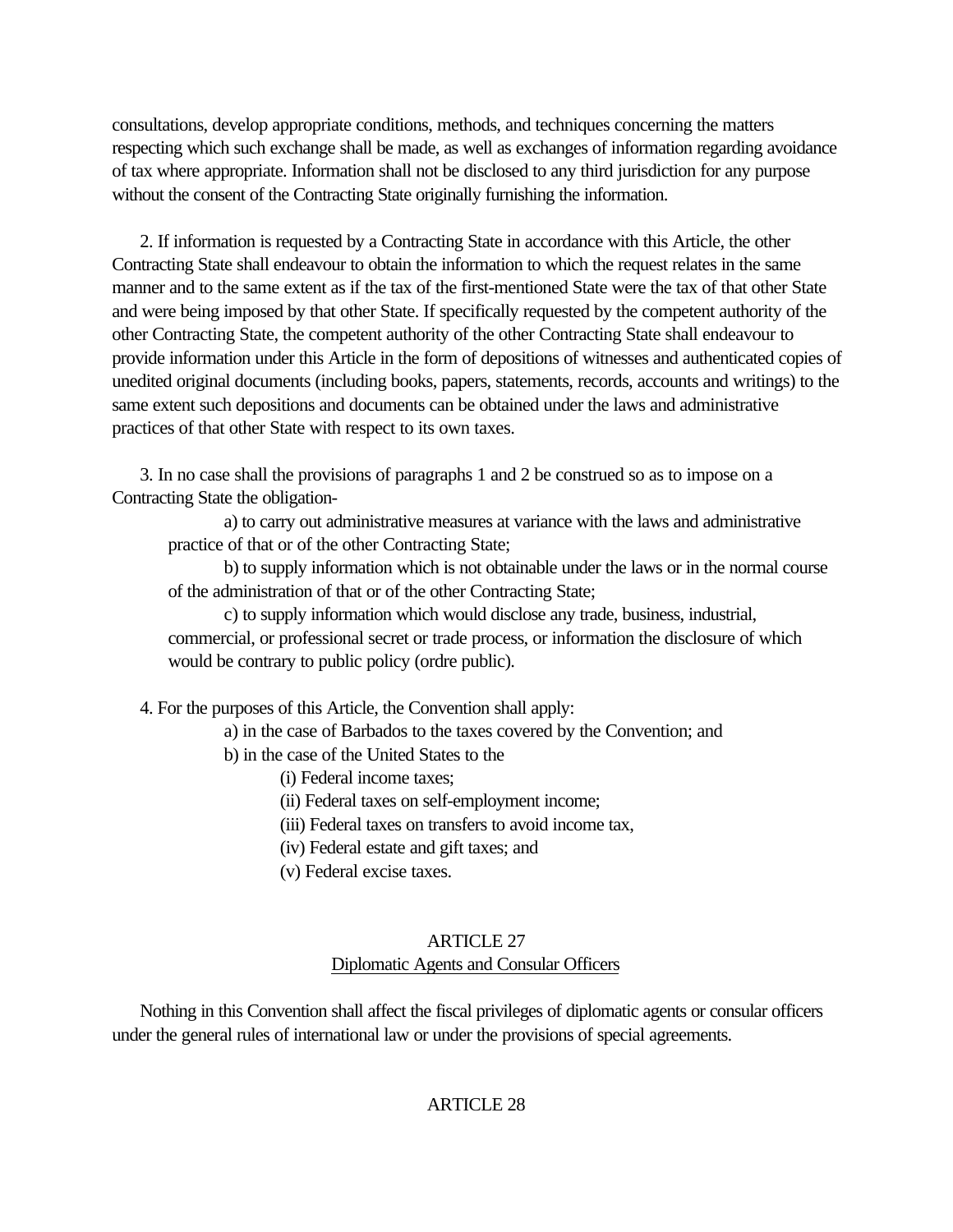consultations, develop appropriate conditions, methods, and techniques concerning the matters respecting which such exchange shall be made, as well as exchanges of information regarding avoidance of tax where appropriate. Information shall not be disclosed to any third jurisdiction for any purpose without the consent of the Contracting State originally furnishing the information.

2. If information is requested by a Contracting State in accordance with this Article, the other Contracting State shall endeavour to obtain the information to which the request relates in the same manner and to the same extent as if the tax of the first-mentioned State were the tax of that other State and were being imposed by that other State. If specifically requested by the competent authority of the other Contracting State, the competent authority of the other Contracting State shall endeavour to provide information under this Article in the form of depositions of witnesses and authenticated copies of unedited original documents (including books, papers, statements, records, accounts and writings) to the same extent such depositions and documents can be obtained under the laws and administrative practices of that other State with respect to its own taxes.

3. In no case shall the provisions of paragraphs 1 and 2 be construed so as to impose on a Contracting State the obligation-

a) to carry out administrative measures at variance with the laws and administrative practice of that or of the other Contracting State;

b) to supply information which is not obtainable under the laws or in the normal course of the administration of that or of the other Contracting State;

c) to supply information which would disclose any trade, business, industrial, commercial, or professional secret or trade process, or information the disclosure of which would be contrary to public policy (ordre public).

4. For the purposes of this Article, the Convention shall apply:

a) in the case of Barbados to the taxes covered by the Convention; and

b) in the case of the United States to the

(i) Federal income taxes;

(ii) Federal taxes on self-employment income;

(iii) Federal taxes on transfers to avoid income tax,

(iv) Federal estate and gift taxes; and

(v) Federal excise taxes.

## ARTICLE 27

### Diplomatic Agents and Consular Officers

Nothing in this Convention shall affect the fiscal privileges of diplomatic agents or consular officers under the general rules of international law or under the provisions of special agreements.

## ARTICLE 28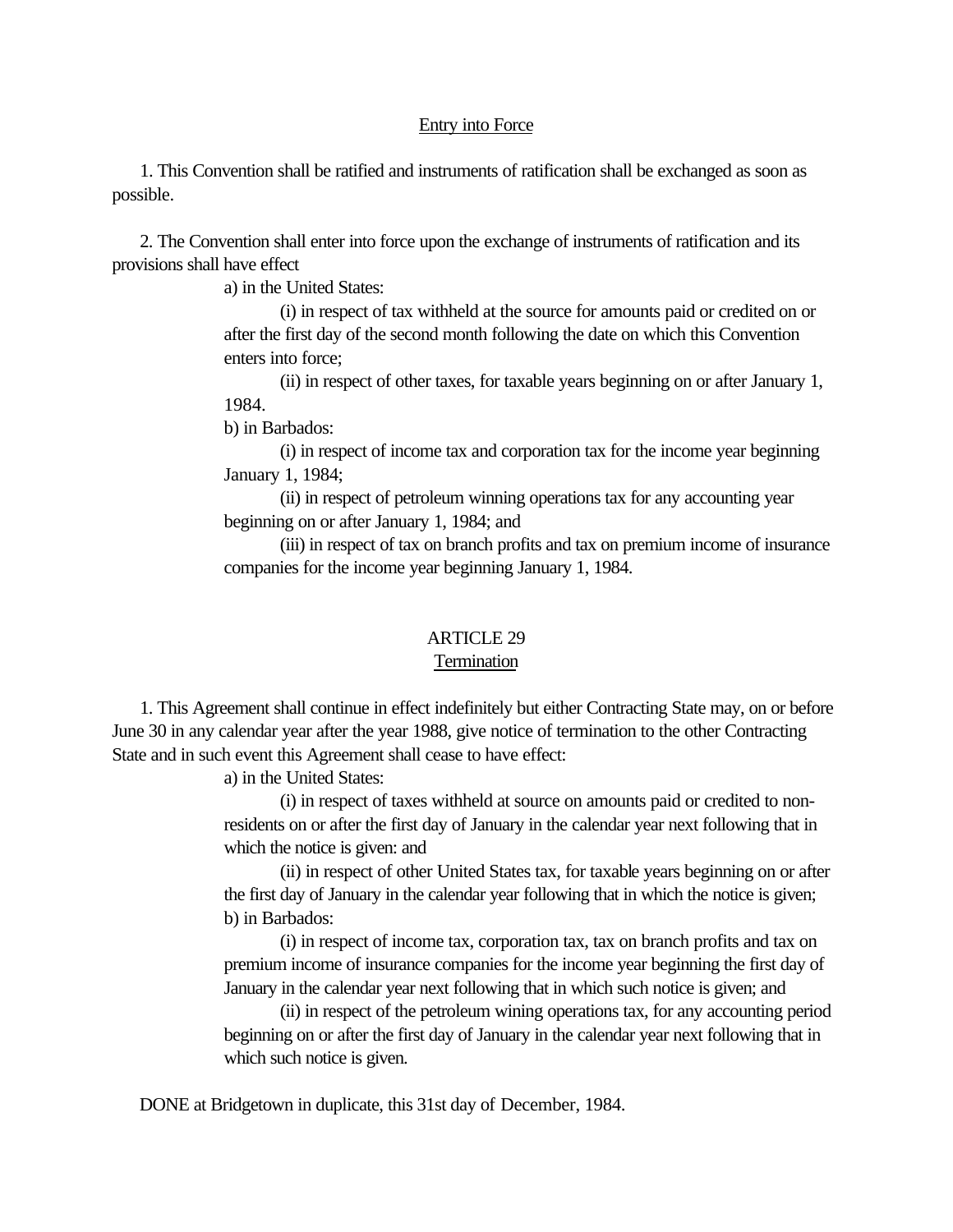Entry into Force

1. This Convention shall be ratified and instruments of ratification shall be exchanged as soon as possible.

2. The Convention shall enter into force upon the exchange of instruments of ratification and its provisions shall have effect

a) in the United States:

(i) in respect of tax withheld at the source for amounts paid or credited on or after the first day of the second month following the date on which this Convention enters into force;

(ii) in respect of other taxes, for taxable years beginning on or after January 1, 1984.

b) in Barbados:

(i) in respect of income tax and corporation tax for the income year beginning January 1, 1984;

(ii) in respect of petroleum winning operations tax for any accounting year beginning on or after January 1, 1984; and

(iii) in respect of tax on branch profits and tax on premium income of insurance companies for the income year beginning January 1, 1984.

## ARTICLE 29
### Termination

1. This Agreement shall continue in effect indefinitely but either Contracting State may, on or before June 30 in any calendar year after the year 1988, give notice of termination to the other Contracting State and in such event this Agreement shall cease to have effect:

a) in the United States:

(i) in respect of taxes withheld at source on amounts paid or credited to non-residents on or after the first day of January in the calendar year next following that in which the notice is given: and

(ii) in respect of other United States tax, for taxable years beginning on or after the first day of January in the calendar year following that in which the notice is given;

b) in Barbados:

(i) in respect of income tax, corporation tax, tax on branch profits and tax on premium income of insurance companies for the income year beginning the first day of January in the calendar year next following that in which such notice is given; and

(ii) in respect of the petroleum wining operations tax, for any accounting period beginning on or after the first day of January in the calendar year next following that in which such notice is given.

DONE at Bridgetown in duplicate, this 31st day of December, 1984.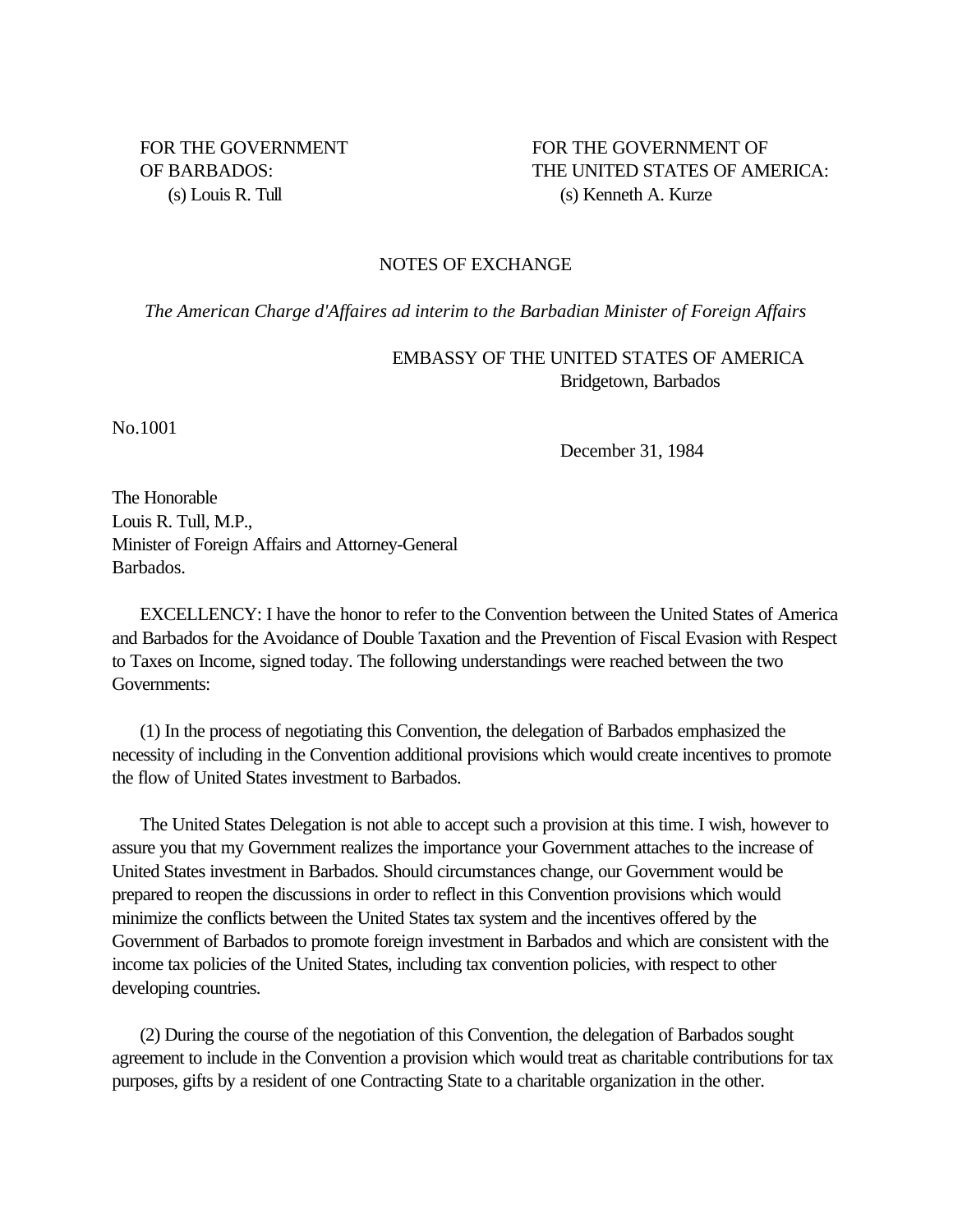FOR THE GOVERNMENT OF BARBADOS:
(s) Louis R. Tull

FOR THE GOVERNMENT OF THE UNITED STATES OF AMERICA:
(s) Kenneth A. Kurze

## NOTES OF EXCHANGE

*The American Charge d'Affaires ad interim to the Barbadian Minister of Foreign Affairs*

EMBASSY OF THE UNITED STATES OF AMERICA
Bridgetown, Barbados

No.1001

December 31, 1984

The Honorable
Louis R. Tull, M.P.,
Minister of Foreign Affairs and Attorney-General
Barbados.

EXCELLENCY: I have the honor to refer to the Convention between the United States of America and Barbados for the Avoidance of Double Taxation and the Prevention of Fiscal Evasion with Respect to Taxes on Income, signed today. The following understandings were reached between the two Governments:

(1) In the process of negotiating this Convention, the delegation of Barbados emphasized the necessity of including in the Convention additional provisions which would create incentives to promote the flow of United States investment to Barbados.

The United States Delegation is not able to accept such a provision at this time. I wish, however to assure you that my Government realizes the importance your Government attaches to the increase of United States investment in Barbados. Should circumstances change, our Government would be prepared to reopen the discussions in order to reflect in this Convention provisions which would minimize the conflicts between the United States tax system and the incentives offered by the Government of Barbados to promote foreign investment in Barbados and which are consistent with the income tax policies of the United States, including tax convention policies, with respect to other developing countries.

(2) During the course of the negotiation of this Convention, the delegation of Barbados sought agreement to include in the Convention a provision which would treat as charitable contributions for tax purposes, gifts by a resident of one Contracting State to a charitable organization in the other.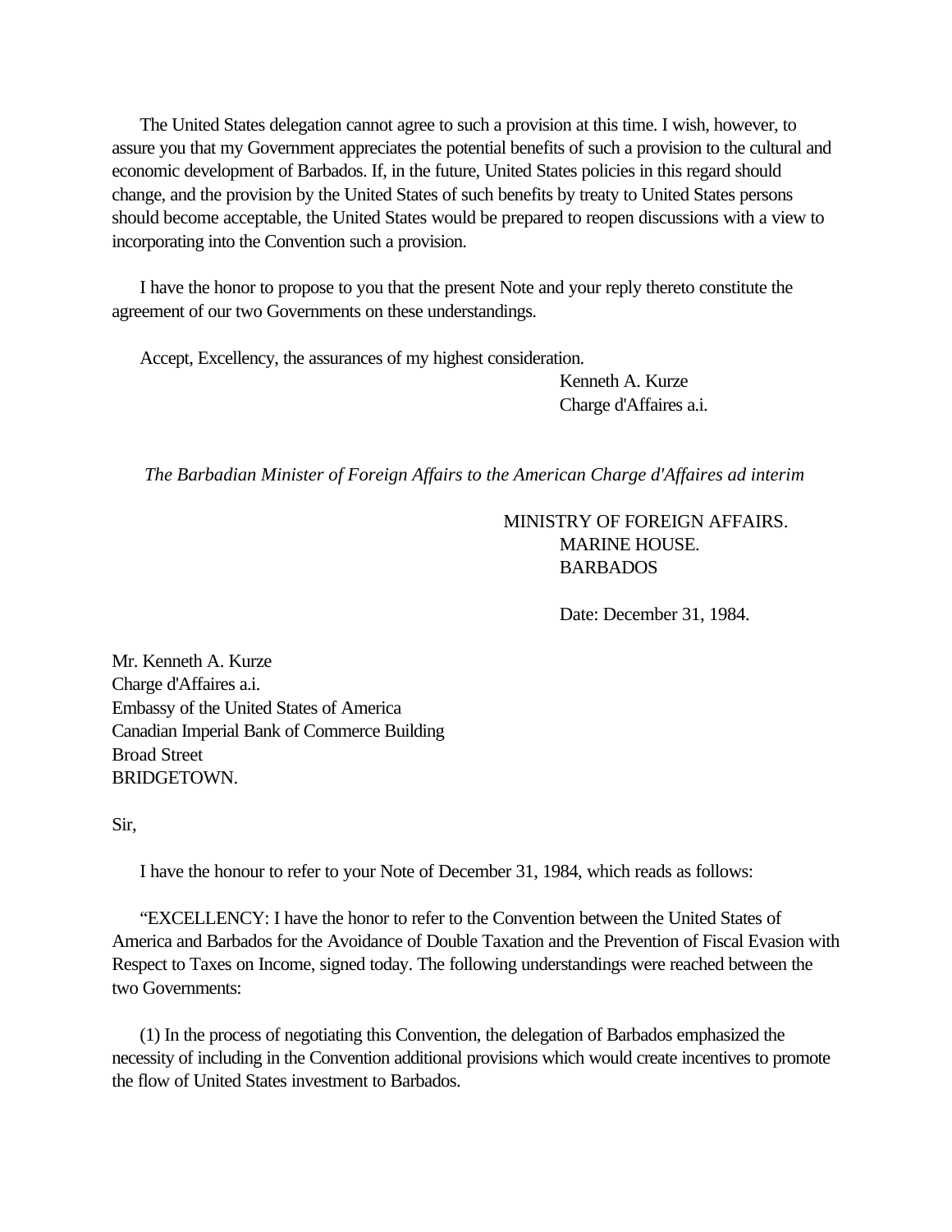The United States delegation cannot agree to such a provision at this time. I wish, however, to assure you that my Government appreciates the potential benefits of such a provision to the cultural and economic development of Barbados. If, in the future, United States policies in this regard should change, and the provision by the United States of such benefits by treaty to United States persons should become acceptable, the United States would be prepared to reopen discussions with a view to incorporating into the Convention such a provision.

I have the honor to propose to you that the present Note and your reply thereto constitute the agreement of our two Governments on these understandings.

Accept, Excellency, the assurances of my highest consideration.

Kenneth A. Kurze
Charge d'Affaires a.i.

*The Barbadian Minister of Foreign Affairs to the American Charge d'Affaires ad interim*

MINISTRY OF FOREIGN AFFAIRS.
MARINE HOUSE.
BARBADOS

Date: December 31, 1984.

Mr. Kenneth A. Kurze
Charge d'Affaires a.i.
Embassy of the United States of America
Canadian Imperial Bank of Commerce Building
Broad Street
BRIDGETOWN.

Sir,

I have the honour to refer to your Note of December 31, 1984, which reads as follows:

"EXCELLENCY: I have the honor to refer to the Convention between the United States of America and Barbados for the Avoidance of Double Taxation and the Prevention of Fiscal Evasion with Respect to Taxes on Income, signed today. The following understandings were reached between the two Governments:

(1) In the process of negotiating this Convention, the delegation of Barbados emphasized the necessity of including in the Convention additional provisions which would create incentives to promote the flow of United States investment to Barbados.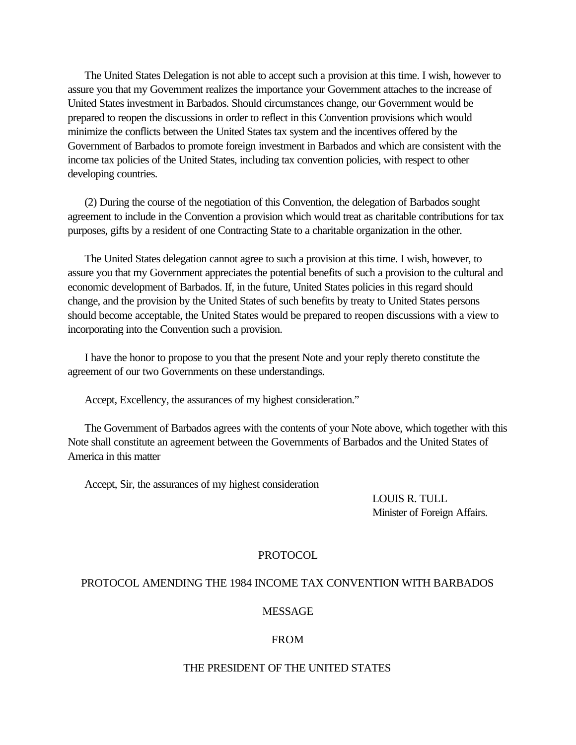The United States Delegation is not able to accept such a provision at this time. I wish, however to assure you that my Government realizes the importance your Government attaches to the increase of United States investment in Barbados. Should circumstances change, our Government would be prepared to reopen the discussions in order to reflect in this Convention provisions which would minimize the conflicts between the United States tax system and the incentives offered by the Government of Barbados to promote foreign investment in Barbados and which are consistent with the income tax policies of the United States, including tax convention policies, with respect to other developing countries.

(2) During the course of the negotiation of this Convention, the delegation of Barbados sought agreement to include in the Convention a provision which would treat as charitable contributions for tax purposes, gifts by a resident of one Contracting State to a charitable organization in the other.

The United States delegation cannot agree to such a provision at this time. I wish, however, to assure you that my Government appreciates the potential benefits of such a provision to the cultural and economic development of Barbados. If, in the future, United States policies in this regard should change, and the provision by the United States of such benefits by treaty to United States persons should become acceptable, the United States would be prepared to reopen discussions with a view to incorporating into the Convention such a provision.

I have the honor to propose to you that the present Note and your reply thereto constitute the agreement of our two Governments on these understandings.

Accept, Excellency, the assurances of my highest consideration."

The Government of Barbados agrees with the contents of your Note above, which together with this Note shall constitute an agreement between the Governments of Barbados and the United States of America in this matter

Accept, Sir, the assurances of my highest consideration

LOUIS R. TULL
Minister of Foreign Affairs.

PROTOCOL

PROTOCOL AMENDING THE 1984 INCOME TAX CONVENTION WITH BARBADOS

MESSAGE

FROM

THE PRESIDENT OF THE UNITED STATES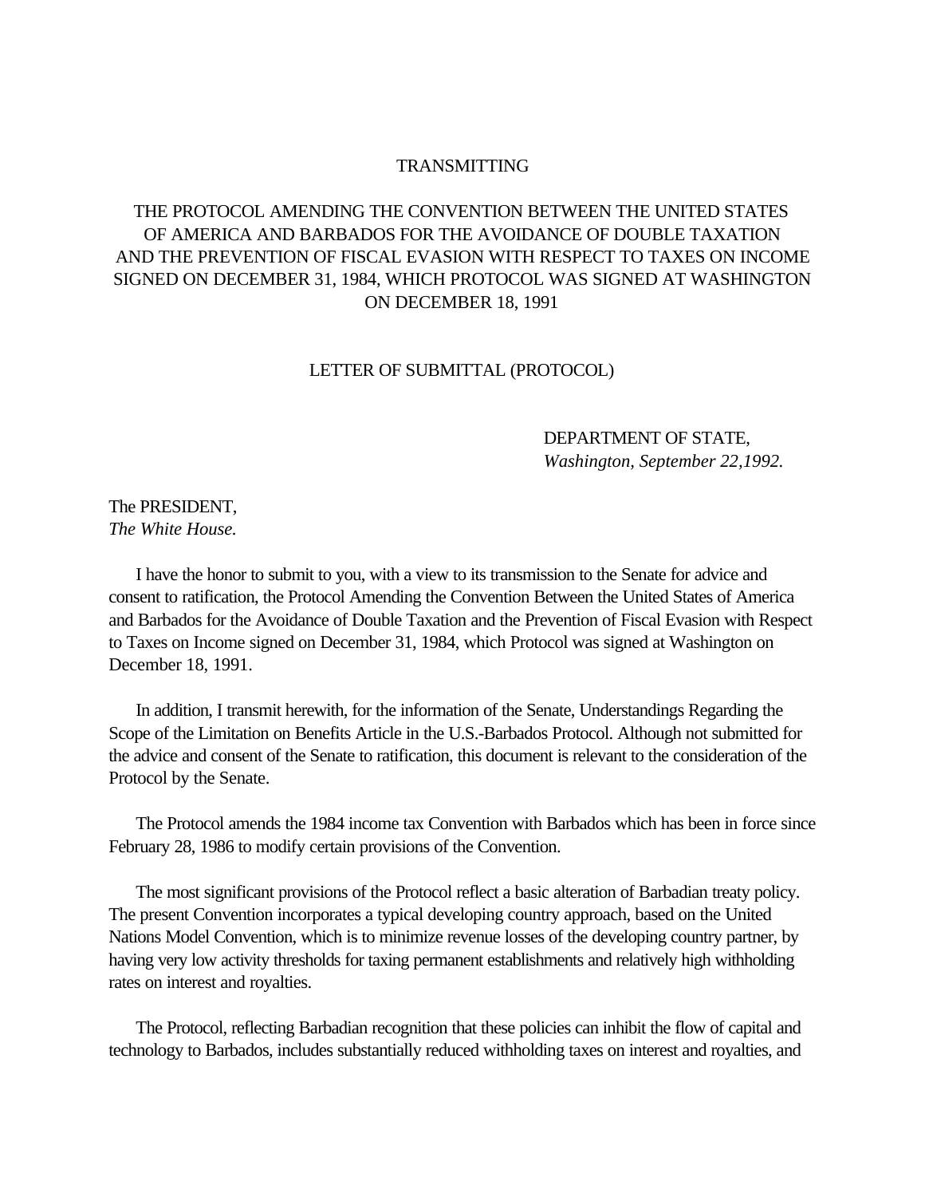TRANSMITTING

THE PROTOCOL AMENDING THE CONVENTION BETWEEN THE UNITED STATES OF AMERICA AND BARBADOS FOR THE AVOIDANCE OF DOUBLE TAXATION AND THE PREVENTION OF FISCAL EVASION WITH RESPECT TO TAXES ON INCOME SIGNED ON DECEMBER 31, 1984, WHICH PROTOCOL WAS SIGNED AT WASHINGTON ON DECEMBER 18, 1991

LETTER OF SUBMITTAL (PROTOCOL)

DEPARTMENT OF STATE,
*Washington, September 22,1992.*

The PRESIDENT,
*The White House.*

I have the honor to submit to you, with a view to its transmission to the Senate for advice and consent to ratification, the Protocol Amending the Convention Between the United States of America and Barbados for the Avoidance of Double Taxation and the Prevention of Fiscal Evasion with Respect to Taxes on Income signed on December 31, 1984, which Protocol was signed at Washington on December 18, 1991.

In addition, I transmit herewith, for the information of the Senate, Understandings Regarding the Scope of the Limitation on Benefits Article in the U.S.-Barbados Protocol. Although not submitted for the advice and consent of the Senate to ratification, this document is relevant to the consideration of the Protocol by the Senate.

The Protocol amends the 1984 income tax Convention with Barbados which has been in force since February 28, 1986 to modify certain provisions of the Convention.

The most significant provisions of the Protocol reflect a basic alteration of Barbadian treaty policy. The present Convention incorporates a typical developing country approach, based on the United Nations Model Convention, which is to minimize revenue losses of the developing country partner, by having very low activity thresholds for taxing permanent establishments and relatively high withholding rates on interest and royalties.

The Protocol, reflecting Barbadian recognition that these policies can inhibit the flow of capital and technology to Barbados, includes substantially reduced withholding taxes on interest and royalties, and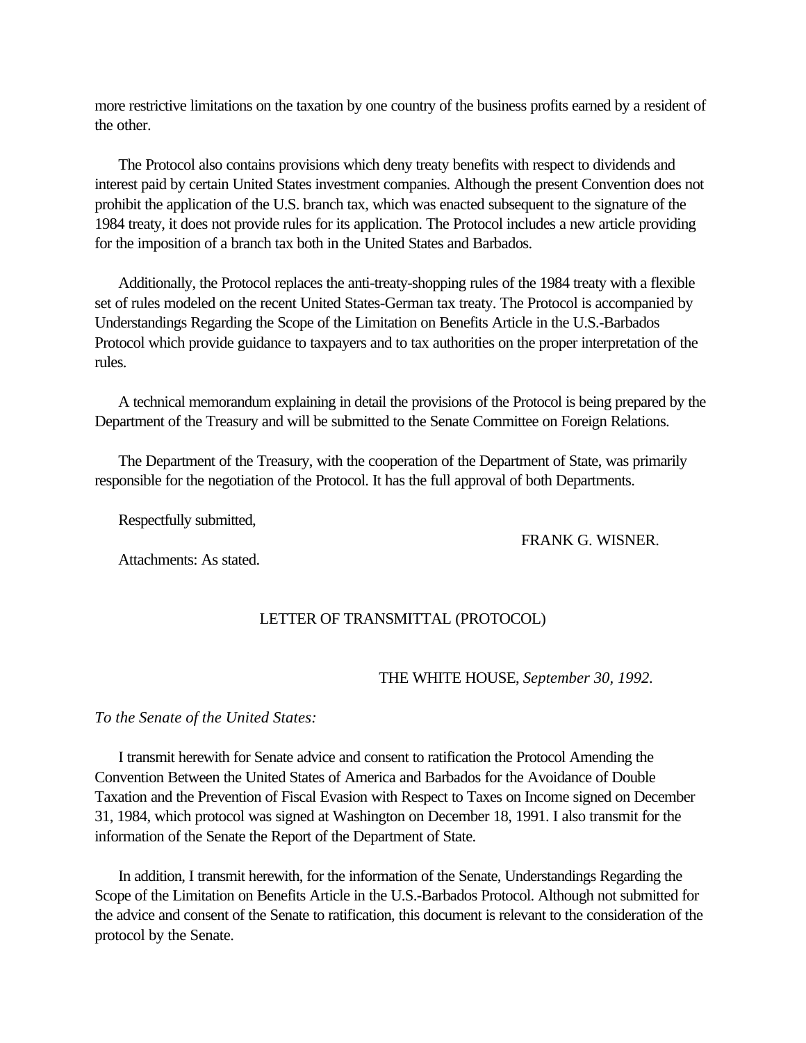more restrictive limitations on the taxation by one country of the business profits earned by a resident of the other.

The Protocol also contains provisions which deny treaty benefits with respect to dividends and interest paid by certain United States investment companies. Although the present Convention does not prohibit the application of the U.S. branch tax, which was enacted subsequent to the signature of the 1984 treaty, it does not provide rules for its application. The Protocol includes a new article providing for the imposition of a branch tax both in the United States and Barbados.

Additionally, the Protocol replaces the anti-treaty-shopping rules of the 1984 treaty with a flexible set of rules modeled on the recent United States-German tax treaty. The Protocol is accompanied by Understandings Regarding the Scope of the Limitation on Benefits Article in the U.S.-Barbados Protocol which provide guidance to taxpayers and to tax authorities on the proper interpretation of the rules.

A technical memorandum explaining in detail the provisions of the Protocol is being prepared by the Department of the Treasury and will be submitted to the Senate Committee on Foreign Relations.

The Department of the Treasury, with the cooperation of the Department of State, was primarily responsible for the negotiation of the Protocol. It has the full approval of both Departments.

Respectfully submitted,

FRANK G. WISNER.

Attachments: As stated.

## LETTER OF TRANSMITTAL (PROTOCOL)

THE WHITE HOUSE, *September 30, 1992*.

*To the Senate of the United States:*

I transmit herewith for Senate advice and consent to ratification the Protocol Amending the Convention Between the United States of America and Barbados for the Avoidance of Double Taxation and the Prevention of Fiscal Evasion with Respect to Taxes on Income signed on December 31, 1984, which protocol was signed at Washington on December 18, 1991. I also transmit for the information of the Senate the Report of the Department of State.

In addition, I transmit herewith, for the information of the Senate, Understandings Regarding the Scope of the Limitation on Benefits Article in the U.S.-Barbados Protocol. Although not submitted for the advice and consent of the Senate to ratification, this document is relevant to the consideration of the protocol by the Senate.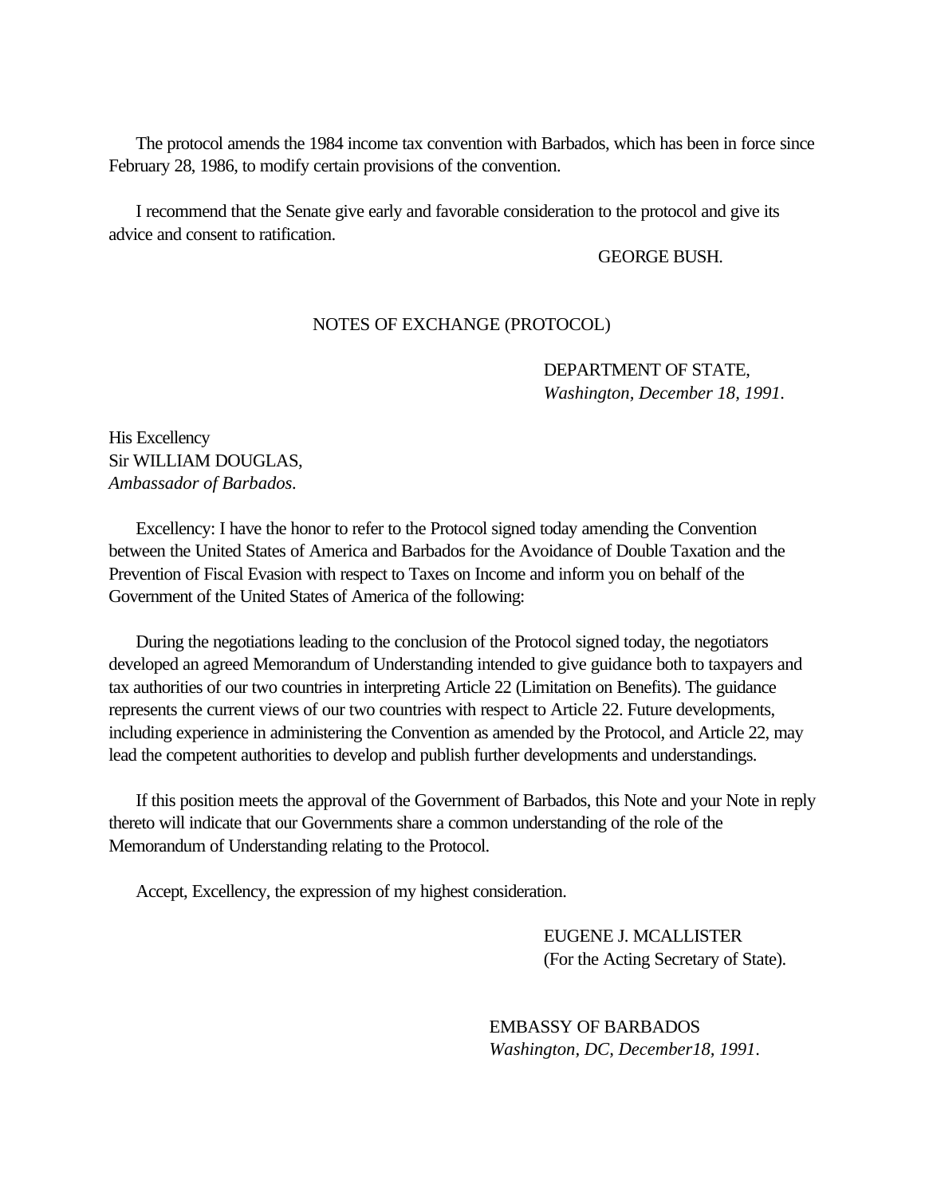The protocol amends the 1984 income tax convention with Barbados, which has been in force since February 28, 1986, to modify certain provisions of the convention.

I recommend that the Senate give early and favorable consideration to the protocol and give its advice and consent to ratification.

GEORGE BUSH.

NOTES OF EXCHANGE (PROTOCOL)

DEPARTMENT OF STATE,
*Washington, December 18, 1991.*

His Excellency
Sir WILLIAM DOUGLAS,
*Ambassador of Barbados.*

Excellency: I have the honor to refer to the Protocol signed today amending the Convention between the United States of America and Barbados for the Avoidance of Double Taxation and the Prevention of Fiscal Evasion with respect to Taxes on Income and inform you on behalf of the Government of the United States of America of the following:

During the negotiations leading to the conclusion of the Protocol signed today, the negotiators developed an agreed Memorandum of Understanding intended to give guidance both to taxpayers and tax authorities of our two countries in interpreting Article 22 (Limitation on Benefits). The guidance represents the current views of our two countries with respect to Article 22. Future developments, including experience in administering the Convention as amended by the Protocol, and Article 22, may lead the competent authorities to develop and publish further developments and understandings.

If this position meets the approval of the Government of Barbados, this Note and your Note in reply thereto will indicate that our Governments share a common understanding of the role of the Memorandum of Understanding relating to the Protocol.

Accept, Excellency, the expression of my highest consideration.

EUGENE J. MCALLISTER
(For the Acting Secretary of State).

EMBASSY OF BARBADOS
*Washington, DC, December18, 1991.*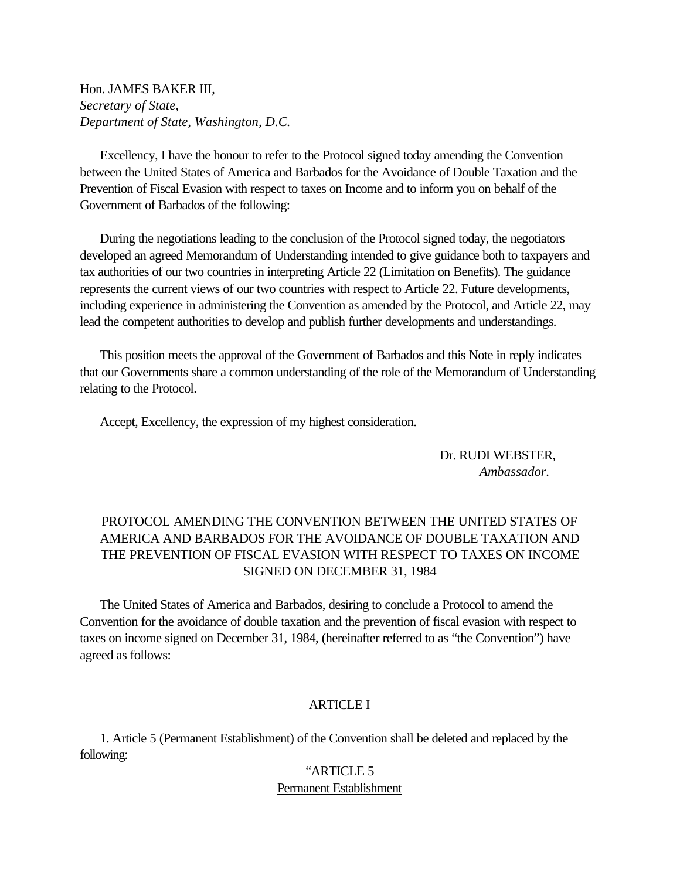Hon. JAMES BAKER III,
*Secretary of State,*
*Department of State, Washington, D.C.*

Excellency, I have the honour to refer to the Protocol signed today amending the Convention between the United States of America and Barbados for the Avoidance of Double Taxation and the Prevention of Fiscal Evasion with respect to taxes on Income and to inform you on behalf of the Government of Barbados of the following:

During the negotiations leading to the conclusion of the Protocol signed today, the negotiators developed an agreed Memorandum of Understanding intended to give guidance both to taxpayers and tax authorities of our two countries in interpreting Article 22 (Limitation on Benefits). The guidance represents the current views of our two countries with respect to Article 22. Future developments, including experience in administering the Convention as amended by the Protocol, and Article 22, may lead the competent authorities to develop and publish further developments and understandings.

This position meets the approval of the Government of Barbados and this Note in reply indicates that our Governments share a common understanding of the role of the Memorandum of Understanding relating to the Protocol.

Accept, Excellency, the expression of my highest consideration.

Dr. RUDI WEBSTER,
*Ambassador.*

PROTOCOL AMENDING THE CONVENTION BETWEEN THE UNITED STATES OF AMERICA AND BARBADOS FOR THE AVOIDANCE OF DOUBLE TAXATION AND THE PREVENTION OF FISCAL EVASION WITH RESPECT TO TAXES ON INCOME SIGNED ON DECEMBER 31, 1984

The United States of America and Barbados, desiring to conclude a Protocol to amend the Convention for the avoidance of double taxation and the prevention of fiscal evasion with respect to taxes on income signed on December 31, 1984, (hereinafter referred to as “the Convention”) have agreed as follows:

ARTICLE I

1. Article 5 (Permanent Establishment) of the Convention shall be deleted and replaced by the following:

“ARTICLE 5
Permanent Establishment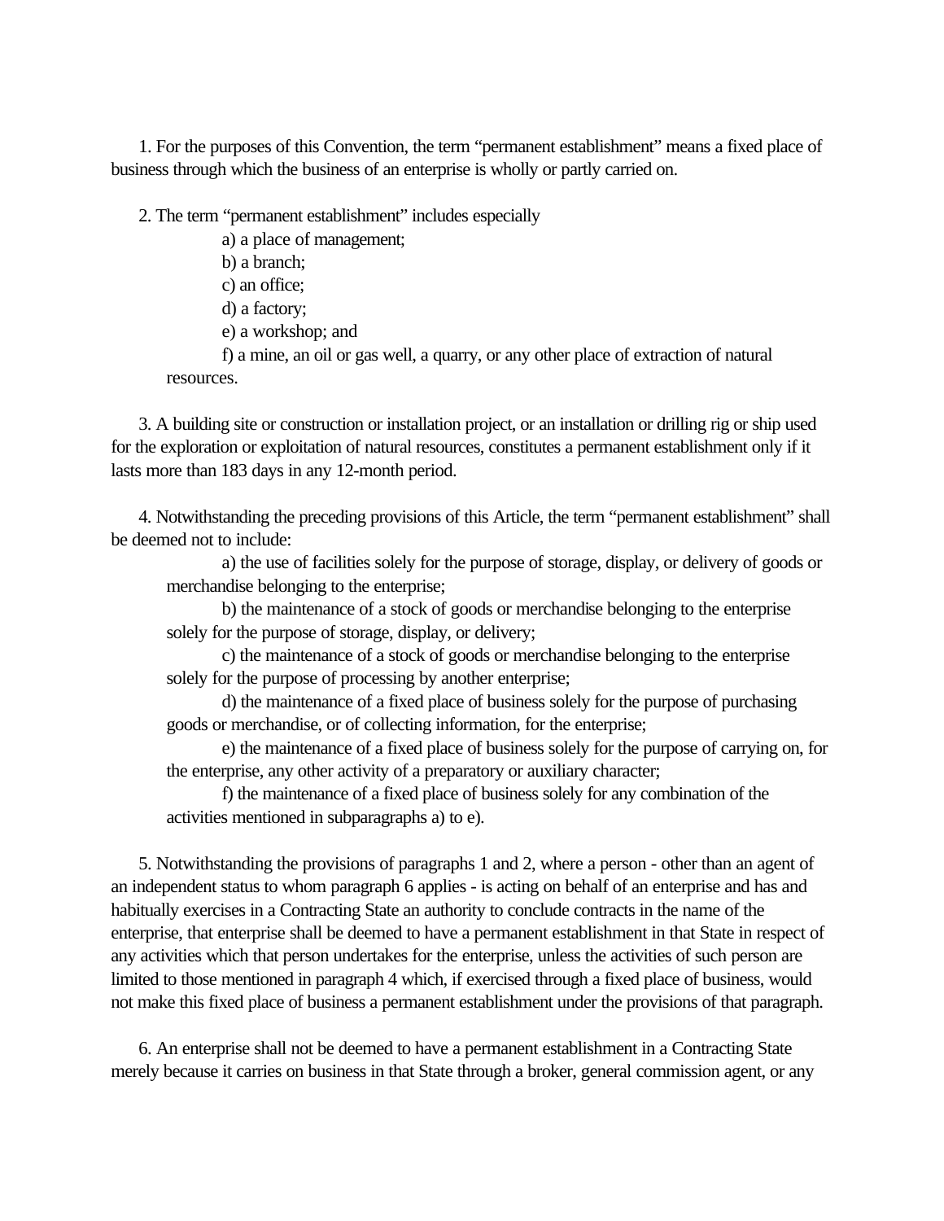1. For the purposes of this Convention, the term "permanent establishment" means a fixed place of business through which the business of an enterprise is wholly or partly carried on.

2. The term "permanent establishment" includes especially

a) a place of management;

b) a branch;

c) an office;

d) a factory;

e) a workshop; and

f) a mine, an oil or gas well, a quarry, or any other place of extraction of natural resources.

3. A building site or construction or installation project, or an installation or drilling rig or ship used for the exploration or exploitation of natural resources, constitutes a permanent establishment only if it lasts more than 183 days in any 12-month period.

4. Notwithstanding the preceding provisions of this Article, the term "permanent establishment" shall be deemed not to include:

a) the use of facilities solely for the purpose of storage, display, or delivery of goods or merchandise belonging to the enterprise;

b) the maintenance of a stock of goods or merchandise belonging to the enterprise solely for the purpose of storage, display, or delivery;

c) the maintenance of a stock of goods or merchandise belonging to the enterprise solely for the purpose of processing by another enterprise;

d) the maintenance of a fixed place of business solely for the purpose of purchasing goods or merchandise, or of collecting information, for the enterprise;

e) the maintenance of a fixed place of business solely for the purpose of carrying on, for the enterprise, any other activity of a preparatory or auxiliary character;

f) the maintenance of a fixed place of business solely for any combination of the activities mentioned in subparagraphs a) to e).

5. Notwithstanding the provisions of paragraphs 1 and 2, where a person - other than an agent of an independent status to whom paragraph 6 applies - is acting on behalf of an enterprise and has and habitually exercises in a Contracting State an authority to conclude contracts in the name of the enterprise, that enterprise shall be deemed to have a permanent establishment in that State in respect of any activities which that person undertakes for the enterprise, unless the activities of such person are limited to those mentioned in paragraph 4 which, if exercised through a fixed place of business, would not make this fixed place of business a permanent establishment under the provisions of that paragraph.

6. An enterprise shall not be deemed to have a permanent establishment in a Contracting State merely because it carries on business in that State through a broker, general commission agent, or any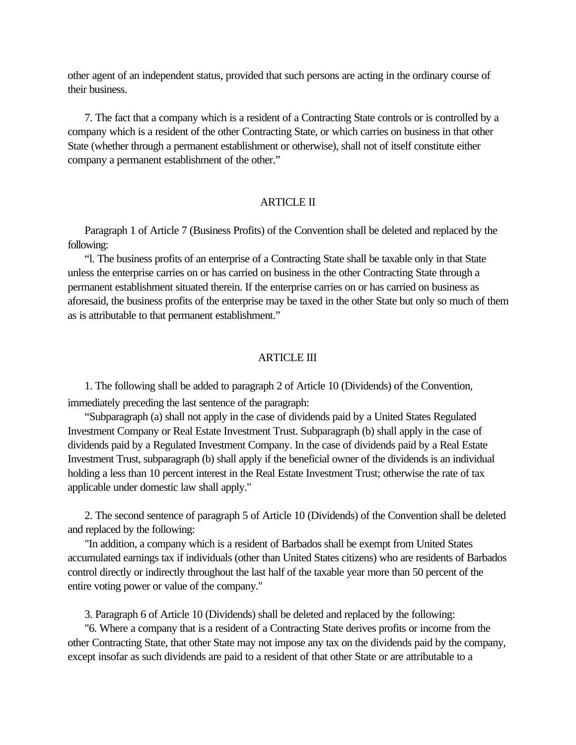other agent of an independent status, provided that such persons are acting in the ordinary course of their business.

7. The fact that a company which is a resident of a Contracting State controls or is controlled by a company which is a resident of the other Contracting State, or which carries on business in that other State (whether through a permanent establishment or otherwise), shall not of itself constitute either company a permanent establishment of the other."

## ARTICLE II

Paragraph 1 of Article 7 (Business Profits) of the Convention shall be deleted and replaced by the following:

"l. The business profits of an enterprise of a Contracting State shall be taxable only in that State unless the enterprise carries on or has carried on business in the other Contracting State through a permanent establishment situated therein. If the enterprise carries on or has carried on business as aforesaid, the business profits of the enterprise may be taxed in the other State but only so much of them as is attributable to that permanent establishment."

## ARTICLE III

1. The following shall be added to paragraph 2 of Article 10 (Dividends) of the Convention, immediately preceding the last sentence of the paragraph:

"Subparagraph (a) shall not apply in the case of dividends paid by a United States Regulated Investment Company or Real Estate Investment Trust. Subparagraph (b) shall apply in the case of dividends paid by a Regulated Investment Company. In the case of dividends paid by a Real Estate Investment Trust, subparagraph (b) shall apply if the beneficial owner of the dividends is an individual holding a less than 10 percent interest in the Real Estate Investment Trust; otherwise the rate of tax applicable under domestic law shall apply."

2. The second sentence of paragraph 5 of Article 10 (Dividends) of the Convention shall be deleted and replaced by the following:

"In addition, a company which is a resident of Barbados shall be exempt from United States accumulated earnings tax if individuals (other than United States citizens) who are residents of Barbados control directly or indirectly throughout the last half of the taxable year more than 50 percent of the entire voting power or value of the company."

3. Paragraph 6 of Article 10 (Dividends) shall be deleted and replaced by the following:

"6. Where a company that is a resident of a Contracting State derives profits or income from the other Contracting State, that other State may not impose any tax on the dividends paid by the company, except insofar as such dividends are paid to a resident of that other State or are attributable to a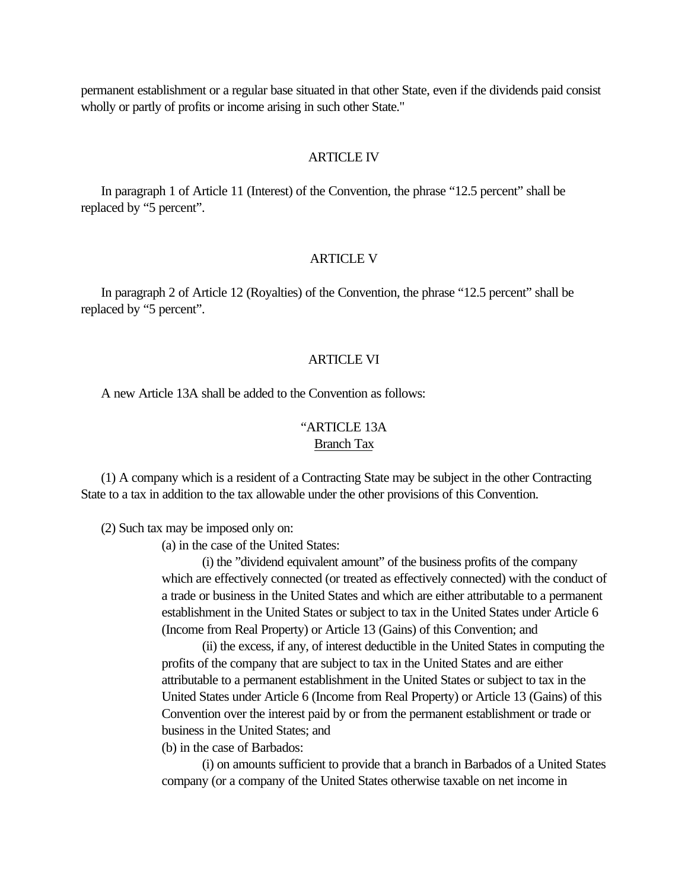permanent establishment or a regular base situated in that other State, even if the dividends paid consist wholly or partly of profits or income arising in such other State."

ARTICLE IV

In paragraph 1 of Article 11 (Interest) of the Convention, the phrase "12.5 percent" shall be replaced by "5 percent".

ARTICLE V

In paragraph 2 of Article 12 (Royalties) of the Convention, the phrase "12.5 percent" shall be replaced by "5 percent".

ARTICLE VI

A new Article 13A shall be added to the Convention as follows:

"ARTICLE 13A
Branch Tax

(1) A company which is a resident of a Contracting State may be subject in the other Contracting State to a tax in addition to the tax allowable under the other provisions of this Convention.

(2) Such tax may be imposed only on:

(a) in the case of the United States:

(i) the "dividend equivalent amount" of the business profits of the company which are effectively connected (or treated as effectively connected) with the conduct of a trade or business in the United States and which are either attributable to a permanent establishment in the United States or subject to tax in the United States under Article 6 (Income from Real Property) or Article 13 (Gains) of this Convention; and

(ii) the excess, if any, of interest deductible in the United States in computing the profits of the company that are subject to tax in the United States and are either attributable to a permanent establishment in the United States or subject to tax in the United States under Article 6 (Income from Real Property) or Article 13 (Gains) of this Convention over the interest paid by or from the permanent establishment or trade or business in the United States; and

(b) in the case of Barbados:

(i) on amounts sufficient to provide that a branch in Barbados of a United States company (or a company of the United States otherwise taxable on net income in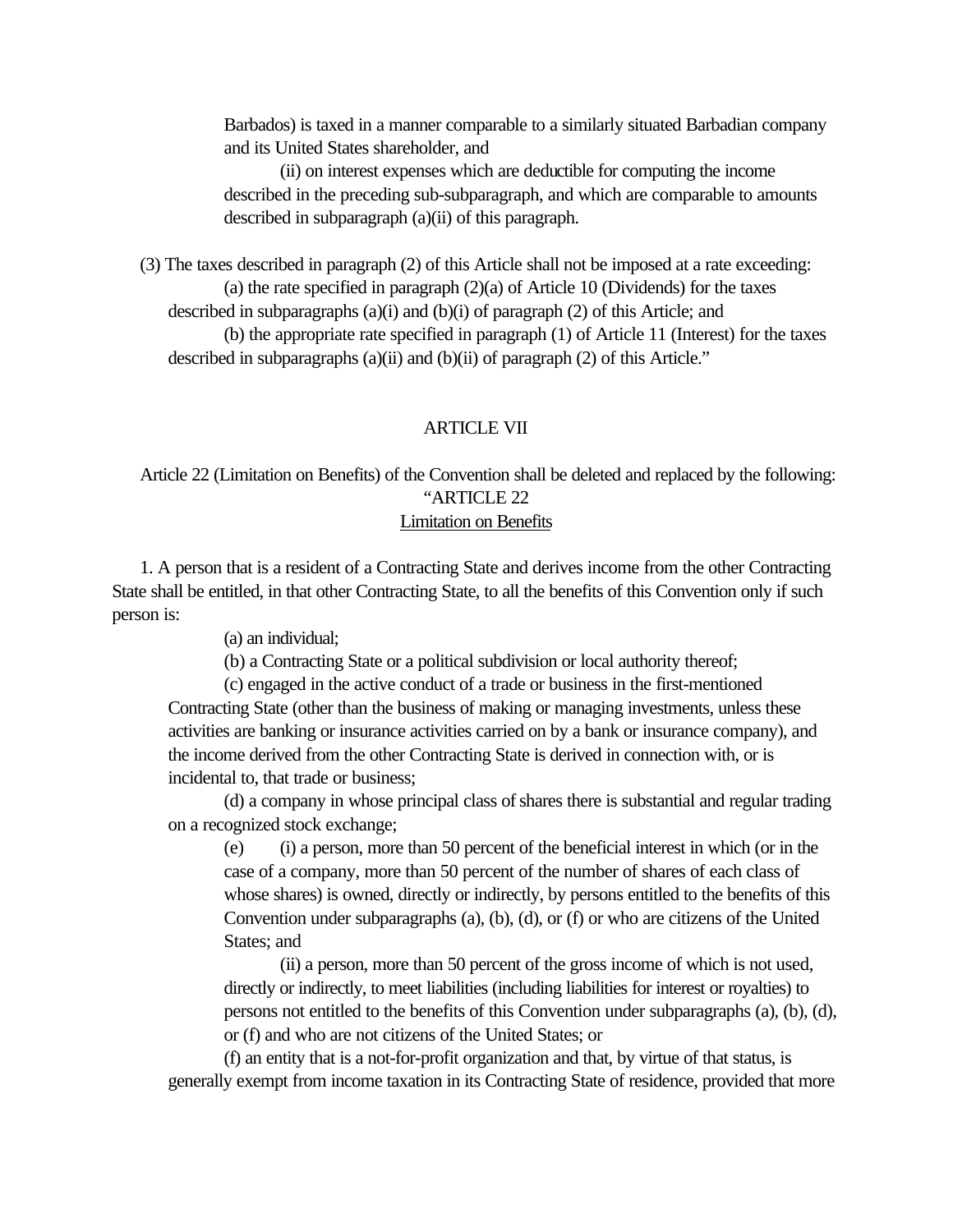Barbados) is taxed in a manner comparable to a similarly situated Barbadian company and its United States shareholder, and

(ii) on interest expenses which are deductible for computing the income described in the preceding sub-subparagraph, and which are comparable to amounts described in subparagraph (a)(ii) of this paragraph.

(3) The taxes described in paragraph (2) of this Article shall not be imposed at a rate exceeding:

(a) the rate specified in paragraph (2)(a) of Article 10 (Dividends) for the taxes described in subparagraphs (a)(i) and (b)(i) of paragraph (2) of this Article; and

(b) the appropriate rate specified in paragraph (1) of Article 11 (Interest) for the taxes described in subparagraphs (a)(ii) and (b)(ii) of paragraph (2) of this Article."

## ARTICLE VII

Article 22 (Limitation on Benefits) of the Convention shall be deleted and replaced by the following:

"ARTICLE 22

Limitation on Benefits

1. A person that is a resident of a Contracting State and derives income from the other Contracting State shall be entitled, in that other Contracting State, to all the benefits of this Convention only if such person is:

(a) an individual;

(b) a Contracting State or a political subdivision or local authority thereof;

(c) engaged in the active conduct of a trade or business in the first-mentioned Contracting State (other than the business of making or managing investments, unless these activities are banking or insurance activities carried on by a bank or insurance company), and the income derived from the other Contracting State is derived in connection with, or is incidental to, that trade or business;

(d) a company in whose principal class of shares there is substantial and regular trading on a recognized stock exchange;

(e) (i) a person, more than 50 percent of the beneficial interest in which (or in the case of a company, more than 50 percent of the number of shares of each class of whose shares) is owned, directly or indirectly, by persons entitled to the benefits of this Convention under subparagraphs (a), (b), (d), or (f) or who are citizens of the United States; and

(ii) a person, more than 50 percent of the gross income of which is not used, directly or indirectly, to meet liabilities (including liabilities for interest or royalties) to persons not entitled to the benefits of this Convention under subparagraphs (a), (b), (d), or (f) and who are not citizens of the United States; or

(f) an entity that is a not-for-profit organization and that, by virtue of that status, is generally exempt from income taxation in its Contracting State of residence, provided that more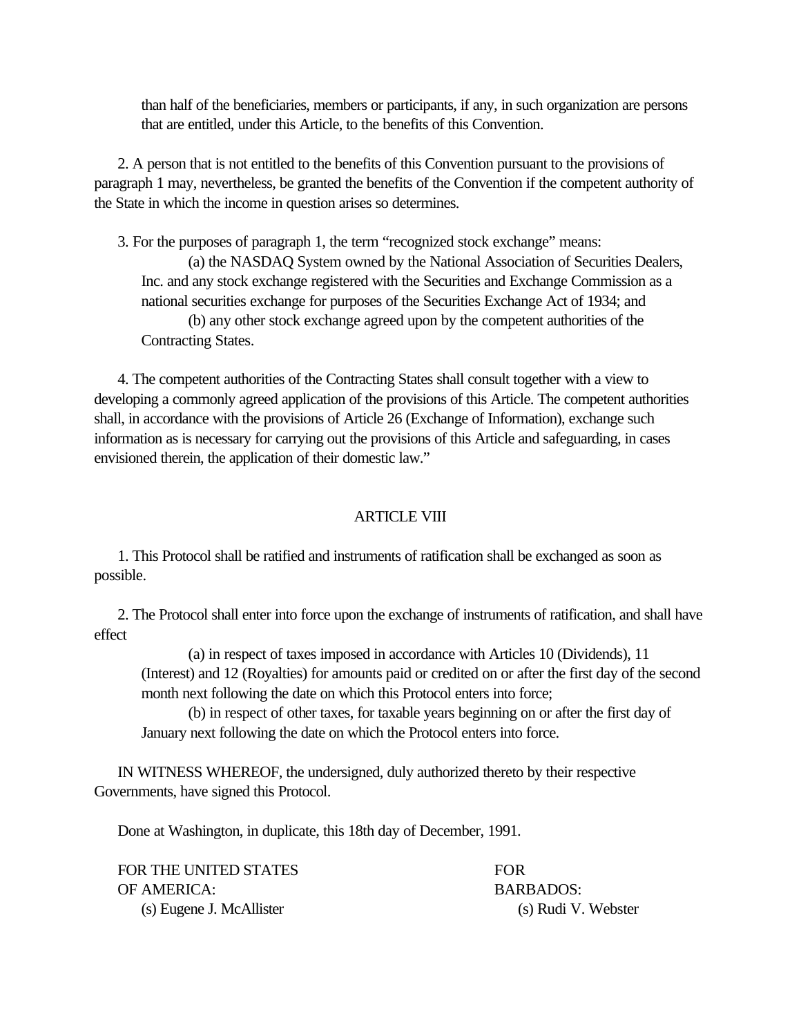than half of the beneficiaries, members or participants, if any, in such organization are persons that are entitled, under this Article, to the benefits of this Convention.

2. A person that is not entitled to the benefits of this Convention pursuant to the provisions of paragraph 1 may, nevertheless, be granted the benefits of the Convention if the competent authority of the State in which the income in question arises so determines.

3. For the purposes of paragraph 1, the term "recognized stock exchange" means:

(a) the NASDAQ System owned by the National Association of Securities Dealers, Inc. and any stock exchange registered with the Securities and Exchange Commission as a national securities exchange for purposes of the Securities Exchange Act of 1934; and

(b) any other stock exchange agreed upon by the competent authorities of the Contracting States.

4. The competent authorities of the Contracting States shall consult together with a view to developing a commonly agreed application of the provisions of this Article. The competent authorities shall, in accordance with the provisions of Article 26 (Exchange of Information), exchange such information as is necessary for carrying out the provisions of this Article and safeguarding, in cases envisioned therein, the application of their domestic law."

## ARTICLE VIII

1. This Protocol shall be ratified and instruments of ratification shall be exchanged as soon as possible.

2. The Protocol shall enter into force upon the exchange of instruments of ratification, and shall have effect

(a) in respect of taxes imposed in accordance with Articles 10 (Dividends), 11 (Interest) and 12 (Royalties) for amounts paid or credited on or after the first day of the second month next following the date on which this Protocol enters into force;

(b) in respect of other taxes, for taxable years beginning on or after the first day of January next following the date on which the Protocol enters into force.

IN WITNESS WHEREOF, the undersigned, duly authorized thereto by their respective Governments, have signed this Protocol.

Done at Washington, in duplicate, this 18th day of December, 1991.

| FOR THE UNITED STATES OF AMERICA: | FOR BARBADOS: |
|---|---|
| (s) Eugene J. McAllister | (s) Rudi V. Webster |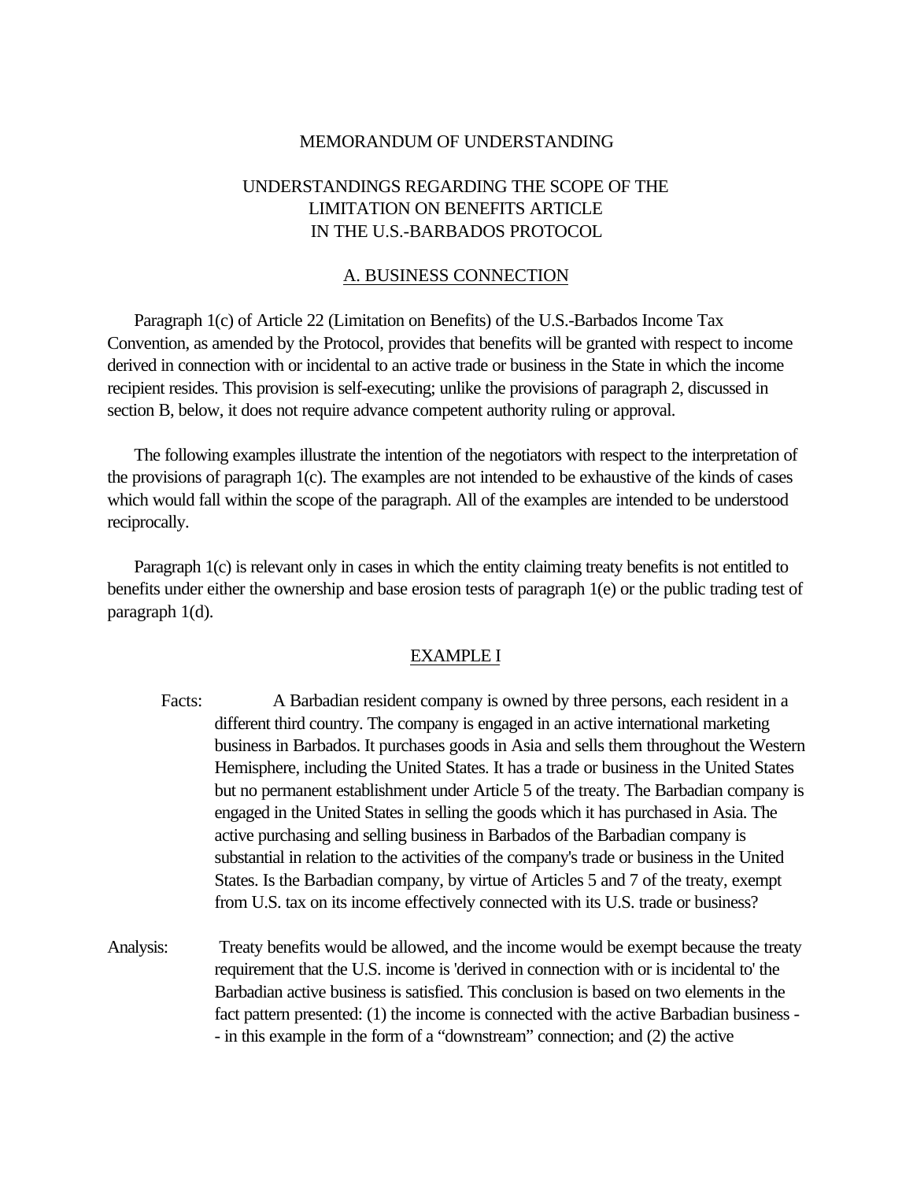MEMORANDUM OF UNDERSTANDING

UNDERSTANDINGS REGARDING THE SCOPE OF THE LIMITATION ON BENEFITS ARTICLE IN THE U.S.-BARBADOS PROTOCOL

## A. BUSINESS CONNECTION

Paragraph 1(c) of Article 22 (Limitation on Benefits) of the U.S.-Barbados Income Tax Convention, as amended by the Protocol, provides that benefits will be granted with respect to income derived in connection with or incidental to an active trade or business in the State in which the income recipient resides. This provision is self-executing; unlike the provisions of paragraph 2, discussed in section B, below, it does not require advance competent authority ruling or approval.

The following examples illustrate the intention of the negotiators with respect to the interpretation of the provisions of paragraph 1(c). The examples are not intended to be exhaustive of the kinds of cases which would fall within the scope of the paragraph. All of the examples are intended to be understood reciprocally.

Paragraph 1(c) is relevant only in cases in which the entity claiming treaty benefits is not entitled to benefits under either the ownership and base erosion tests of paragraph 1(e) or the public trading test of paragraph 1(d).

### EXAMPLE I

Facts: A Barbadian resident company is owned by three persons, each resident in a different third country. The company is engaged in an active international marketing business in Barbados. It purchases goods in Asia and sells them throughout the Western Hemisphere, including the United States. It has a trade or business in the United States but no permanent establishment under Article 5 of the treaty. The Barbadian company is engaged in the United States in selling the goods which it has purchased in Asia. The active purchasing and selling business in Barbados of the Barbadian company is substantial in relation to the activities of the company's trade or business in the United States. Is the Barbadian company, by virtue of Articles 5 and 7 of the treaty, exempt from U.S. tax on its income effectively connected with its U.S. trade or business?

Analysis: Treaty benefits would be allowed, and the income would be exempt because the treaty requirement that the U.S. income is 'derived in connection with or is incidental to' the Barbadian active business is satisfied. This conclusion is based on two elements in the fact pattern presented: (1) the income is connected with the active Barbadian business -- in this example in the form of a “downstream” connection; and (2) the active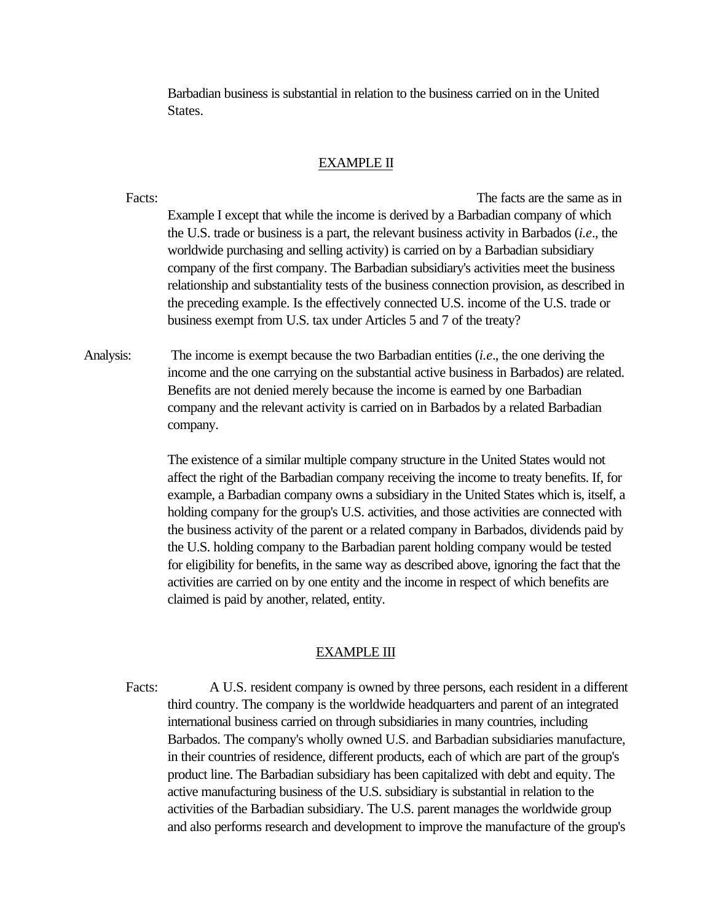Barbadian business is substantial in relation to the business carried on in the United States.

## EXAMPLE II

Facts: The facts are the same as in Example I except that while the income is derived by a Barbadian company of which the U.S. trade or business is a part, the relevant business activity in Barbados (*i.e*., the worldwide purchasing and selling activity) is carried on by a Barbadian subsidiary company of the first company. The Barbadian subsidiary's activities meet the business relationship and substantiality tests of the business connection provision, as described in the preceding example. Is the effectively connected U.S. income of the U.S. trade or business exempt from U.S. tax under Articles 5 and 7 of the treaty?

Analysis: The income is exempt because the two Barbadian entities (*i.e*., the one deriving the income and the one carrying on the substantial active business in Barbados) are related. Benefits are not denied merely because the income is earned by one Barbadian company and the relevant activity is carried on in Barbados by a related Barbadian company.

The existence of a similar multiple company structure in the United States would not affect the right of the Barbadian company receiving the income to treaty benefits. If, for example, a Barbadian company owns a subsidiary in the United States which is, itself, a holding company for the group's U.S. activities, and those activities are connected with the business activity of the parent or a related company in Barbados, dividends paid by the U.S. holding company to the Barbadian parent holding company would be tested for eligibility for benefits, in the same way as described above, ignoring the fact that the activities are carried on by one entity and the income in respect of which benefits are claimed is paid by another, related, entity.

## EXAMPLE III

Facts: A U.S. resident company is owned by three persons, each resident in a different third country. The company is the worldwide headquarters and parent of an integrated international business carried on through subsidiaries in many countries, including Barbados. The company's wholly owned U.S. and Barbadian subsidiaries manufacture, in their countries of residence, different products, each of which are part of the group's product line. The Barbadian subsidiary has been capitalized with debt and equity. The active manufacturing business of the U.S. subsidiary is substantial in relation to the activities of the Barbadian subsidiary. The U.S. parent manages the worldwide group and also performs research and development to improve the manufacture of the group's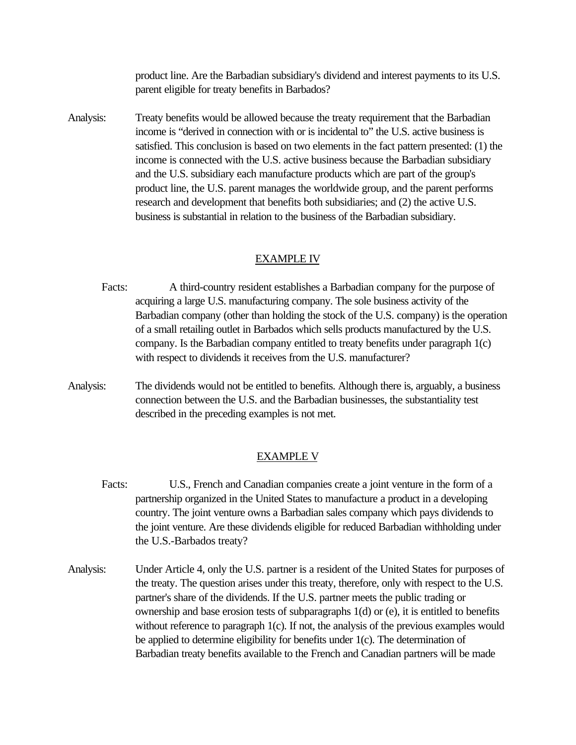product line. Are the Barbadian subsidiary's dividend and interest payments to its U.S. parent eligible for treaty benefits in Barbados?

Analysis: Treaty benefits would be allowed because the treaty requirement that the Barbadian income is "derived in connection with or is incidental to" the U.S. active business is satisfied. This conclusion is based on two elements in the fact pattern presented: (1) the income is connected with the U.S. active business because the Barbadian subsidiary and the U.S. subsidiary each manufacture products which are part of the group's product line, the U.S. parent manages the worldwide group, and the parent performs research and development that benefits both subsidiaries; and (2) the active U.S. business is substantial in relation to the business of the Barbadian subsidiary.

## EXAMPLE IV

Facts: A third-country resident establishes a Barbadian company for the purpose of acquiring a large U.S. manufacturing company. The sole business activity of the Barbadian company (other than holding the stock of the U.S. company) is the operation of a small retailing outlet in Barbados which sells products manufactured by the U.S. company. Is the Barbadian company entitled to treaty benefits under paragraph 1(c) with respect to dividends it receives from the U.S. manufacturer?

Analysis: The dividends would not be entitled to benefits. Although there is, arguably, a business connection between the U.S. and the Barbadian businesses, the substantiality test described in the preceding examples is not met.

## EXAMPLE V

Facts: U.S., French and Canadian companies create a joint venture in the form of a partnership organized in the United States to manufacture a product in a developing country. The joint venture owns a Barbadian sales company which pays dividends to the joint venture. Are these dividends eligible for reduced Barbadian withholding under the U.S.-Barbados treaty?

Analysis: Under Article 4, only the U.S. partner is a resident of the United States for purposes of the treaty. The question arises under this treaty, therefore, only with respect to the U.S. partner's share of the dividends. If the U.S. partner meets the public trading or ownership and base erosion tests of subparagraphs 1(d) or (e), it is entitled to benefits without reference to paragraph 1(c). If not, the analysis of the previous examples would be applied to determine eligibility for benefits under 1(c). The determination of Barbadian treaty benefits available to the French and Canadian partners will be made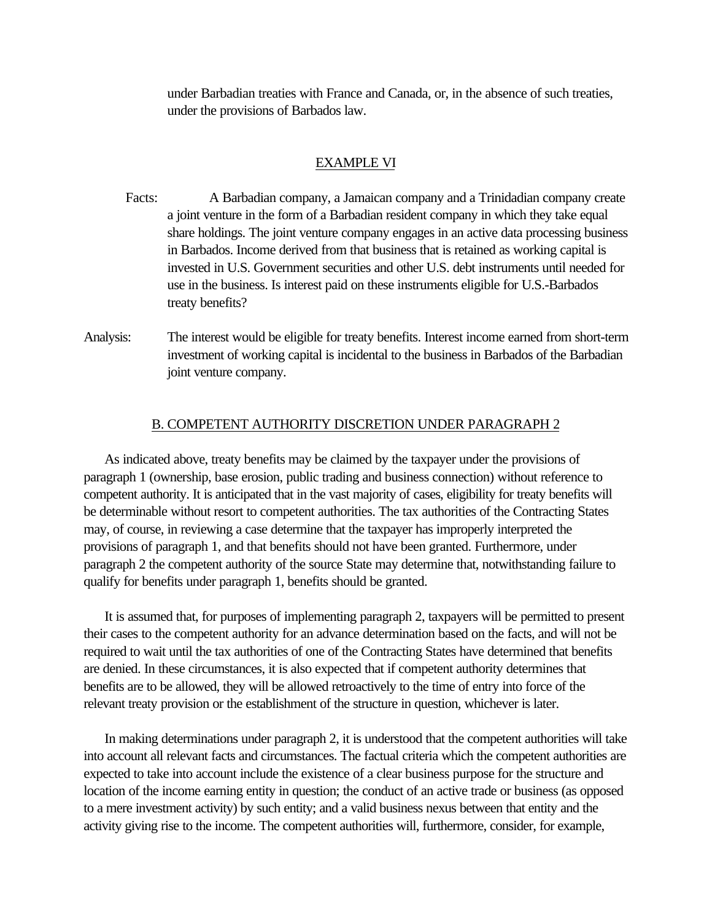under Barbadian treaties with France and Canada, or, in the absence of such treaties, under the provisions of Barbados law.

## EXAMPLE VI

Facts: A Barbadian company, a Jamaican company and a Trinidadian company create a joint venture in the form of a Barbadian resident company in which they take equal share holdings. The joint venture company engages in an active data processing business in Barbados. Income derived from that business that is retained as working capital is invested in U.S. Government securities and other U.S. debt instruments until needed for use in the business. Is interest paid on these instruments eligible for U.S.-Barbados treaty benefits?

Analysis: The interest would be eligible for treaty benefits. Interest income earned from short-term investment of working capital is incidental to the business in Barbados of the Barbadian joint venture company.

## B. COMPETENT AUTHORITY DISCRETION UNDER PARAGRAPH 2

As indicated above, treaty benefits may be claimed by the taxpayer under the provisions of paragraph 1 (ownership, base erosion, public trading and business connection) without reference to competent authority. It is anticipated that in the vast majority of cases, eligibility for treaty benefits will be determinable without resort to competent authorities. The tax authorities of the Contracting States may, of course, in reviewing a case determine that the taxpayer has improperly interpreted the provisions of paragraph 1, and that benefits should not have been granted. Furthermore, under paragraph 2 the competent authority of the source State may determine that, notwithstanding failure to qualify for benefits under paragraph 1, benefits should be granted.

It is assumed that, for purposes of implementing paragraph 2, taxpayers will be permitted to present their cases to the competent authority for an advance determination based on the facts, and will not be required to wait until the tax authorities of one of the Contracting States have determined that benefits are denied. In these circumstances, it is also expected that if competent authority determines that benefits are to be allowed, they will be allowed retroactively to the time of entry into force of the relevant treaty provision or the establishment of the structure in question, whichever is later.

In making determinations under paragraph 2, it is understood that the competent authorities will take into account all relevant facts and circumstances. The factual criteria which the competent authorities are expected to take into account include the existence of a clear business purpose for the structure and location of the income earning entity in question; the conduct of an active trade or business (as opposed to a mere investment activity) by such entity; and a valid business nexus between that entity and the activity giving rise to the income. The competent authorities will, furthermore, consider, for example,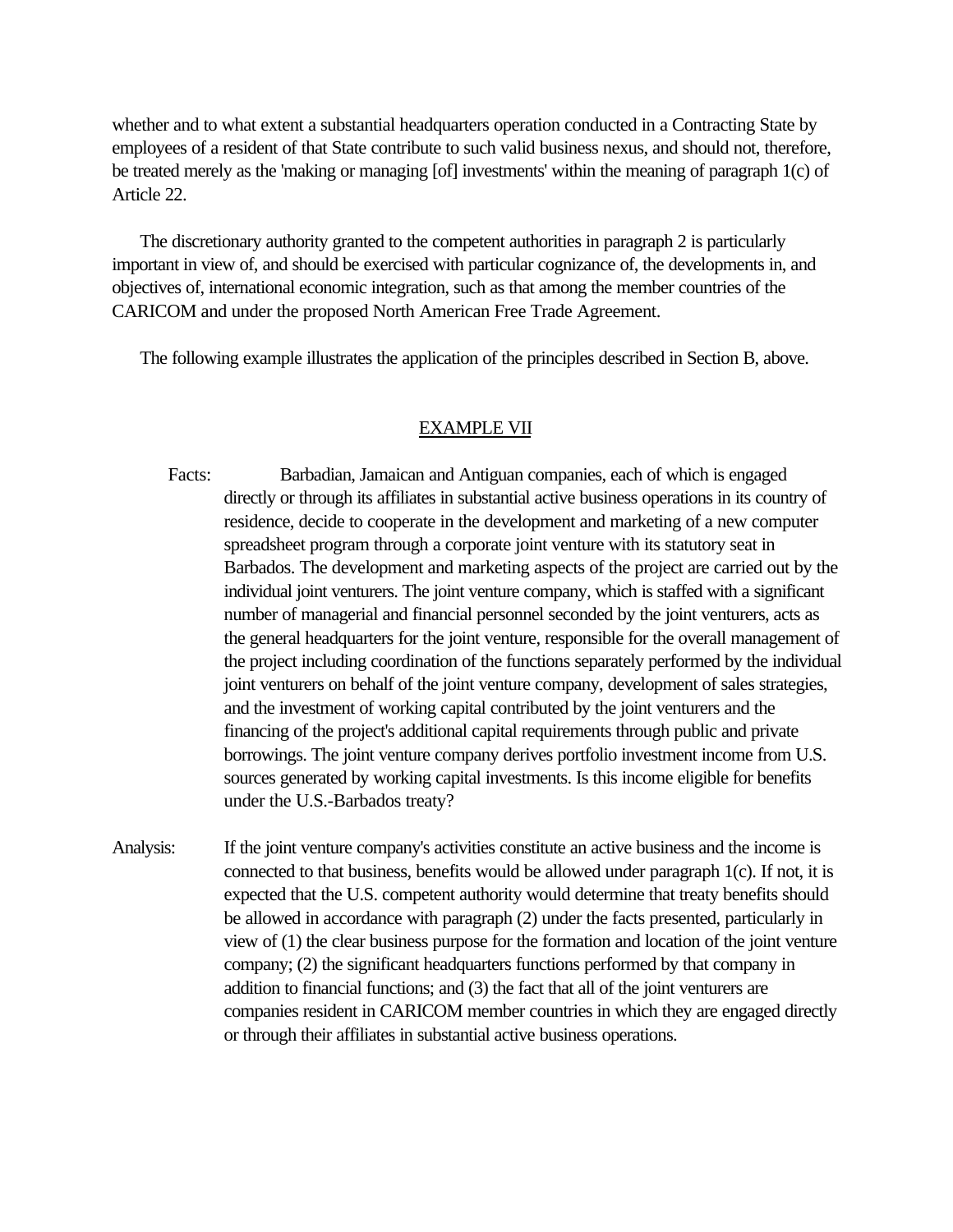whether and to what extent a substantial headquarters operation conducted in a Contracting State by employees of a resident of that State contribute to such valid business nexus, and should not, therefore, be treated merely as the 'making or managing [of] investments' within the meaning of paragraph 1(c) of Article 22.

The discretionary authority granted to the competent authorities in paragraph 2 is particularly important in view of, and should be exercised with particular cognizance of, the developments in, and objectives of, international economic integration, such as that among the member countries of the CARICOM and under the proposed North American Free Trade Agreement.

The following example illustrates the application of the principles described in Section B, above.

<u>EXAMPLE VII</u>

Facts: Barbadian, Jamaican and Antiguan companies, each of which is engaged directly or through its affiliates in substantial active business operations in its country of residence, decide to cooperate in the development and marketing of a new computer spreadsheet program through a corporate joint venture with its statutory seat in Barbados. The development and marketing aspects of the project are carried out by the individual joint venturers. The joint venture company, which is staffed with a significant number of managerial and financial personnel seconded by the joint venturers, acts as the general headquarters for the joint venture, responsible for the overall management of the project including coordination of the functions separately performed by the individual joint venturers on behalf of the joint venture company, development of sales strategies, and the investment of working capital contributed by the joint venturers and the financing of the project's additional capital requirements through public and private borrowings. The joint venture company derives portfolio investment income from U.S. sources generated by working capital investments. Is this income eligible for benefits under the U.S.-Barbados treaty?

Analysis: If the joint venture company's activities constitute an active business and the income is connected to that business, benefits would be allowed under paragraph 1(c). If not, it is expected that the U.S. competent authority would determine that treaty benefits should be allowed in accordance with paragraph (2) under the facts presented, particularly in view of (1) the clear business purpose for the formation and location of the joint venture company; (2) the significant headquarters functions performed by that company in addition to financial functions; and (3) the fact that all of the joint venturers are companies resident in CARICOM member countries in which they are engaged directly or through their affiliates in substantial active business operations.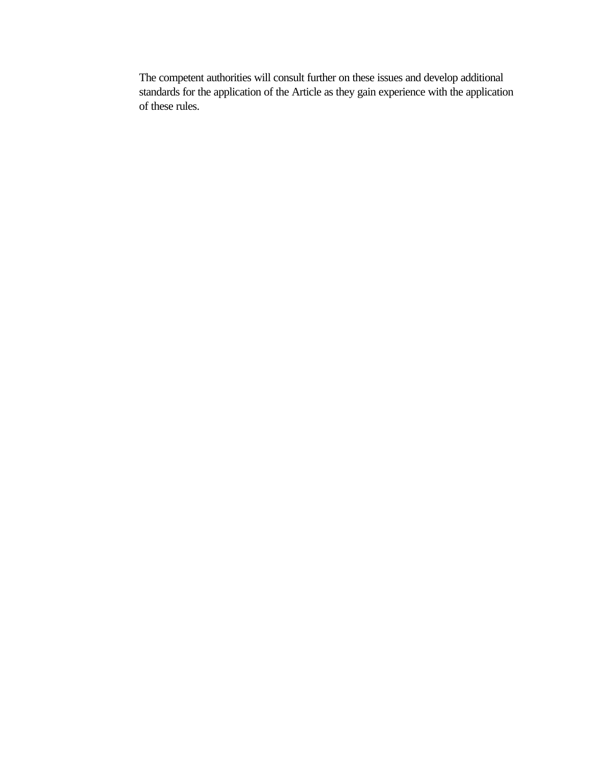The competent authorities will consult further on these issues and develop additional standards for the application of the Article as they gain experience with the application of these rules.